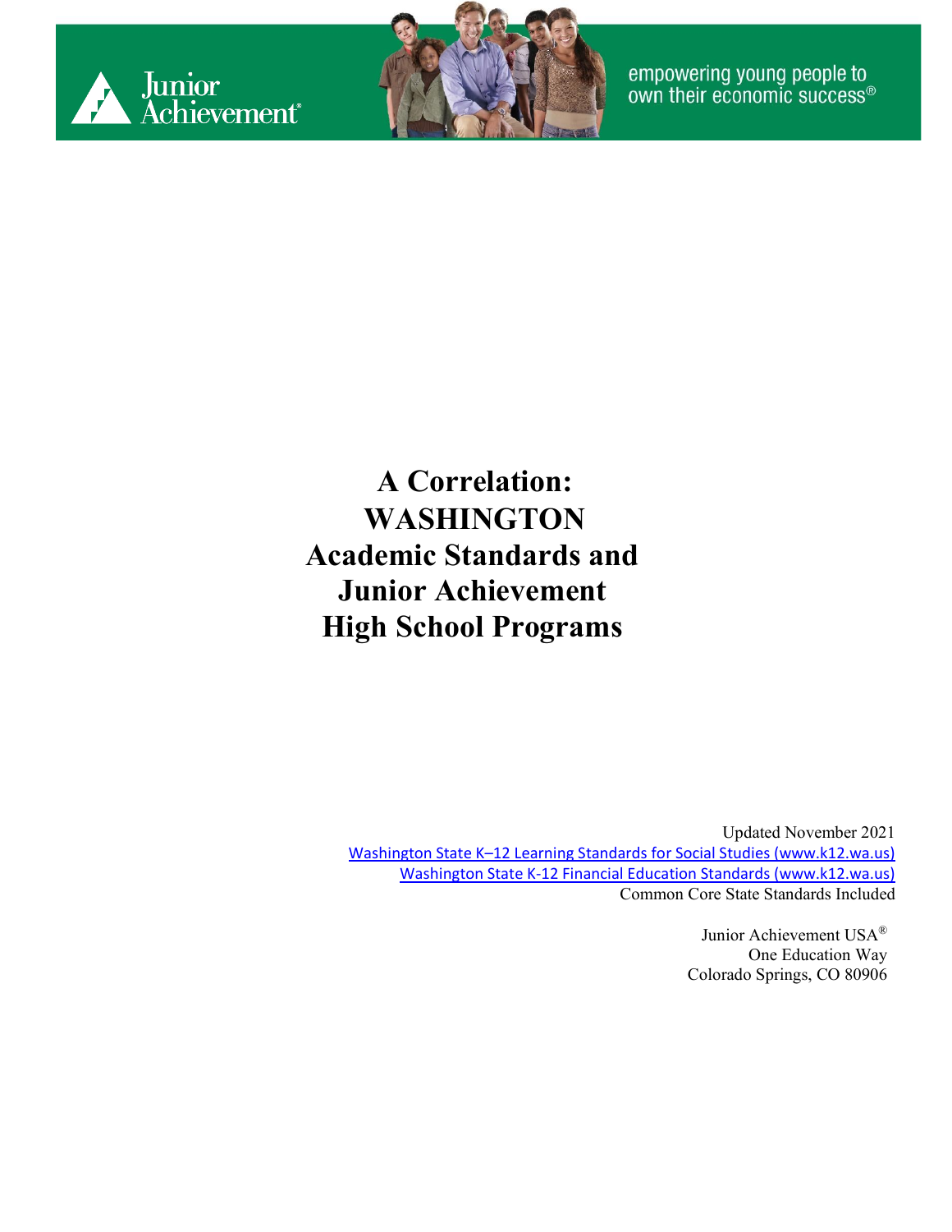Junior Achievement®

empowering young people to own their economic success®

# A Correlation: WASHINGTON Academic Standards and Junior Achievement High School Programs

Updated November 2021

[Washington State K–12 Learning Standards for Social Studies (www.k12.wa.us)](www.k12.wa.us)

[Washington State K-12 Financial Education Standards (www.k12.wa.us)](www.k12.wa.us)

Common Core State Standards Included

Junior Achievement USA®
One Education Way
Colorado Springs, CO 80906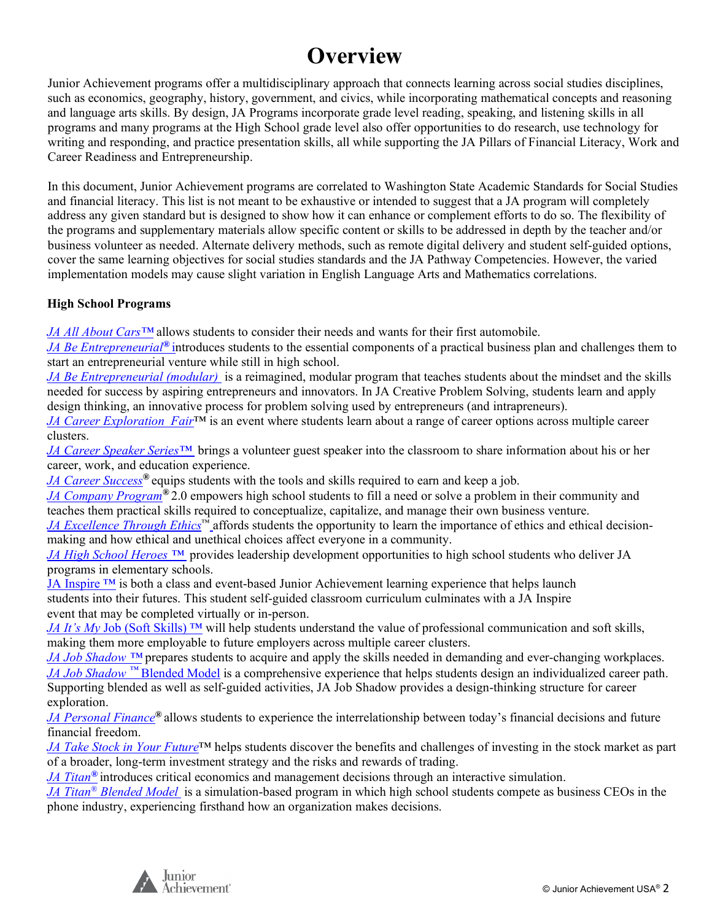# Overview

Junior Achievement programs offer a multidisciplinary approach that connects learning across social studies disciplines, such as economics, geography, history, government, and civics, while incorporating mathematical concepts and reasoning and language arts skills. By design, JA Programs incorporate grade level reading, speaking, and listening skills in all programs and many programs at the High School grade level also offer opportunities to do research, use technology for writing and responding, and practice presentation skills, all while supporting the JA Pillars of Financial Literacy, Work and Career Readiness and Entrepreneurship.

In this document, Junior Achievement programs are correlated to Washington State Academic Standards for Social Studies and financial literacy. This list is not meant to be exhaustive or intended to suggest that a JA program will completely address any given standard but is designed to show how it can enhance or complement efforts to do so. The flexibility of the programs and supplementary materials allow specific content or skills to be addressed in depth by the teacher and/or business volunteer as needed. Alternate delivery methods, such as remote digital delivery and student self-guided options, cover the same learning objectives for social studies standards and the JA Pathway Competencies. However, the varied implementation models may cause slight variation in English Language Arts and Mathematics correlations.

**High School Programs**

*JA All About Cars™* allows students to consider their needs and wants for their first automobile.
*JA Be Entrepreneurial®* introduces students to the essential components of a practical business plan and challenges them to start an entrepreneurial venture while still in high school.
*JA Be Entrepreneurial (modular)* is a reimagined, modular program that teaches students about the mindset and the skills needed for success by aspiring entrepreneurs and innovators. In JA Creative Problem Solving, students learn and apply design thinking, an innovative process for problem solving used by entrepreneurs (and intrapreneurs).
*JA Career Exploration Fair*™ is an event where students learn about a range of career options across multiple career clusters.
*JA Career Speaker Series™* brings a volunteer guest speaker into the classroom to share information about his or her career, work, and education experience.
*JA Career Success®* equips students with the tools and skills required to earn and keep a job.
*JA Company Program®* 2.0 empowers high school students to fill a need or solve a problem in their community and teaches them practical skills required to conceptualize, capitalize, and manage their own business venture.
*JA Excellence Through Ethics™* affords students the opportunity to learn the importance of ethics and ethical decision-making and how ethical and unethical choices affect everyone in a community.
*JA High School Heroes ™* provides leadership development opportunities to high school students who deliver JA programs in elementary schools.
JA Inspire ™ is both a class and event-based Junior Achievement learning experience that helps launch students into their futures. This student self-guided classroom curriculum culminates with a JA Inspire event that may be completed virtually or in-person.
*JA It's My* Job (Soft Skills) ™ will help students understand the value of professional communication and soft skills, making them more employable to future employers across multiple career clusters.
*JA Job Shadow ™* prepares students to acquire and apply the skills needed in demanding and ever-changing workplaces.
*JA Job Shadow ™* Blended Model is a comprehensive experience that helps students design an individualized career path. Supporting blended as well as self-guided activities, JA Job Shadow provides a design-thinking structure for career exploration.
*JA Personal Finance®* allows students to experience the interrelationship between today's financial decisions and future financial freedom.
*JA Take Stock in Your Future*™ helps students discover the benefits and challenges of investing in the stock market as part of a broader, long-term investment strategy and the risks and rewards of trading.
*JA Titan®* introduces critical economics and management decisions through an interactive simulation.
*JA Titan® Blended Model* is a simulation-based program in which high school students compete as business CEOs in the phone industry, experiencing firsthand how an organization makes decisions.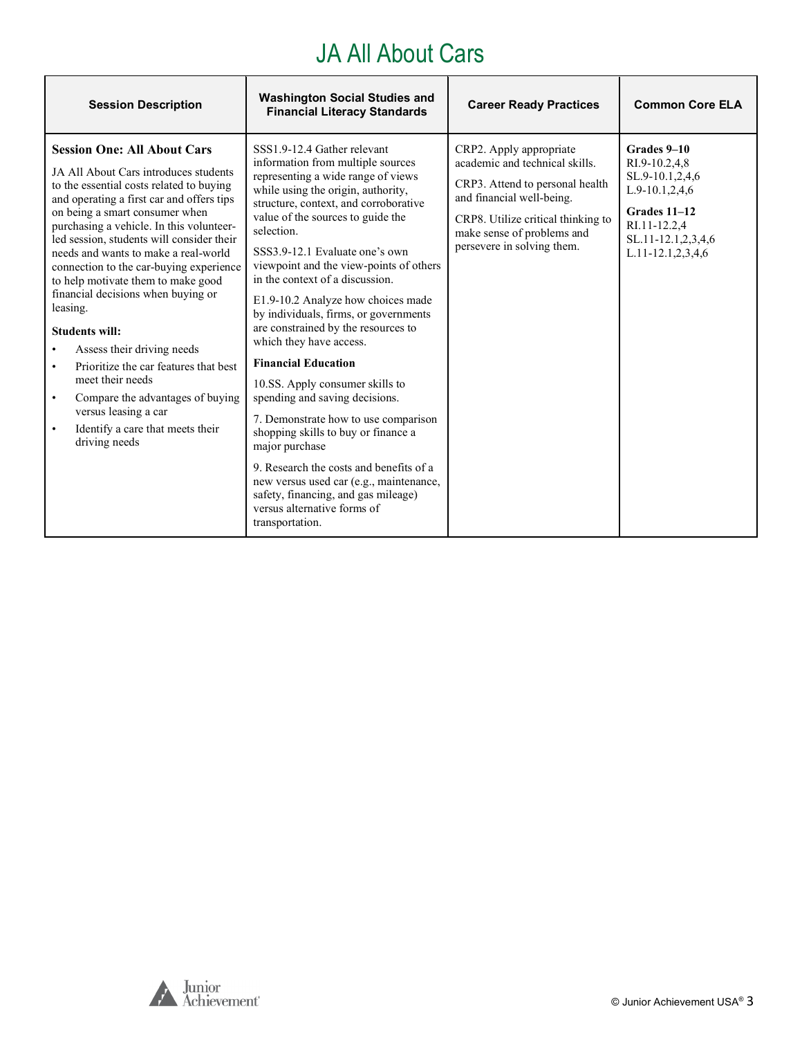# JA All About Cars

| Session Description | Washington Social Studies and Financial Literacy Standards | Career Ready Practices | Common Core ELA |
|---|---|---|---|
| **Session One: All About Cars**<br><br>JA All About Cars introduces students to the essential costs related to buying and operating a first car and offers tips on being a smart consumer when purchasing a vehicle. In this volunteer-led session, students will consider their needs and wants to make a real-world connection to the car-buying experience to help motivate them to make good financial decisions when buying or leasing.<br><br>**Students will:**<br>• Assess their driving needs<br>• Prioritize the car features that best meet their needs<br>• Compare the advantages of buying versus leasing a car<br>• Identify a care that meets their driving needs | SSS1.9-12.4 Gather relevant information from multiple sources representing a wide range of views while using the origin, authority, structure, context, and corroborative value of the sources to guide the selection.<br><br>SSS3.9-12.1 Evaluate one's own viewpoint and the view-points of others in the context of a discussion.<br><br>E1.9-10.2 Analyze how choices made by individuals, firms, or governments are constrained by the resources to which they have access.<br><br>**Financial Education**<br><br>10.SS. Apply consumer skills to spending and saving decisions.<br><br>7. Demonstrate how to use comparison shopping skills to buy or finance a major purchase<br><br>9. Research the costs and benefits of a new versus used car (e.g., maintenance, safety, financing, and gas mileage) versus alternative forms of transportation. | CRP2. Apply appropriate academic and technical skills.<br><br>CRP3. Attend to personal health and financial well-being.<br><br>CRP8. Utilize critical thinking to make sense of problems and persevere in solving them. | **Grades 9–10**<br>RI.9-10.2,4,8<br>SL.9-10.1,2,4,6<br>L.9-10.1,2,4,6<br><br>**Grades 11–12**<br>RI.11-12.2,4<br>SL.11-12.1,2,3,4,6<br>L.11-12.1,2,3,4,6 |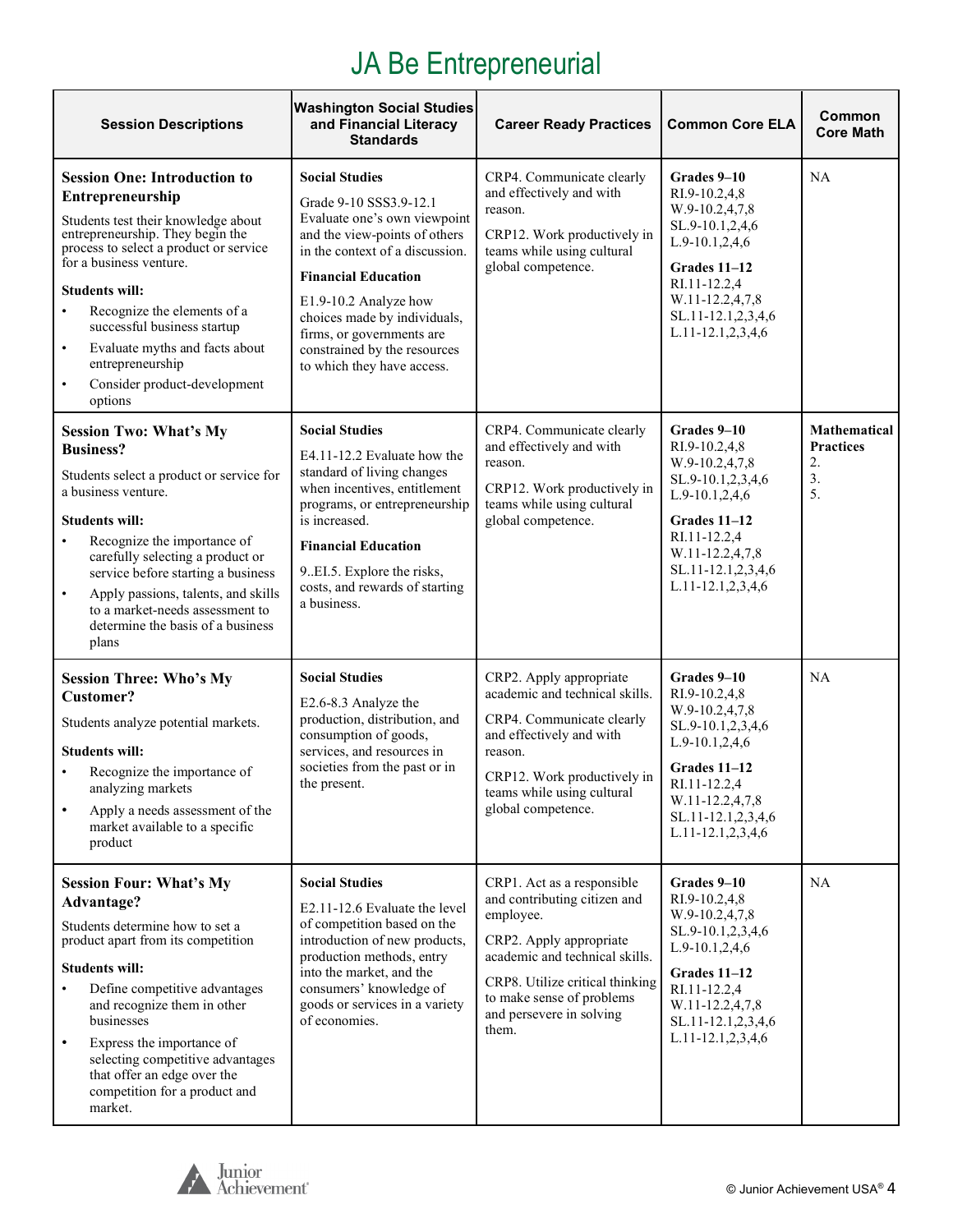# JA Be Entrepreneurial

| Session Descriptions | Washington Social Studies and Financial Literacy Standards | Career Ready Practices | Common Core ELA | Common Core Math |
|---|---|---|---|---|
| **Session One: Introduction to Entrepreneurship**<br>Students test their knowledge about entrepreneurship. They begin the process to select a product or service for a business venture.<br>**Students will:**<br>• Recognize the elements of a successful business startup<br>• Evaluate myths and facts about entrepreneurship<br>• Consider product-development options | **Social Studies**<br>Grade 9-10 SSS3.9-12.1 Evaluate one's own viewpoint and the view-points of others in the context of a discussion.<br>**Financial Education**<br>E1.9-10.2 Analyze how choices made by individuals, firms, or governments are constrained by the resources to which they have access. | CRP4. Communicate clearly and effectively and with reason.<br>CRP12. Work productively in teams while using cultural global competence. | **Grades 9–10**<br>RI.9-10.2,4,8<br>W.9-10.2,4,7,8<br>SL.9-10.1,2,4,6<br>L.9-10.1,2,4,6<br>**Grades 11–12**<br>RI.11-12.2,4<br>W.11-12.2,4,7,8<br>SL.11-12.1,2,3,4,6<br>L.11-12.1,2,3,4,6 | NA |
| **Session Two: What's My Business?**<br>Students select a product or service for a business venture.<br>**Students will:**<br>• Recognize the importance of carefully selecting a product or service before starting a business<br>• Apply passions, talents, and skills to a market-needs assessment to determine the basis of a business plans | **Social Studies**<br>E4.11-12.2 Evaluate how the standard of living changes when incentives, entitlement programs, or entrepreneurship is increased.<br>**Financial Education**<br>9..EI.5. Explore the risks, costs, and rewards of starting a business. | CRP4. Communicate clearly and effectively and with reason.<br>CRP12. Work productively in teams while using cultural global competence. | **Grades 9–10**<br>RI.9-10.2,4,8<br>W.9-10.2,4,7,8<br>SL.9-10.1,2,3,4,6<br>L.9-10.1,2,4,6<br>**Grades 11–12**<br>RI.11-12.2,4<br>W.11-12.2,4,7,8<br>SL.11-12.1,2,3,4,6<br>L.11-12.1,2,3,4,6 | **Mathematical Practices**<br>2.<br>3.<br>5. |
| **Session Three: Who's My Customer?**<br>Students analyze potential markets.<br>**Students will:**<br>• Recognize the importance of analyzing markets<br>• Apply a needs assessment of the market available to a specific product | **Social Studies**<br>E2.6-8.3 Analyze the production, distribution, and consumption of goods, services, and resources in societies from the past or in the present. | CRP2. Apply appropriate academic and technical skills.<br>CRP4. Communicate clearly and effectively and with reason.<br>CRP12. Work productively in teams while using cultural global competence. | **Grades 9–10**<br>RI.9-10.2,4,8<br>W.9-10.2,4,7,8<br>SL.9-10.1,2,3,4,6<br>L.9-10.1,2,4,6<br>**Grades 11–12**<br>RI.11-12.2,4<br>W.11-12.2,4,7,8<br>SL.11-12.1,2,3,4,6<br>L.11-12.1,2,3,4,6 | NA |
| **Session Four: What's My Advantage?**<br>Students determine how to set a product apart from its competition<br>**Students will:**<br>• Define competitive advantages and recognize them in other businesses<br>• Express the importance of selecting competitive advantages that offer an edge over the competition for a product and market. | **Social Studies**<br>E2.11-12.6 Evaluate the level of competition based on the introduction of new products, production methods, entry into the market, and the consumers' knowledge of goods or services in a variety of economies. | CRP1. Act as a responsible and contributing citizen and employee.<br>CRP2. Apply appropriate academic and technical skills.<br>CRP8. Utilize critical thinking to make sense of problems and persevere in solving them. | **Grades 9–10**<br>RI.9-10.2,4,8<br>W.9-10.2,4,7,8<br>SL.9-10.1,2,3,4,6<br>L.9-10.1,2,4,6<br>**Grades 11–12**<br>RI.11-12.2,4<br>W.11-12.2,4,7,8<br>SL.11-12.1,2,3,4,6<br>L.11-12.1,2,3,4,6 | NA |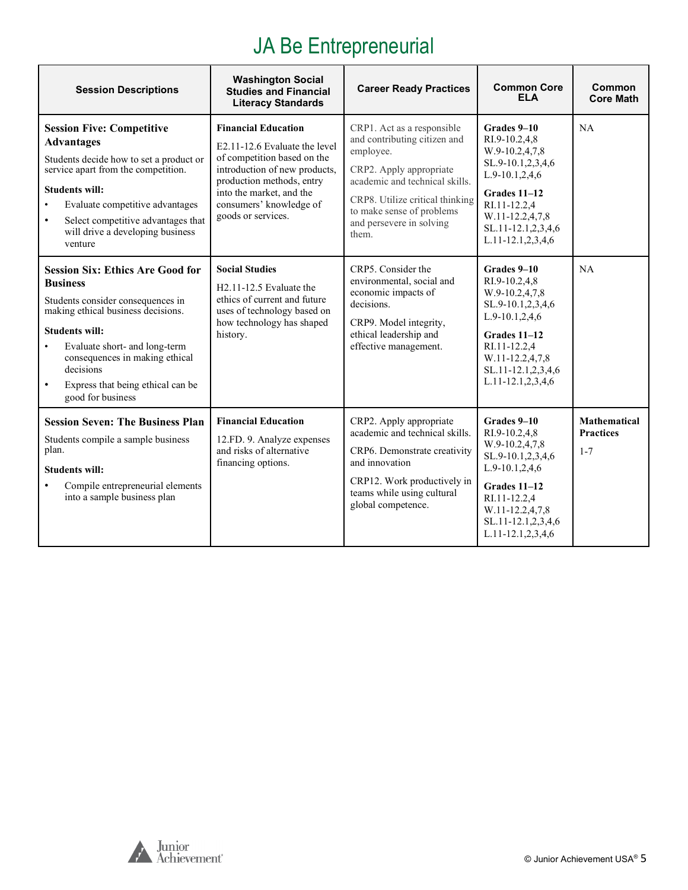# JA Be Entrepreneurial

| Session Descriptions | Washington Social Studies and Financial Literacy Standards | Career Ready Practices | Common Core ELA | Common Core Math |
|---|---|---|---|---|
| **Session Five: Competitive Advantages**<br>Students decide how to set a product or service apart from the competition.<br>**Students will:**<br>• Evaluate competitive advantages<br>• Select competitive advantages that will drive a developing business venture | **Financial Education**<br>E2.11-12.6 Evaluate the level of competition based on the introduction of new products, production methods, entry into the market, and the consumers' knowledge of goods or services. | CRP1. Act as a responsible and contributing citizen and employee.<br>CRP2. Apply appropriate academic and technical skills.<br>CRP8. Utilize critical thinking to make sense of problems and persevere in solving them. | **Grades 9–10**<br>RI.9-10.2,4,8<br>W.9-10.2,4,7,8<br>SL.9-10.1,2,3,4,6<br>L.9-10.1,2,4,6<br>**Grades 11–12**<br>RI.11-12.2,4<br>W.11-12.2,4,7,8<br>SL.11-12.1,2,3,4,6<br>L.11-12.1,2,3,4,6 | NA |
| **Session Six: Ethics Are Good for Business**<br>Students consider consequences in making ethical business decisions.<br>**Students will:**<br>• Evaluate short- and long-term consequences in making ethical decisions<br>• Express that being ethical can be good for business | **Social Studies**<br>H2.11-12.5 Evaluate the ethics of current and future uses of technology based on how technology has shaped history. | CRP5. Consider the environmental, social and economic impacts of decisions.<br>CRP9. Model integrity, ethical leadership and effective management. | **Grades 9–10**<br>RI.9-10.2,4,8<br>W.9-10.2,4,7,8<br>SL.9-10.1,2,3,4,6<br>L.9-10.1,2,4,6<br>**Grades 11–12**<br>RI.11-12.2,4<br>W.11-12.2,4,7,8<br>SL.11-12.1,2,3,4,6<br>L.11-12.1,2,3,4,6 | NA |
| **Session Seven: The Business Plan**<br>Students compile a sample business plan.<br>**Students will:**<br>• Compile entrepreneurial elements into a sample business plan | **Financial Education**<br>12.FD. 9. Analyze expenses and risks of alternative financing options. | CRP2. Apply appropriate academic and technical skills.<br>CRP6. Demonstrate creativity and innovation<br>CRP12. Work productively in teams while using cultural global competence. | **Grades 9–10**<br>RI.9-10.2,4,8<br>W.9-10.2,4,7,8<br>SL.9-10.1,2,3,4,6<br>L.9-10.1,2,4,6<br>**Grades 11–12**<br>RI.11-12.2,4<br>W.11-12.2,4,7,8<br>SL.11-12.1,2,3,4,6<br>L.11-12.1,2,3,4,6 | **Mathematical Practices**<br>1-7 |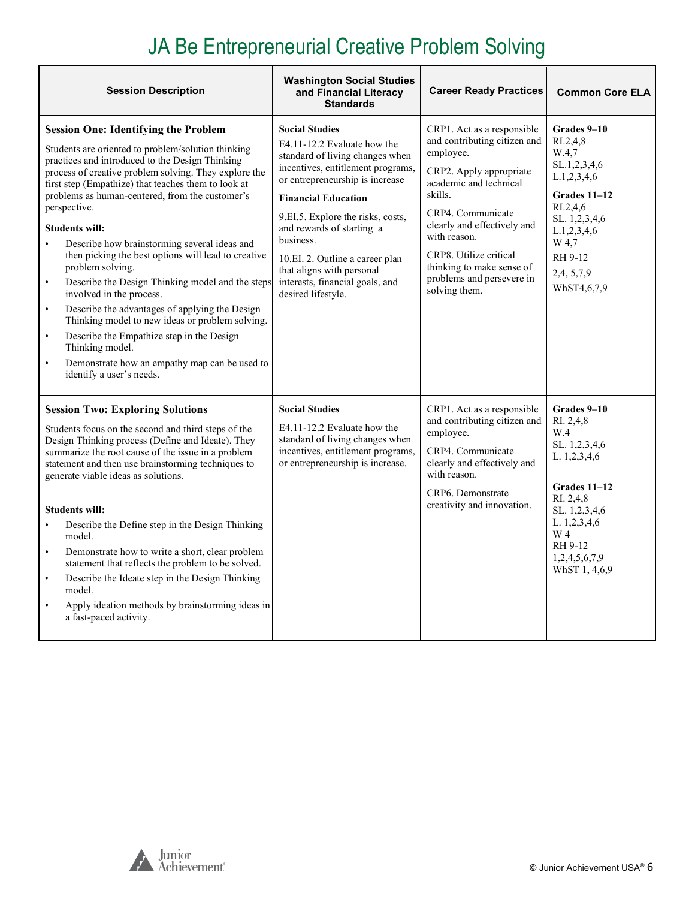# JA Be Entrepreneurial Creative Problem Solving

| Session Description | Washington Social Studies and Financial Literacy Standards | Career Ready Practices | Common Core ELA |
|---|---|---|---|
| **Session One: Identifying the Problem**<br><br>Students are oriented to problem/solution thinking practices and introduced to the Design Thinking process of creative problem solving. They explore the first step (Empathize) that teaches them to look at problems as human-centered, from the customer's perspective.<br><br>**Students will:**<br>• Describe how brainstorming several ideas and then picking the best options will lead to creative problem solving.<br>• Describe the Design Thinking model and the steps involved in the process.<br>• Describe the advantages of applying the Design Thinking model to new ideas or problem solving.<br>• Describe the Empathize step in the Design Thinking model.<br>• Demonstrate how an empathy map can be used to identify a user's needs. | **Social Studies**<br>E4.11-12.2 Evaluate how the standard of living changes when incentives, entitlement programs, or entrepreneurship is increase<br><br>**Financial Education**<br>9.EI.5. Explore the risks, costs, and rewards of starting a business.<br><br>10.EI. 2. Outline a career plan that aligns with personal interests, financial goals, and desired lifestyle. | CRP1. Act as a responsible and contributing citizen and employee.<br><br>CRP2. Apply appropriate academic and technical skills.<br><br>CRP4. Communicate clearly and effectively and with reason.<br><br>CRP8. Utilize critical thinking to make sense of problems and persevere in solving them. | **Grades 9–10**<br>RI.2,4,8<br>W.4,7<br>SL.1,2,3,4,6<br>L.1,2,3,4,6<br><br>**Grades 11–12**<br>RI.2,4,6<br>SL. 1,2,3,4,6<br>L.1,2,3,4,6<br>W 4,7<br>RH 9-12<br>2,4, 5,7,9<br>WhST4,6,7,9 |
| **Session Two: Exploring Solutions**<br><br>Students focus on the second and third steps of the Design Thinking process (Define and Ideate). They summarize the root cause of the issue in a problem statement and then use brainstorming techniques to generate viable ideas as solutions.<br><br>**Students will:**<br>• Describe the Define step in the Design Thinking model.<br>• Demonstrate how to write a short, clear problem statement that reflects the problem to be solved.<br>• Describe the Ideate step in the Design Thinking model.<br>• Apply ideation methods by brainstorming ideas in a fast-paced activity. | **Social Studies**<br>E4.11-12.2 Evaluate how the standard of living changes when incentives, entitlement programs, or entrepreneurship is increase. | CRP1. Act as a responsible and contributing citizen and employee.<br><br>CRP4. Communicate clearly and effectively and with reason.<br><br>CRP6. Demonstrate creativity and innovation. | **Grades 9–10**<br>RI. 2,4,8<br>W.4<br>SL. 1,2,3,4,6<br>L. 1,2,3,4,6<br><br>**Grades 11–12**<br>RI. 2,4,8<br>SL. 1,2,3,4,6<br>L. 1,2,3,4,6<br>W 4<br>RH 9-12<br>1,2,4,5,6,7,9<br>WhST 1, 4,6,9 |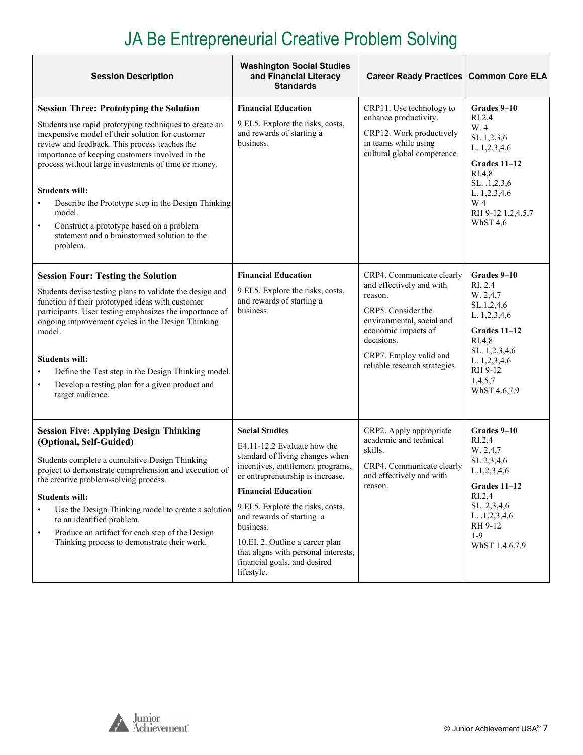# JA Be Entrepreneurial Creative Problem Solving

| Session Description | Washington Social Studies and Financial Literacy Standards | Career Ready Practices | Common Core ELA |
|---|---|---|---|
| **Session Three: Prototyping the Solution**<br><br>Students use rapid prototyping techniques to create an inexpensive model of their solution for customer review and feedback. This process teaches the importance of keeping customers involved in the process without large investments of time or money.<br><br>**Students will:**<br>• Describe the Prototype step in the Design Thinking model.<br>• Construct a prototype based on a problem statement and a brainstormed solution to the problem. | **Financial Education**<br><br>9.EI.5. Explore the risks, costs, and rewards of starting a business. | CRP11. Use technology to enhance productivity.<br><br>CRP12. Work productively in teams while using cultural global competence. | **Grades 9–10**<br>RI.2,4<br>W. 4<br>SL.1,2,3,6<br>L. 1,2,3,4,6<br><br>**Grades 11–12**<br>RI.4,8<br>SL. .1,2,3,6<br>L. 1,2,3,4,6<br>W 4<br>RH 9-12 1,2,4,5,7<br>WhST 4,6 |
| **Session Four: Testing the Solution**<br><br>Students devise testing plans to validate the design and function of their prototyped ideas with customer participants. User testing emphasizes the importance of ongoing improvement cycles in the Design Thinking model.<br><br>**Students will:**<br>• Define the Test step in the Design Thinking model.<br>• Develop a testing plan for a given product and target audience. | **Financial Education**<br><br>9.EI.5. Explore the risks, costs, and rewards of starting a business. | CRP4. Communicate clearly and effectively and with reason.<br><br>CRP5. Consider the environmental, social and economic impacts of decisions.<br><br>CRP7. Employ valid and reliable research strategies. | **Grades 9–10**<br>RI. 2,4<br>W. 2,4,7<br>SL.1,2,4,6<br>L. 1,2,3,4,6<br><br>**Grades 11–12**<br>RI.4,8<br>SL. 1,2,3,4,6<br>L. 1,2,3,4,6<br>RH 9-12<br>1,4,5,7<br>WhST 4,6,7,9 |
| **Session Five: Applying Design Thinking (Optional, Self-Guided)**<br><br>Students complete a cumulative Design Thinking project to demonstrate comprehension and execution of the creative problem-solving process.<br><br>**Students will:**<br>• Use the Design Thinking model to create a solution to an identified problem.<br>• Produce an artifact for each step of the Design Thinking process to demonstrate their work. | **Social Studies**<br><br>E4.11-12.2 Evaluate how the standard of living changes when incentives, entitlement programs, or entrepreneurship is increase.<br><br>**Financial Education**<br><br>9.EI.5. Explore the risks, costs, and rewards of starting a business.<br><br>10.EI. 2. Outline a career plan that aligns with personal interests, financial goals, and desired lifestyle. | CRP2. Apply appropriate academic and technical skills.<br><br>CRP4. Communicate clearly and effectively and with reason. | **Grades 9–10**<br>RI.2,4<br>W. 2,4,7<br>SL.2,3,4,6<br>L.1,2,3,4,6<br><br>**Grades 11–12**<br>RI.2,4<br>SL. 2,3,4,6<br>L. .1,2,3,4,6<br>RH 9-12<br>1-9<br>WhST 1.4.6.7.9 |

© Junior Achievement USA®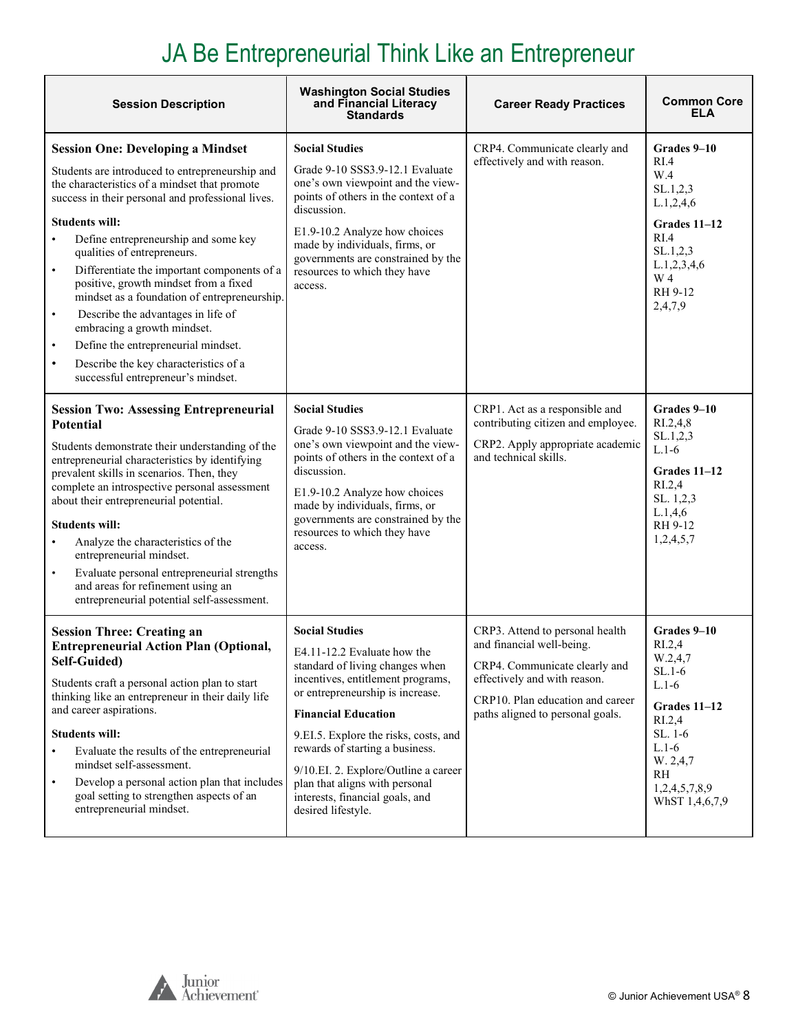# JA Be Entrepreneurial Think Like an Entrepreneur

| Session Description | Washington Social Studies and Financial Literacy Standards | Career Ready Practices | Common Core ELA |
|---|---|---|---|
| **Session One: Developing a Mindset**<br><br>Students are introduced to entrepreneurship and the characteristics of a mindset that promote success in their personal and professional lives.<br><br>**Students will:**<br>• Define entrepreneurship and some key qualities of entrepreneurs.<br>• Differentiate the important components of a positive, growth mindset from a fixed mindset as a foundation of entrepreneurship.<br>• Describe the advantages in life of embracing a growth mindset.<br>• Define the entrepreneurial mindset.<br>• Describe the key characteristics of a successful entrepreneur's mindset. | **Social Studies**<br><br>Grade 9-10 SSS3.9-12.1 Evaluate one's own viewpoint and the view-points of others in the context of a discussion.<br><br>E1.9-10.2 Analyze how choices made by individuals, firms, or governments are constrained by the resources to which they have access. | CRP4. Communicate clearly and effectively and with reason. | **Grades 9–10**<br>RI.4<br>W.4<br>SL.1,2,3<br>L.1,2,4,6<br><br>**Grades 11–12**<br>RI.4<br>SL.1,2,3<br>L.1,2,3,4,6<br>W 4<br>RH 9-12<br>2,4,7,9 |
| **Session Two: Assessing Entrepreneurial Potential**<br><br>Students demonstrate their understanding of the entrepreneurial characteristics by identifying prevalent skills in scenarios. Then, they complete an introspective personal assessment about their entrepreneurial potential.<br><br>**Students will:**<br>• Analyze the characteristics of the entrepreneurial mindset.<br>• Evaluate personal entrepreneurial strengths and areas for refinement using an entrepreneurial potential self-assessment. | **Social Studies**<br><br>Grade 9-10 SSS3.9-12.1 Evaluate one's own viewpoint and the view-points of others in the context of a discussion.<br><br>E1.9-10.2 Analyze how choices made by individuals, firms, or governments are constrained by the resources to which they have access. | CRP1. Act as a responsible and contributing citizen and employee.<br><br>CRP2. Apply appropriate academic and technical skills. | **Grades 9–10**<br>RI.2,4,8<br>SL.1,2,3<br>L.1-6<br><br>**Grades 11–12**<br>RI.2,4<br>SL. 1,2,3<br>L.1,4,6<br>RH 9-12<br>1,2,4,5,7 |
| **Session Three: Creating an Entrepreneurial Action Plan (Optional, Self-Guided)**<br><br>Students craft a personal action plan to start thinking like an entrepreneur in their daily life and career aspirations.<br><br>**Students will:**<br>• Evaluate the results of the entrepreneurial mindset self-assessment.<br>• Develop a personal action plan that includes goal setting to strengthen aspects of an entrepreneurial mindset. | **Social Studies**<br><br>E4.11-12.2 Evaluate how the standard of living changes when incentives, entitlement programs, or entrepreneurship is increase.<br><br>**Financial Education**<br><br>9.EI.5. Explore the risks, costs, and rewards of starting a business.<br><br>9/10.EI. 2. Explore/Outline a career plan that aligns with personal interests, financial goals, and desired lifestyle. | CRP3. Attend to personal health and financial well-being.<br><br>CRP4. Communicate clearly and effectively and with reason.<br><br>CRP10. Plan education and career paths aligned to personal goals. | **Grades 9–10**<br>RI.2,4<br>W.2,4,7<br>SL.1-6<br>L.1-6<br><br>**Grades 11–12**<br>RI.2,4<br>SL. 1-6<br>L.1-6<br>W. 2,4,7<br>RH<br>1,2,4,5,7,8,9<br>WhST 1,4,6,7,9 |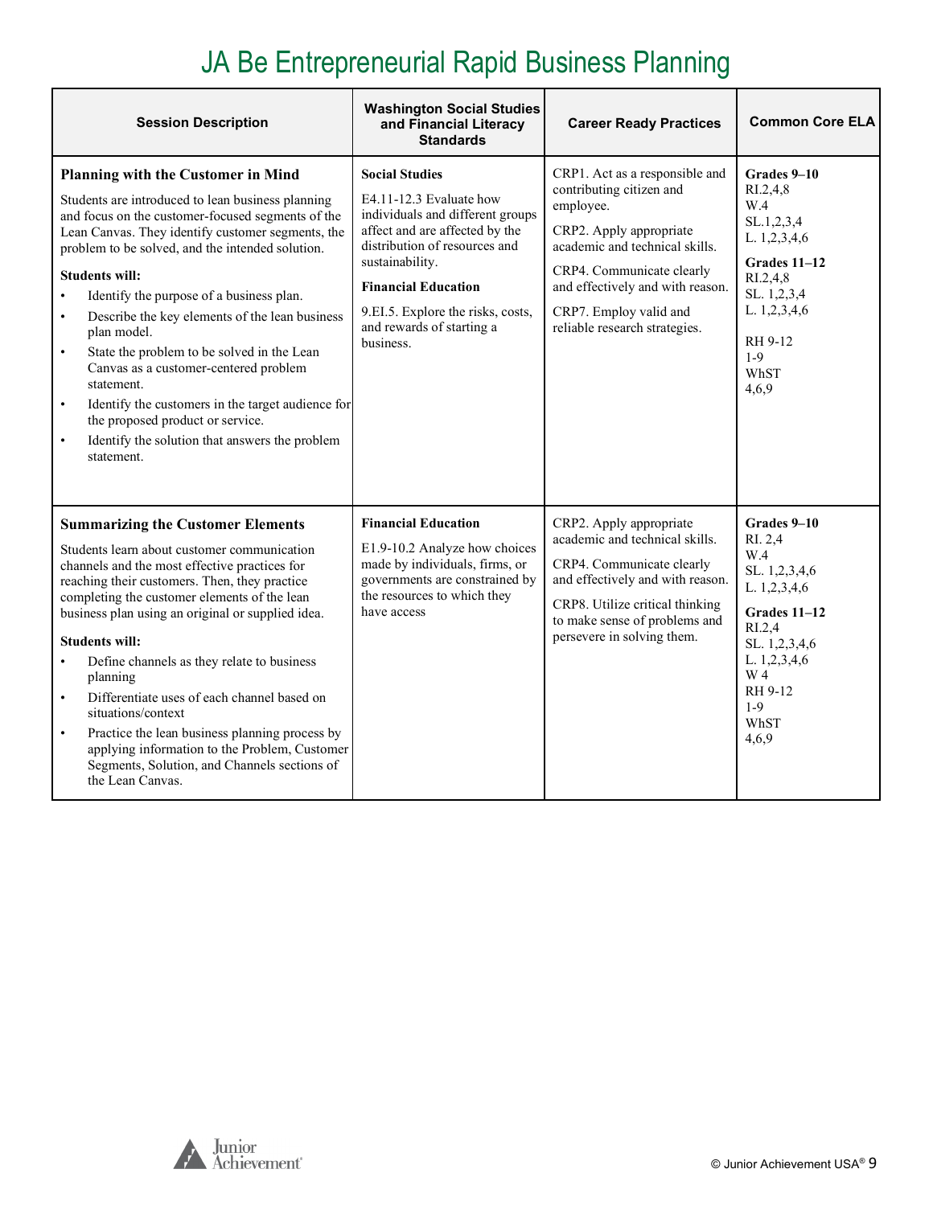# JA Be Entrepreneurial Rapid Business Planning

| Session Description | Washington Social Studies and Financial Literacy Standards | Career Ready Practices | Common Core ELA |
|---|---|---|---|
| **Planning with the Customer in Mind**<br><br>Students are introduced to lean business planning and focus on the customer-focused segments of the Lean Canvas. They identify customer segments, the problem to be solved, and the intended solution.<br><br>**Students will:**<br>• Identify the purpose of a business plan.<br>• Describe the key elements of the lean business plan model.<br>• State the problem to be solved in the Lean Canvas as a customer-centered problem statement.<br>• Identify the customers in the target audience for the proposed product or service.<br>• Identify the solution that answers the problem statement. | **Social Studies**<br><br>E4.11-12.3 Evaluate how individuals and different groups affect and are affected by the distribution of resources and sustainability.<br><br>**Financial Education**<br><br>9.EI.5. Explore the risks, costs, and rewards of starting a business. | CRP1. Act as a responsible and contributing citizen and employee.<br><br>CRP2. Apply appropriate academic and technical skills.<br><br>CRP4. Communicate clearly and effectively and with reason.<br><br>CRP7. Employ valid and reliable research strategies. | **Grades 9–10**<br>RI.2,4,8<br>W.4<br>SL.1,2,3,4<br>L. 1,2,3,4,6<br><br>**Grades 11–12**<br>RI.2,4,8<br>SL. 1,2,3,4<br>L. 1,2,3,4,6<br><br>RH 9-12<br>1-9<br>WhST<br>4,6,9 |
| **Summarizing the Customer Elements**<br><br>Students learn about customer communication channels and the most effective practices for reaching their customers. Then, they practice completing the customer elements of the lean business plan using an original or supplied idea.<br><br>**Students will:**<br>• Define channels as they relate to business planning<br>• Differentiate uses of each channel based on situations/context<br>• Practice the lean business planning process by applying information to the Problem, Customer Segments, Solution, and Channels sections of the Lean Canvas. | **Financial Education**<br><br>E1.9-10.2 Analyze how choices made by individuals, firms, or governments are constrained by the resources to which they have access | CRP2. Apply appropriate academic and technical skills.<br><br>CRP4. Communicate clearly and effectively and with reason.<br><br>CRP8. Utilize critical thinking to make sense of problems and persevere in solving them. | **Grades 9–10**<br>RI. 2,4<br>W.4<br>SL. 1,2,3,4,6<br>L. 1,2,3,4,6<br><br>**Grades 11–12**<br>RI.2,4<br>SL. 1,2,3,4,6<br>L. 1,2,3,4,6<br>W 4<br>RH 9-12<br>1-9<br>WhST<br>4,6,9 |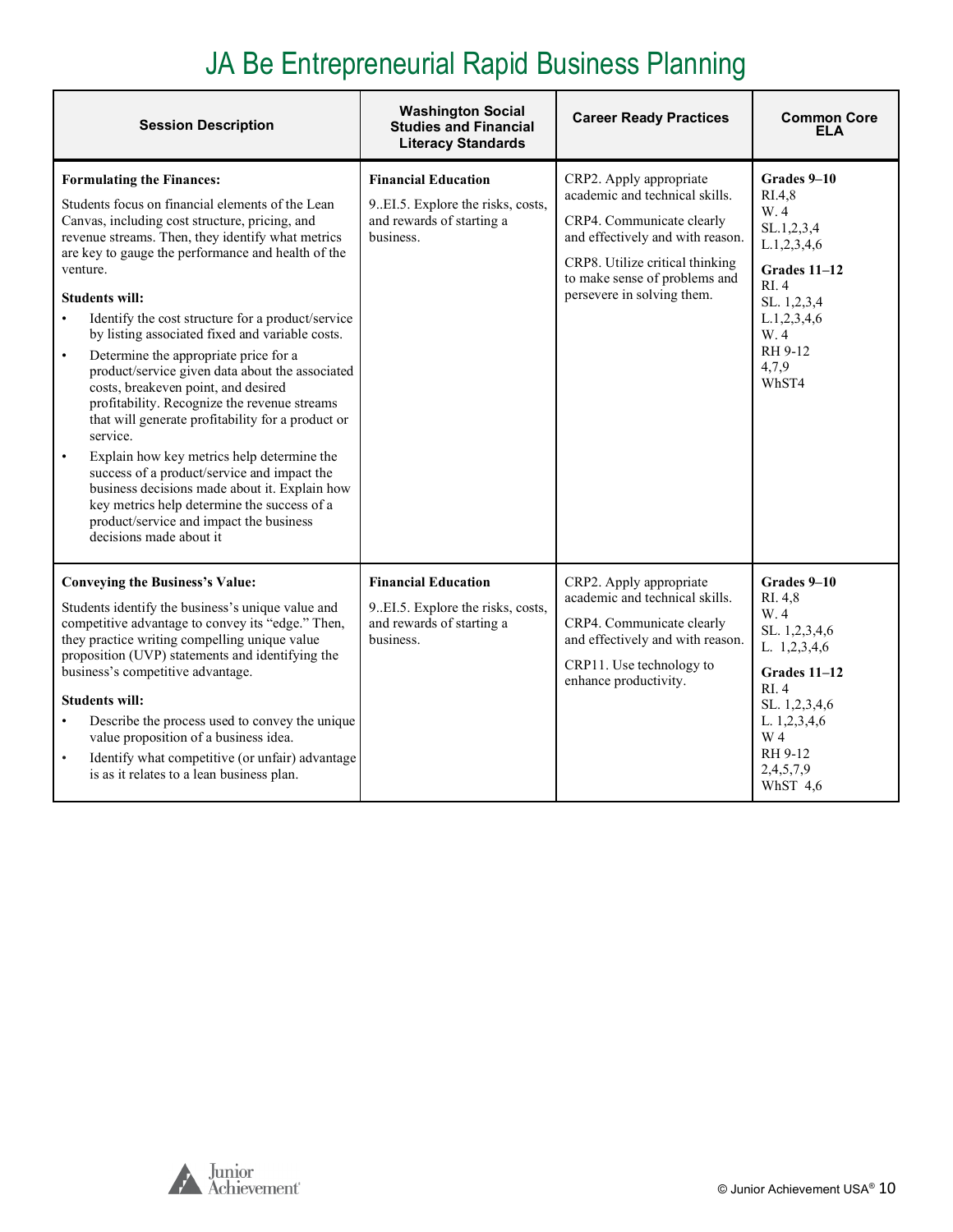# JA Be Entrepreneurial Rapid Business Planning

| Session Description | Washington Social Studies and Financial Literacy Standards | Career Ready Practices | Common Core ELA |
|---|---|---|---|
| **Formulating the Finances:**<br>Students focus on financial elements of the Lean Canvas, including cost structure, pricing, and revenue streams. Then, they identify what metrics are key to gauge the performance and health of the venture.<br>**Students will:**<br>• Identify the cost structure for a product/service by listing associated fixed and variable costs.<br>• Determine the appropriate price for a product/service given data about the associated costs, breakeven point, and desired profitability. Recognize the revenue streams that will generate profitability for a product or service.<br>• Explain how key metrics help determine the success of a product/service and impact the business decisions made about it. Explain how key metrics help determine the success of a product/service and impact the business decisions made about it | **Financial Education**<br>9..EI.5. Explore the risks, costs, and rewards of starting a business. | CRP2. Apply appropriate academic and technical skills.<br>CRP4. Communicate clearly and effectively and with reason.<br>CRP8. Utilize critical thinking to make sense of problems and persevere in solving them. | **Grades 9–10**<br>RI.4,8<br>W. 4<br>SL.1,2,3,4<br>L.1,2,3,4,6<br>**Grades 11–12**<br>RI. 4<br>SL. 1,2,3,4<br>L.1,2,3,4,6<br>W. 4<br>RH 9-12<br>4,7,9<br>WhST4 |
| **Conveying the Business's Value:**<br>Students identify the business's unique value and competitive advantage to convey its "edge." Then, they practice writing compelling unique value proposition (UVP) statements and identifying the business's competitive advantage.<br>**Students will:**<br>• Describe the process used to convey the unique value proposition of a business idea.<br>• Identify what competitive (or unfair) advantage is as it relates to a lean business plan. | **Financial Education**<br>9..EI.5. Explore the risks, costs, and rewards of starting a business. | CRP2. Apply appropriate academic and technical skills.<br>CRP4. Communicate clearly and effectively and with reason.<br>CRP11. Use technology to enhance productivity. | **Grades 9–10**<br>RI. 4,8<br>W. 4<br>SL. 1,2,3,4,6<br>L. 1,2,3,4,6<br>**Grades 11–12**<br>RI. 4<br>SL. 1,2,3,4,6<br>L. 1,2,3,4,6<br>W 4<br>RH 9-12<br>2,4,5,7,9<br>WhST 4,6 |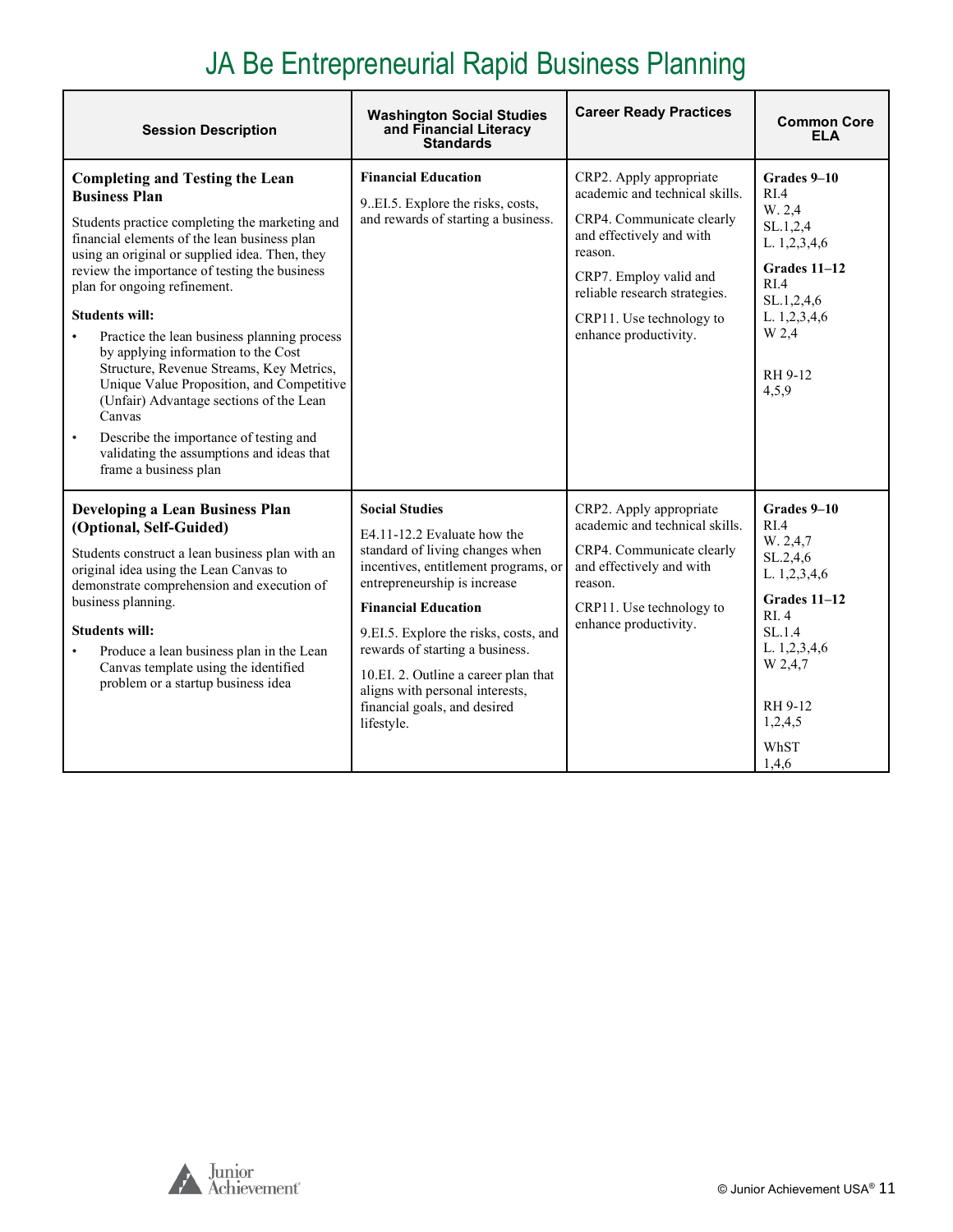# JA Be Entrepreneurial Rapid Business Planning

| Session Description | Washington Social Studies and Financial Literacy Standards | Career Ready Practices | Common Core ELA |
|---|---|---|---|
| **Completing and Testing the Lean Business Plan**<br><br>Students practice completing the marketing and financial elements of the lean business plan using an original or supplied idea. Then, they review the importance of testing the business plan for ongoing refinement.<br><br>**Students will:**<br>• Practice the lean business planning process by applying information to the Cost Structure, Revenue Streams, Key Metrics, Unique Value Proposition, and Competitive (Unfair) Advantage sections of the Lean Canvas<br>• Describe the importance of testing and validating the assumptions and ideas that frame a business plan | **Financial Education**<br><br>9..EI.5. Explore the risks, costs, and rewards of starting a business. | CRP2. Apply appropriate academic and technical skills.<br><br>CRP4. Communicate clearly and effectively and with reason.<br><br>CRP7. Employ valid and reliable research strategies.<br><br>CRP11. Use technology to enhance productivity. | **Grades 9–10**<br>RI.4<br>W. 2,4<br>SL.1,2,4<br>L. 1,2,3,4,6<br><br>**Grades 11–12**<br>RI.4<br>SL.1,2,4,6<br>L. 1,2,3,4,6<br>W 2,4<br><br>RH 9-12<br>4,5,9 |
| **Developing a Lean Business Plan (Optional, Self-Guided)**<br><br>Students construct a lean business plan with an original idea using the Lean Canvas to demonstrate comprehension and execution of business planning.<br><br>**Students will:**<br>• Produce a lean business plan in the Lean Canvas template using the identified problem or a startup business idea | **Social Studies**<br><br>E4.11-12.2 Evaluate how the standard of living changes when incentives, entitlement programs, or entrepreneurship is increase<br><br>**Financial Education**<br><br>9.EI.5. Explore the risks, costs, and rewards of starting a business.<br><br>10.EI. 2. Outline a career plan that aligns with personal interests, financial goals, and desired lifestyle. | CRP2. Apply appropriate academic and technical skills.<br><br>CRP4. Communicate clearly and effectively and with reason.<br><br>CRP11. Use technology to enhance productivity. | **Grades 9–10**<br>RI.4<br>W. 2,4,7<br>SL.2,4,6<br>L. 1,2,3,4,6<br><br>**Grades 11–12**<br>RI. 4<br>SL.1.4<br>L. 1,2,3,4,6<br>W 2,4,7<br><br>RH 9-12<br>1,2,4,5<br><br>WhST<br>1,4,6 |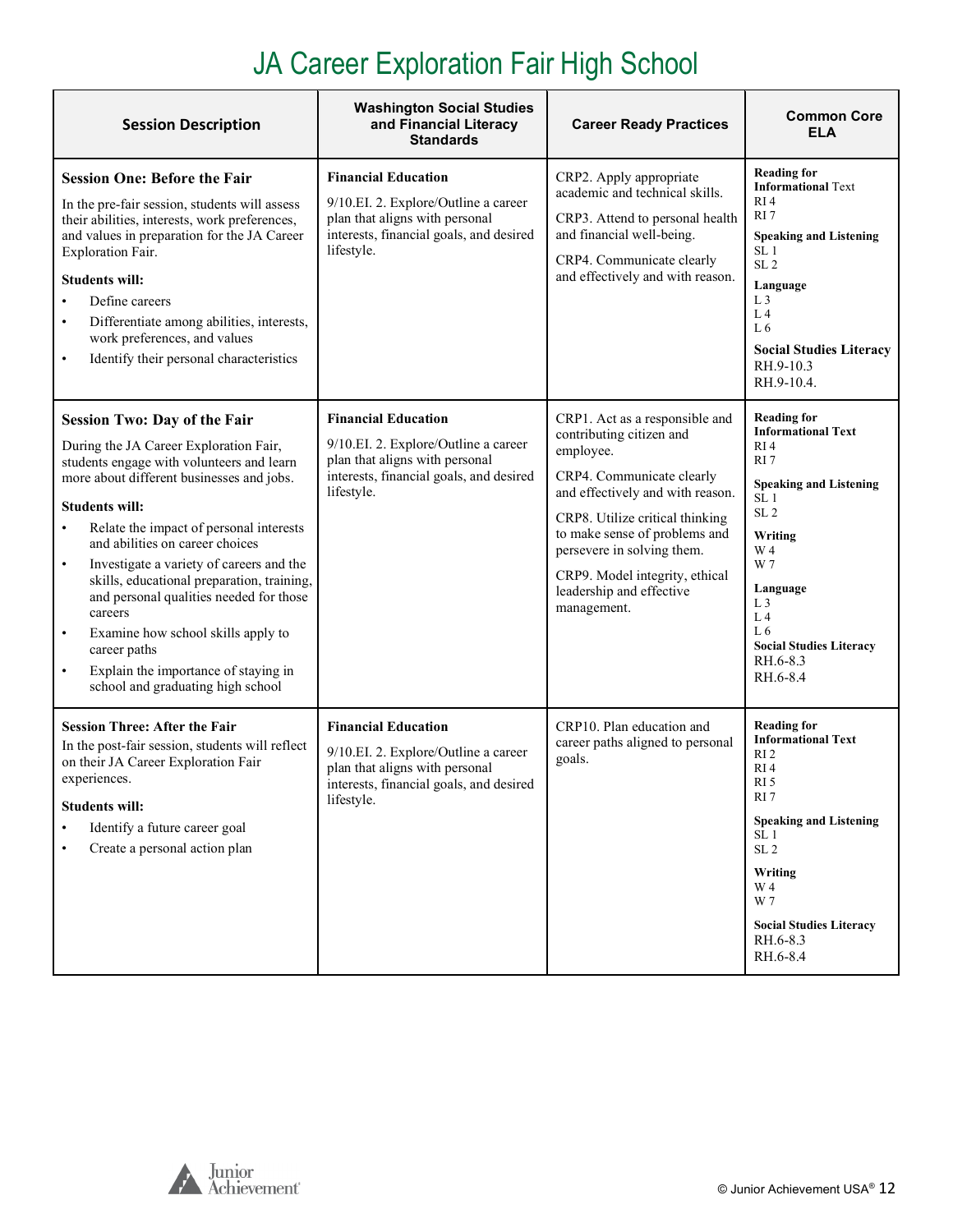# JA Career Exploration Fair High School

| Session Description | Washington Social Studies and Financial Literacy Standards | Career Ready Practices | Common Core ELA |
|---|---|---|---|
| **Session One: Before the Fair**<br><br>In the pre-fair session, students will assess their abilities, interests, work preferences, and values in preparation for the JA Career Exploration Fair.<br><br>**Students will:**<br>• Define careers<br>• Differentiate among abilities, interests, work preferences, and values<br>• Identify their personal characteristics | **Financial Education**<br><br>9/10.EI. 2. Explore/Outline a career plan that aligns with personal interests, financial goals, and desired lifestyle. | CRP2. Apply appropriate academic and technical skills.<br><br>CRP3. Attend to personal health and financial well-being.<br><br>CRP4. Communicate clearly and effectively and with reason. | **Reading for Informational** Text<br>RI 4<br>RI 7<br><br>**Speaking and Listening**<br>SL 1<br>SL 2<br><br>**Language**<br>L 3<br>L 4<br>L 6<br><br>**Social Studies Literacy**<br>RH.9-10.3<br>RH.9-10.4. |
| **Session Two: Day of the Fair**<br><br>During the JA Career Exploration Fair, students engage with volunteers and learn more about different businesses and jobs.<br><br>**Students will:**<br>• Relate the impact of personal interests and abilities on career choices<br>• Investigate a variety of careers and the skills, educational preparation, training, and personal qualities needed for those careers<br>• Examine how school skills apply to career paths<br>• Explain the importance of staying in school and graduating high school | **Financial Education**<br><br>9/10.EI. 2. Explore/Outline a career plan that aligns with personal interests, financial goals, and desired lifestyle. | CRP1. Act as a responsible and contributing citizen and employee.<br><br>CRP4. Communicate clearly and effectively and with reason.<br><br>CRP8. Utilize critical thinking to make sense of problems and persevere in solving them.<br><br>CRP9. Model integrity, ethical leadership and effective management. | **Reading for Informational Text**<br>RI 4<br>RI 7<br><br>**Speaking and Listening**<br>SL 1<br>SL 2<br><br>**Writing**<br>W 4<br>W 7<br><br>**Language**<br>L 3<br>L 4<br>L 6<br><br>**Social Studies Literacy**<br>RH.6-8.3<br>RH.6-8.4 |
| **Session Three: After the Fair**<br><br>In the post-fair session, students will reflect on their JA Career Exploration Fair experiences.<br><br>**Students will:**<br>• Identify a future career goal<br>• Create a personal action plan | **Financial Education**<br><br>9/10.EI. 2. Explore/Outline a career plan that aligns with personal interests, financial goals, and desired lifestyle. | CRP10. Plan education and career paths aligned to personal goals. | **Reading for Informational Text**<br>RI 2<br>RI 4<br>RI 5<br>RI 7<br><br>**Speaking and Listening**<br>SL 1<br>SL 2<br><br>**Writing**<br>W 4<br>W 7<br><br>**Social Studies Literacy**<br>RH.6-8.3<br>RH.6-8.4 |

© Junior Achievement USA®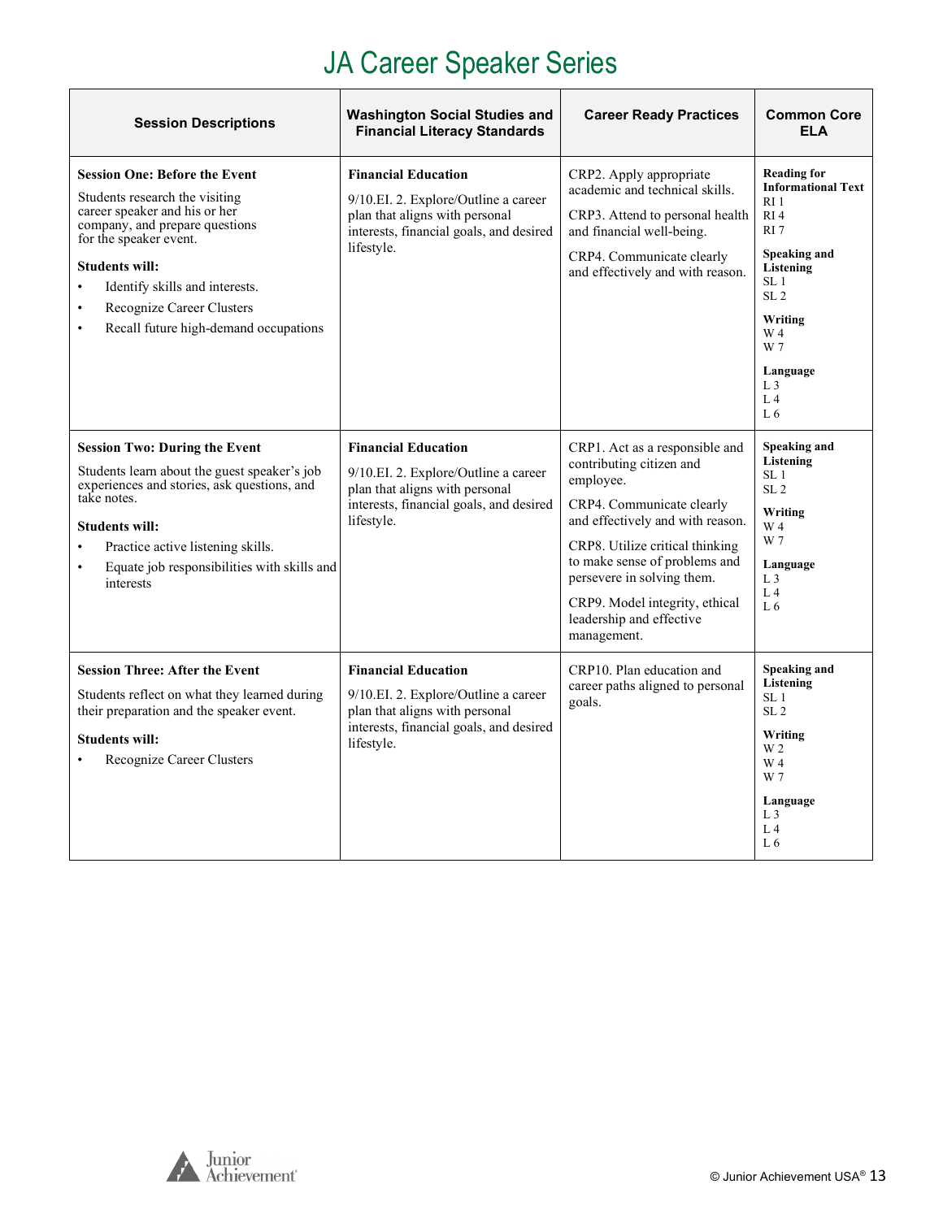# JA Career Speaker Series

| Session Descriptions | Washington Social Studies and Financial Literacy Standards | Career Ready Practices | Common Core ELA |
|---|---|---|---|
| **Session One: Before the Event**<br>Students research the visiting career speaker and his or her company, and prepare questions for the speaker event.<br>**Students will:**<br>• Identify skills and interests.<br>• Recognize Career Clusters<br>• Recall future high-demand occupations | **Financial Education**<br>9/10.EI. 2. Explore/Outline a career plan that aligns with personal interests, financial goals, and desired lifestyle. | CRP2. Apply appropriate academic and technical skills.<br>CRP3. Attend to personal health and financial well-being.<br>CRP4. Communicate clearly and effectively and with reason. | **Reading for Informational Text**<br>RI 1<br>RI 4<br>RI 7<br>**Speaking and Listening**<br>SL 1<br>SL 2<br>**Writing**<br>W 4<br>W 7<br>**Language**<br>L 3<br>L 4<br>L 6 |
| **Session Two: During the Event**<br>Students learn about the guest speaker's job experiences and stories, ask questions, and take notes.<br>**Students will:**<br>• Practice active listening skills.<br>• Equate job responsibilities with skills and interests | **Financial Education**<br>9/10.EI. 2. Explore/Outline a career plan that aligns with personal interests, financial goals, and desired lifestyle. | CRP1. Act as a responsible and contributing citizen and employee.<br>CRP4. Communicate clearly and effectively and with reason.<br>CRP8. Utilize critical thinking to make sense of problems and persevere in solving them.<br>CRP9. Model integrity, ethical leadership and effective management. | **Speaking and Listening**<br>SL 1<br>SL 2<br>**Writing**<br>W 4<br>W 7<br>**Language**<br>L 3<br>L 4<br>L 6 |
| **Session Three: After the Event**<br>Students reflect on what they learned during their preparation and the speaker event.<br>**Students will:**<br>• Recognize Career Clusters | **Financial Education**<br>9/10.EI. 2. Explore/Outline a career plan that aligns with personal interests, financial goals, and desired lifestyle. | CRP10. Plan education and career paths aligned to personal goals. | **Speaking and Listening**<br>SL 1<br>SL 2<br>**Writing**<br>W 2<br>W 4<br>W 7<br>**Language**<br>L 3<br>L 4<br>L 6 |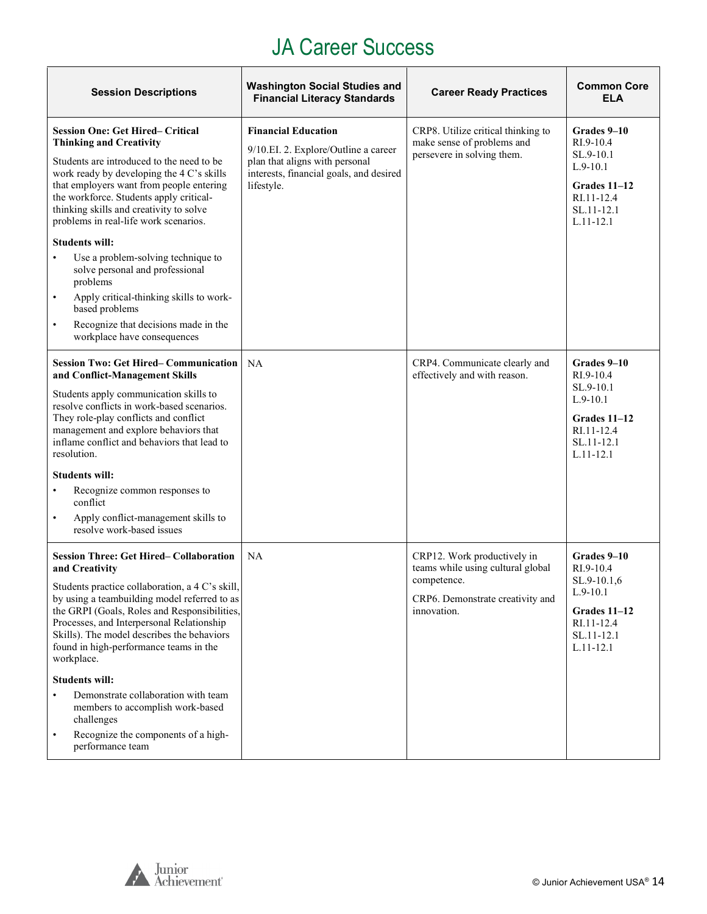# JA Career Success

| Session Descriptions | Washington Social Studies and Financial Literacy Standards | Career Ready Practices | Common Core ELA |
|---|---|---|---|
| **Session One: Get Hired– Critical Thinking and Creativity**<br><br>Students are introduced to the need to be work ready by developing the 4 C's skills that employers want from people entering the workforce. Students apply critical-thinking skills and creativity to solve problems in real-life work scenarios.<br><br>**Students will:**<br>• Use a problem-solving technique to solve personal and professional problems<br>• Apply critical-thinking skills to work-based problems<br>• Recognize that decisions made in the workplace have consequences | **Financial Education**<br><br>9/10.EI. 2. Explore/Outline a career plan that aligns with personal interests, financial goals, and desired lifestyle. | CRP8. Utilize critical thinking to make sense of problems and persevere in solving them. | **Grades 9–10**<br>RI.9-10.4<br>SL.9-10.1<br>L.9-10.1<br><br>**Grades 11–12**<br>RI.11-12.4<br>SL.11-12.1<br>L.11-12.1 |
| **Session Two: Get Hired– Communication and Conflict-Management Skills**<br><br>Students apply communication skills to resolve conflicts in work-based scenarios. They role-play conflicts and conflict management and explore behaviors that inflame conflict and behaviors that lead to resolution.<br><br>**Students will:**<br>• Recognize common responses to conflict<br>• Apply conflict-management skills to resolve work-based issues | NA | CRP4. Communicate clearly and effectively and with reason. | **Grades 9–10**<br>RI.9-10.4<br>SL.9-10.1<br>L.9-10.1<br><br>**Grades 11–12**<br>RI.11-12.4<br>SL.11-12.1<br>L.11-12.1 |
| **Session Three: Get Hired– Collaboration and Creativity**<br><br>Students practice collaboration, a 4 C's skill, by using a teambuilding model referred to as the GRPI (Goals, Roles and Responsibilities, Processes, and Interpersonal Relationship Skills). The model describes the behaviors found in high-performance teams in the workplace.<br><br>**Students will:**<br>• Demonstrate collaboration with team members to accomplish work-based challenges<br>• Recognize the components of a high-performance team | NA | CRP12. Work productively in teams while using cultural global competence.<br><br>CRP6. Demonstrate creativity and innovation. | **Grades 9–10**<br>RI.9-10.4<br>SL.9-10.1,6<br>L.9-10.1<br><br>**Grades 11–12**<br>RI.11-12.4<br>SL.11-12.1<br>L.11-12.1 |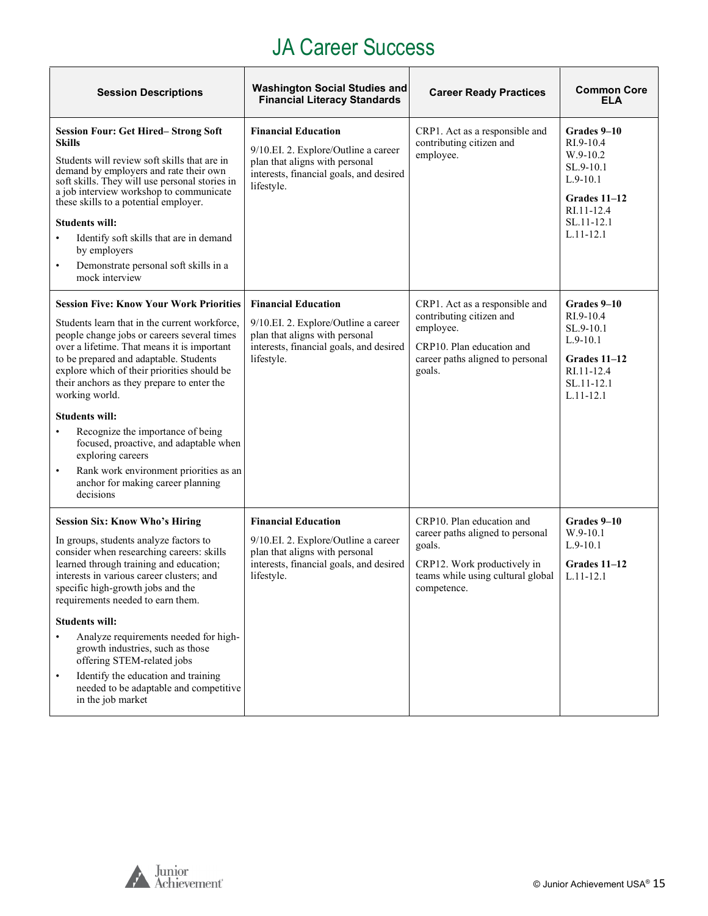# JA Career Success

| Session Descriptions | Washington Social Studies and Financial Literacy Standards | Career Ready Practices | Common Core ELA |
|---|---|---|---|
| **Session Four: Get Hired– Strong Soft Skills**<br><br>Students will review soft skills that are in demand by employers and rate their own soft skills. They will use personal stories in a job interview workshop to communicate these skills to a potential employer.<br><br>**Students will:**<br>• Identify soft skills that are in demand by employers<br>• Demonstrate personal soft skills in a mock interview | **Financial Education**<br><br>9/10.EI. 2. Explore/Outline a career plan that aligns with personal interests, financial goals, and desired lifestyle. | CRP1. Act as a responsible and contributing citizen and employee. | **Grades 9–10**<br>RI.9-10.4<br>W.9-10.2<br>SL.9-10.1<br>L.9-10.1<br><br>**Grades 11–12**<br>RI.11-12.4<br>SL.11-12.1<br>L.11-12.1 |
| **Session Five: Know Your Work Priorities**<br><br>Students learn that in the current workforce, people change jobs or careers several times over a lifetime. That means it is important to be prepared and adaptable. Students explore which of their priorities should be their anchors as they prepare to enter the working world.<br><br>**Students will:**<br>• Recognize the importance of being focused, proactive, and adaptable when exploring careers<br>• Rank work environment priorities as an anchor for making career planning decisions | **Financial Education**<br><br>9/10.EI. 2. Explore/Outline a career plan that aligns with personal interests, financial goals, and desired lifestyle. | CRP1. Act as a responsible and contributing citizen and employee.<br><br>CRP10. Plan education and career paths aligned to personal goals. | **Grades 9–10**<br>RI.9-10.4<br>SL.9-10.1<br>L.9-10.1<br><br>**Grades 11–12**<br>RI.11-12.4<br>SL.11-12.1<br>L.11-12.1 |
| **Session Six: Know Who's Hiring**<br><br>In groups, students analyze factors to consider when researching careers: skills learned through training and education; interests in various career clusters; and specific high-growth jobs and the requirements needed to earn them.<br><br>**Students will:**<br>• Analyze requirements needed for high-growth industries, such as those offering STEM-related jobs<br>• Identify the education and training needed to be adaptable and competitive in the job market | **Financial Education**<br><br>9/10.EI. 2. Explore/Outline a career plan that aligns with personal interests, financial goals, and desired lifestyle. | CRP10. Plan education and career paths aligned to personal goals.<br><br>CRP12. Work productively in teams while using cultural global competence. | **Grades 9–10**<br>W.9-10.1<br>L.9-10.1<br><br>**Grades 11–12**<br>L.11-12.1 |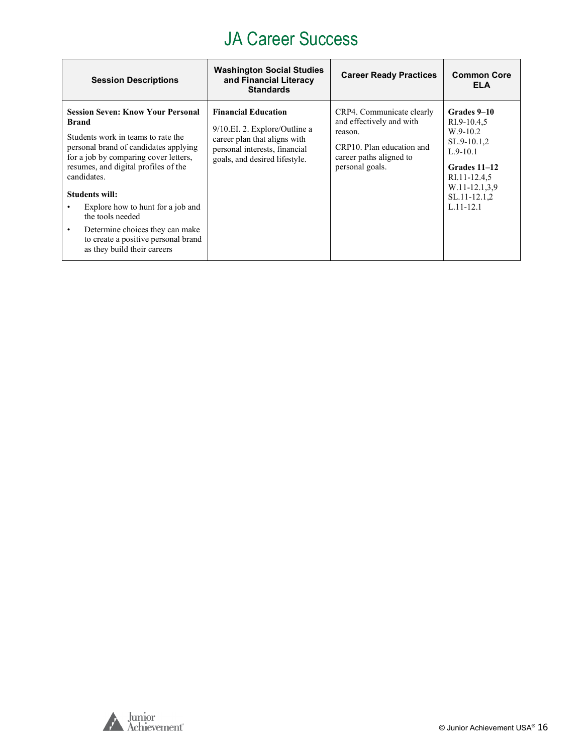# JA Career Success

| Session Descriptions | Washington Social Studies and Financial Literacy Standards | Career Ready Practices | Common Core ELA |
|---|---|---|---|
| **Session Seven: Know Your Personal Brand**<br><br>Students work in teams to rate the personal brand of candidates applying for a job by comparing cover letters, resumes, and digital profiles of the candidates.<br><br>**Students will:**<br>• Explore how to hunt for a job and the tools needed<br>• Determine choices they can make to create a positive personal brand as they build their careers | **Financial Education**<br><br>9/10.EI. 2. Explore/Outline a career plan that aligns with personal interests, financial goals, and desired lifestyle. | CRP4. Communicate clearly and effectively and with reason.<br><br>CRP10. Plan education and career paths aligned to personal goals. | **Grades 9–10**<br>RI.9-10.4,5<br>W.9-10.2<br>SL.9-10.1,2<br>L.9-10.1<br><br>**Grades 11–12**<br>RI.11-12.4,5<br>W.11-12.1,3,9<br>SL.11-12.1,2<br>L.11-12.1 |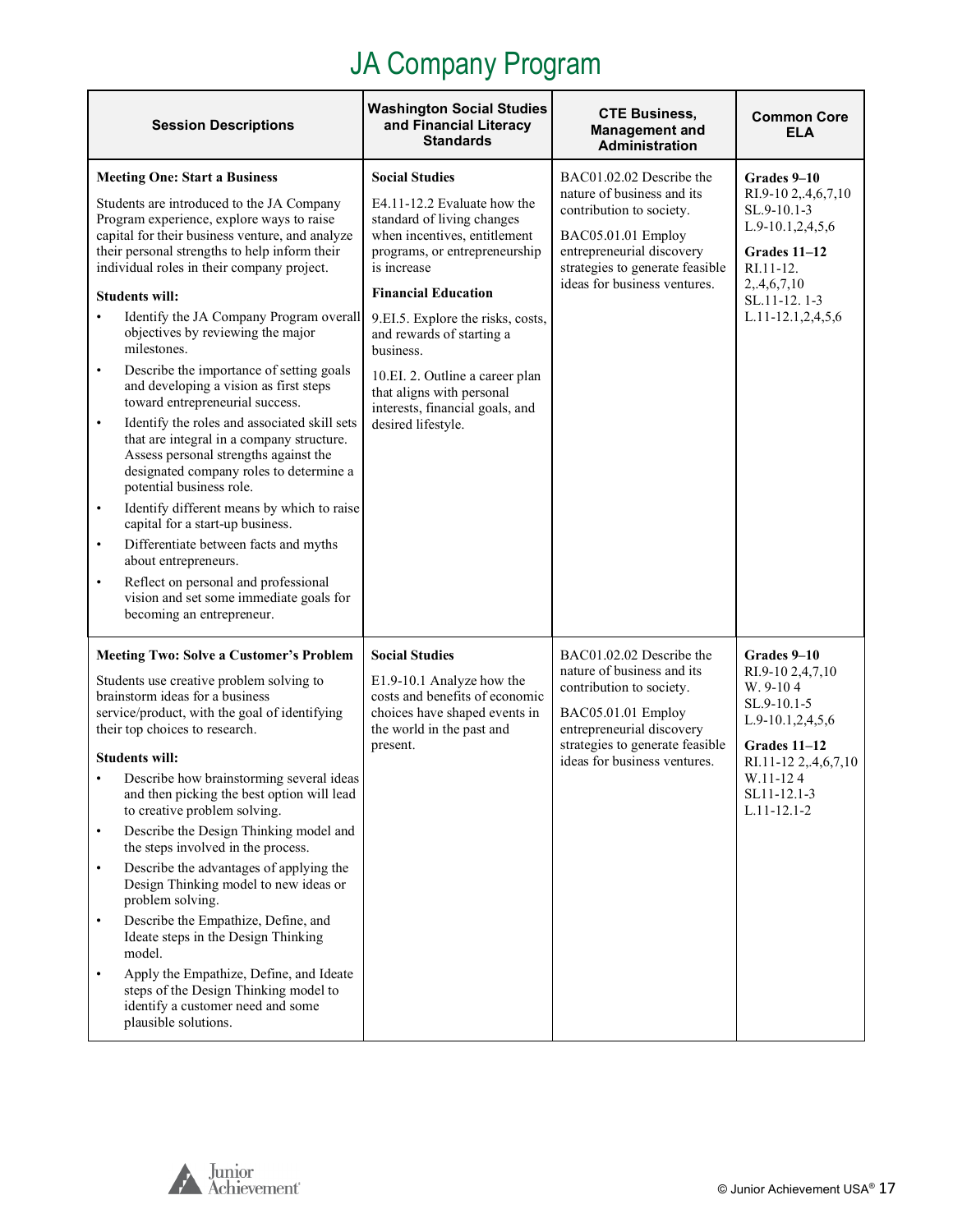# JA Company Program

| Session Descriptions | Washington Social Studies and Financial Literacy Standards | CTE Business, Management and Administration | Common Core ELA |
|---|---|---|---|
| **Meeting One: Start a Business**<br><br>Students are introduced to the JA Company Program experience, explore ways to raise capital for their business venture, and analyze their personal strengths to help inform their individual roles in their company project.<br><br>**Students will:**<br>• Identify the JA Company Program overall objectives by reviewing the major milestones.<br>• Describe the importance of setting goals and developing a vision as first steps toward entrepreneurial success.<br>• Identify the roles and associated skill sets that are integral in a company structure. Assess personal strengths against the designated company roles to determine a potential business role.<br>• Identify different means by which to raise capital for a start-up business.<br>• Differentiate between facts and myths about entrepreneurs.<br>• Reflect on personal and professional vision and set some immediate goals for becoming an entrepreneur. | **Social Studies**<br><br>E4.11-12.2 Evaluate how the standard of living changes when incentives, entitlement programs, or entrepreneurship is increase<br><br>**Financial Education**<br><br>9.EI.5. Explore the risks, costs, and rewards of starting a business.<br><br>10.EI. 2. Outline a career plan that aligns with personal interests, financial goals, and desired lifestyle. | BAC01.02.02 Describe the nature of business and its contribution to society.<br><br>BAC05.01.01 Employ entrepreneurial discovery strategies to generate feasible ideas for business ventures. | **Grades 9–10**<br>RI.9-10 2,.4,6,7,10<br>SL.9-10.1-3<br>L.9-10.1,2,4,5,6<br><br>**Grades 11–12**<br>RI.11-12. 2,.4,6,7,10<br>SL.11-12. 1-3<br>L.11-12.1,2,4,5,6 |
| **Meeting Two: Solve a Customer's Problem**<br><br>Students use creative problem solving to brainstorm ideas for a business service/product, with the goal of identifying their top choices to research.<br><br>**Students will:**<br>• Describe how brainstorming several ideas and then picking the best option will lead to creative problem solving.<br>• Describe the Design Thinking model and the steps involved in the process.<br>• Describe the advantages of applying the Design Thinking model to new ideas or problem solving.<br>• Describe the Empathize, Define, and Ideate steps in the Design Thinking model.<br>• Apply the Empathize, Define, and Ideate steps of the Design Thinking model to identify a customer need and some plausible solutions. | **Social Studies**<br><br>E1.9-10.1 Analyze how the costs and benefits of economic choices have shaped events in the world in the past and present. | BAC01.02.02 Describe the nature of business and its contribution to society.<br><br>BAC05.01.01 Employ entrepreneurial discovery strategies to generate feasible ideas for business ventures. | **Grades 9–10**<br>RI.9-10 2,4,7,10<br>W. 9-10 4<br>SL.9-10.1-5<br>L.9-10.1,2,4,5,6<br><br>**Grades 11–12**<br>RI.11-12 2,.4,6,7,10<br>W.11-12 4<br>SL11-12.1-3<br>L.11-12.1-2 |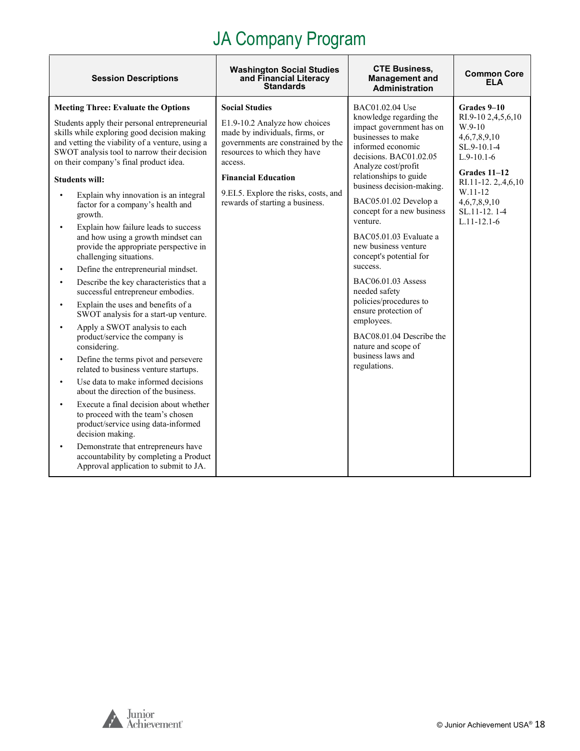# JA Company Program

| Session Descriptions | Washington Social Studies and Financial Literacy Standards | CTE Business, Management and Administration | Common Core ELA |
|---|---|---|---|
| **Meeting Three: Evaluate the Options**<br><br>Students apply their personal entrepreneurial skills while exploring good decision making and vetting the viability of a venture, using a SWOT analysis tool to narrow their decision on their company's final product idea.<br><br>**Students will:**<br>• Explain why innovation is an integral factor for a company's health and growth.<br>• Explain how failure leads to success and how using a growth mindset can provide the appropriate perspective in challenging situations.<br>• Define the entrepreneurial mindset.<br>• Describe the key characteristics that a successful entrepreneur embodies.<br>• Explain the uses and benefits of a SWOT analysis for a start-up venture.<br>• Apply a SWOT analysis to each product/service the company is considering.<br>• Define the terms pivot and persevere related to business venture startups.<br>• Use data to make informed decisions about the direction of the business.<br>• Execute a final decision about whether to proceed with the team's chosen product/service using data-informed decision making.<br>• Demonstrate that entrepreneurs have accountability by completing a Product Approval application to submit to JA. | **Social Studies**<br><br>E1.9-10.2 Analyze how choices made by individuals, firms, or governments are constrained by the resources to which they have access.<br><br>**Financial Education**<br><br>9.EI.5. Explore the risks, costs, and rewards of starting a business. | BAC01.02.04 Use knowledge regarding the impact government has on businesses to make informed economic decisions. BAC01.02.05 Analyze cost/profit relationships to guide business decision-making.<br><br>BAC05.01.02 Develop a concept for a new business venture.<br><br>BAC05.01.03 Evaluate a new business venture concept's potential for success.<br><br>BAC06.01.03 Assess needed safety policies/procedures to ensure protection of employees.<br><br>BAC08.01.04 Describe the nature and scope of business laws and regulations. | **Grades 9–10**<br>RI.9-10 2,4,5,6,10<br>W.9-10 4,6,7,8,9,10<br>SL.9-10.1-4<br>L.9-10.1-6<br><br>**Grades 11–12**<br>RI.11-12. 2,.4,6,10<br>W.11-12 4,6,7,8,9,10<br>SL.11-12. 1-4<br>L.11-12.1-6 |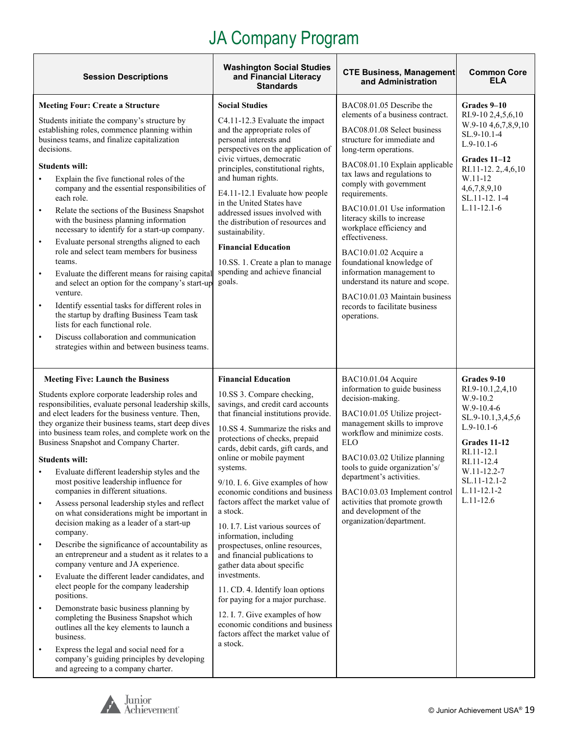# JA Company Program

| Session Descriptions | Washington Social Studies and Financial Literacy Standards | CTE Business, Management and Administration | Common Core ELA |
|---|---|---|---|
| **Meeting Four: Create a Structure**<br><br>Students initiate the company's structure by establishing roles, commence planning within business teams, and finalize capitalization decisions.<br><br>**Students will:**<br>• Explain the five functional roles of the company and the essential responsibilities of each role.<br>• Relate the sections of the Business Snapshot with the business planning information necessary to identify for a start-up company.<br>• Evaluate personal strengths aligned to each role and select team members for business teams.<br>• Evaluate the different means for raising capital and select an option for the company's start-up venture.<br>• Identify essential tasks for different roles in the startup by drafting Business Team task lists for each functional role.<br>• Discuss collaboration and communication strategies within and between business teams. | **Social Studies**<br><br>C4.11-12.3 Evaluate the impact and the appropriate roles of personal interests and perspectives on the application of civic virtues, democratic principles, constitutional rights, and human rights.<br><br>E4.11-12.1 Evaluate how people in the United States have addressed issues involved with the distribution of resources and sustainability.<br><br>**Financial Education**<br><br>10.SS. 1. Create a plan to manage spending and achieve financial goals. | BAC08.01.05 Describe the elements of a business contract.<br><br>BAC08.01.08 Select business structure for immediate and long-term operations.<br><br>BAC08.01.10 Explain applicable tax laws and regulations to comply with government requirements.<br><br>BAC10.01.01 Use information literacy skills to increase workplace efficiency and effectiveness.<br><br>BAC10.01.02 Acquire a foundational knowledge of information management to understand its nature and scope.<br><br>BAC10.01.03 Maintain business records to facilitate business operations. | **Grades 9–10**<br>RI.9-10 2,4,5,6,10<br>W.9-10 4,6,7,8,9,10<br>SL.9-10.1-4<br>L.9-10.1-6<br><br>**Grades 11–12**<br>RI.11-12. 2,.4,6,10<br>W.11-12 4,6,7,8,9,10<br>SL.11-12. 1-4<br>L.11-12.1-6 |
| **Meeting Five: Launch the Business**<br><br>Students explore corporate leadership roles and responsibilities, evaluate personal leadership skills, and elect leaders for the business venture. Then, they organize their business teams, start deep dives into business team roles, and complete work on the Business Snapshot and Company Charter.<br><br>**Students will:**<br>• Evaluate different leadership styles and the most positive leadership influence for companies in different situations.<br>• Assess personal leadership styles and reflect on what considerations might be important in decision making as a leader of a start-up company.<br>• Describe the significance of accountability as an entrepreneur and a student as it relates to a company venture and JA experience.<br>• Evaluate the different leader candidates, and elect people for the company leadership positions.<br>• Demonstrate basic business planning by completing the Business Snapshot which outlines all the key elements to launch a business.<br>• Express the legal and social need for a company's guiding principles by developing and agreeing to a company charter. | **Financial Education**<br><br>10.SS 3. Compare checking, savings, and credit card accounts that financial institutions provide.<br><br>10.SS 4. Summarize the risks and protections of checks, prepaid cards, debit cards, gift cards, and online or mobile payment systems.<br><br>9/10. I. 6. Give examples of how economic conditions and business factors affect the market value of a stock.<br><br>10. I.7. List various sources of information, including prospectuses, online resources, and financial publications to gather data about specific investments.<br><br>11. CD. 4. Identify loan options for paying for a major purchase.<br><br>12. I. 7. Give examples of how economic conditions and business factors affect the market value of a stock. | BAC10.01.04 Acquire information to guide business decision-making.<br><br>BAC10.01.05 Utilize project-management skills to improve workflow and minimize costs. ELO<br><br>BAC10.03.02 Utilize planning tools to guide organization's/ department's activities.<br><br>BAC10.03.03 Implement control activities that promote growth and development of the organization/department. | **Grades 9-10**<br>RI.9-10.1,2,4,10<br>W.9-10.2<br>W.9-10.4-6<br>SL.9-10.1,3,4,5,6<br>L.9-10.1-6<br><br>**Grades 11-12**<br>RI.11-12.1<br>RI.11-12.4<br>W.11-12.2-7<br>SL.11-12.1-2<br>L.11-12.1-2<br>L.11-12.6 |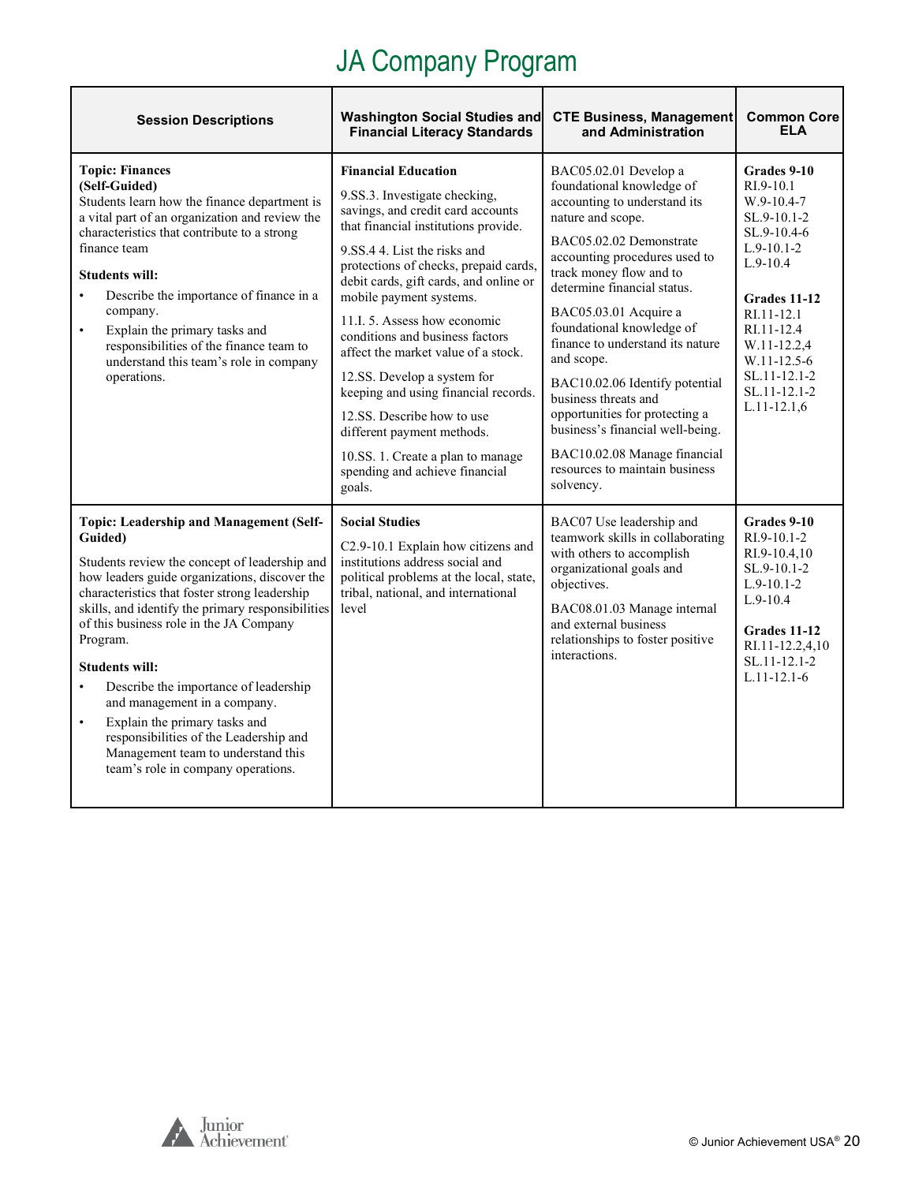# JA Company Program

| Session Descriptions | Washington Social Studies and Financial Literacy Standards | CTE Business, Management and Administration | Common Core ELA |
|---|---|---|---|
| **Topic: Finances (Self-Guided)**<br>Students learn how the finance department is a vital part of an organization and review the characteristics that contribute to a strong finance team<br><br>**Students will:**<br>• Describe the importance of finance in a company.<br>• Explain the primary tasks and responsibilities of the finance team to understand this team's role in company operations. | **Financial Education**<br><br>9.SS.3. Investigate checking, savings, and credit card accounts that financial institutions provide.<br><br>9.SS.4 4. List the risks and protections of checks, prepaid cards, debit cards, gift cards, and online or mobile payment systems.<br><br>11.I. 5. Assess how economic conditions and business factors affect the market value of a stock.<br><br>12.SS. Develop a system for keeping and using financial records.<br><br>12.SS. Describe how to use different payment methods.<br><br>10.SS. 1. Create a plan to manage spending and achieve financial goals. | BAC05.02.01 Develop a foundational knowledge of accounting to understand its nature and scope.<br><br>BAC05.02.02 Demonstrate accounting procedures used to track money flow and to determine financial status.<br><br>BAC05.03.01 Acquire a foundational knowledge of finance to understand its nature and scope.<br><br>BAC10.02.06 Identify potential business threats and opportunities for protecting a business's financial well-being.<br><br>BAC10.02.08 Manage financial resources to maintain business solvency. | **Grades 9-10**<br>RI.9-10.1<br>W.9-10.4-7<br>SL.9-10.1-2<br>SL.9-10.4-6<br>L.9-10.1-2<br>L.9-10.4<br><br>**Grades 11-12**<br>RI.11-12.1<br>RI.11-12.4<br>W.11-12.2,4<br>W.11-12.5-6<br>SL.11-12.1-2<br>SL.11-12.1-2<br>L.11-12.1,6 |
| **Topic: Leadership and Management (Self-Guided)**<br><br>Students review the concept of leadership and how leaders guide organizations, discover the characteristics that foster strong leadership skills, and identify the primary responsibilities of this business role in the JA Company Program.<br><br>**Students will:**<br>• Describe the importance of leadership and management in a company.<br>• Explain the primary tasks and responsibilities of the Leadership and Management team to understand this team's role in company operations. | **Social Studies**<br><br>C2.9-10.1 Explain how citizens and institutions address social and political problems at the local, state, tribal, national, and international level | BAC07 Use leadership and teamwork skills in collaborating with others to accomplish organizational goals and objectives.<br><br>BAC08.01.03 Manage internal and external business relationships to foster positive interactions. | **Grades 9-10**<br>RI.9-10.1-2<br>RI.9-10.4,10<br>SL.9-10.1-2<br>L.9-10.1-2<br>L.9-10.4<br><br>**Grades 11-12**<br>RI.11-12.2,4,10<br>SL.11-12.1-2<br>L.11-12.1-6 |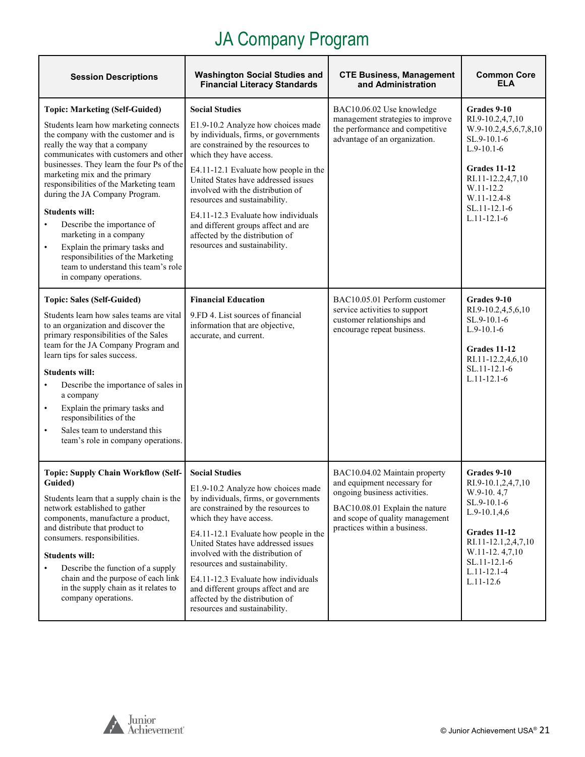# JA Company Program

| Session Descriptions | Washington Social Studies and Financial Literacy Standards | CTE Business, Management and Administration | Common Core ELA |
|---|---|---|---|
| **Topic: Marketing (Self-Guided)**<br><br>Students learn how marketing connects the company with the customer and is really the way that a company communicates with customers and other businesses. They learn the four Ps of the marketing mix and the primary responsibilities of the Marketing team during the JA Company Program.<br><br>**Students will:**<br>• Describe the importance of marketing in a company<br>• Explain the primary tasks and responsibilities of the Marketing team to understand this team's role in company operations. | **Social Studies**<br><br>E1.9-10.2 Analyze how choices made by individuals, firms, or governments are constrained by the resources to which they have access.<br><br>E4.11-12.1 Evaluate how people in the United States have addressed issues involved with the distribution of resources and sustainability.<br><br>E4.11-12.3 Evaluate how individuals and different groups affect and are affected by the distribution of resources and sustainability. | BAC10.06.02 Use knowledge management strategies to improve the performance and competitive advantage of an organization. | **Grades 9-10**<br>RI.9-10.2,4,7,10<br>W.9-10.2,4,5,6,7,8,10<br>SL.9-10.1-6<br>L.9-10.1-6<br><br>**Grades 11-12**<br>RI.11-12.2,4,7,10<br>W.11-12.2<br>W.11-12.4-8<br>SL.11-12.1-6<br>L.11-12.1-6 |
| **Topic: Sales (Self-Guided)**<br><br>Students learn how sales teams are vital to an organization and discover the primary responsibilities of the Sales team for the JA Company Program and learn tips for sales success.<br><br>**Students will:**<br>• Describe the importance of sales in a company<br>• Explain the primary tasks and responsibilities of the<br>• Sales team to understand this team's role in company operations. | **Financial Education**<br><br>9.FD 4. List sources of financial information that are objective, accurate, and current. | BAC10.05.01 Perform customer service activities to support customer relationships and encourage repeat business. | **Grades 9-10**<br>RI.9-10.2,4,5,6,10<br>SL.9-10.1-6<br>L.9-10.1-6<br><br>**Grades 11-12**<br>RI.11-12.2,4,6,10<br>SL.11-12.1-6<br>L.11-12.1-6 |
| **Topic: Supply Chain Workflow (Self-Guided)**<br><br>Students learn that a supply chain is the network established to gather components, manufacture a product, and distribute that product to consumers. responsibilities.<br><br>**Students will:**<br>• Describe the function of a supply chain and the purpose of each link in the supply chain as it relates to company operations. | **Social Studies**<br><br>E1.9-10.2 Analyze how choices made by individuals, firms, or governments are constrained by the resources to which they have access.<br><br>E4.11-12.1 Evaluate how people in the United States have addressed issues involved with the distribution of resources and sustainability.<br><br>E4.11-12.3 Evaluate how individuals and different groups affect and are affected by the distribution of resources and sustainability. | BAC10.04.02 Maintain property and equipment necessary for ongoing business activities.<br><br>BAC10.08.01 Explain the nature and scope of quality management practices within a business. | **Grades 9-10**<br>RI.9-10.1,2,4,7,10<br>W.9-10. 4,7<br>SL.9-10.1-6<br>L.9-10.1,4,6<br><br>**Grades 11-12**<br>RI.11-12.1,2,4,7,10<br>W.11-12. 4,7,10<br>SL.11-12.1-6<br>L.11-12.1-4<br>L.11-12.6 |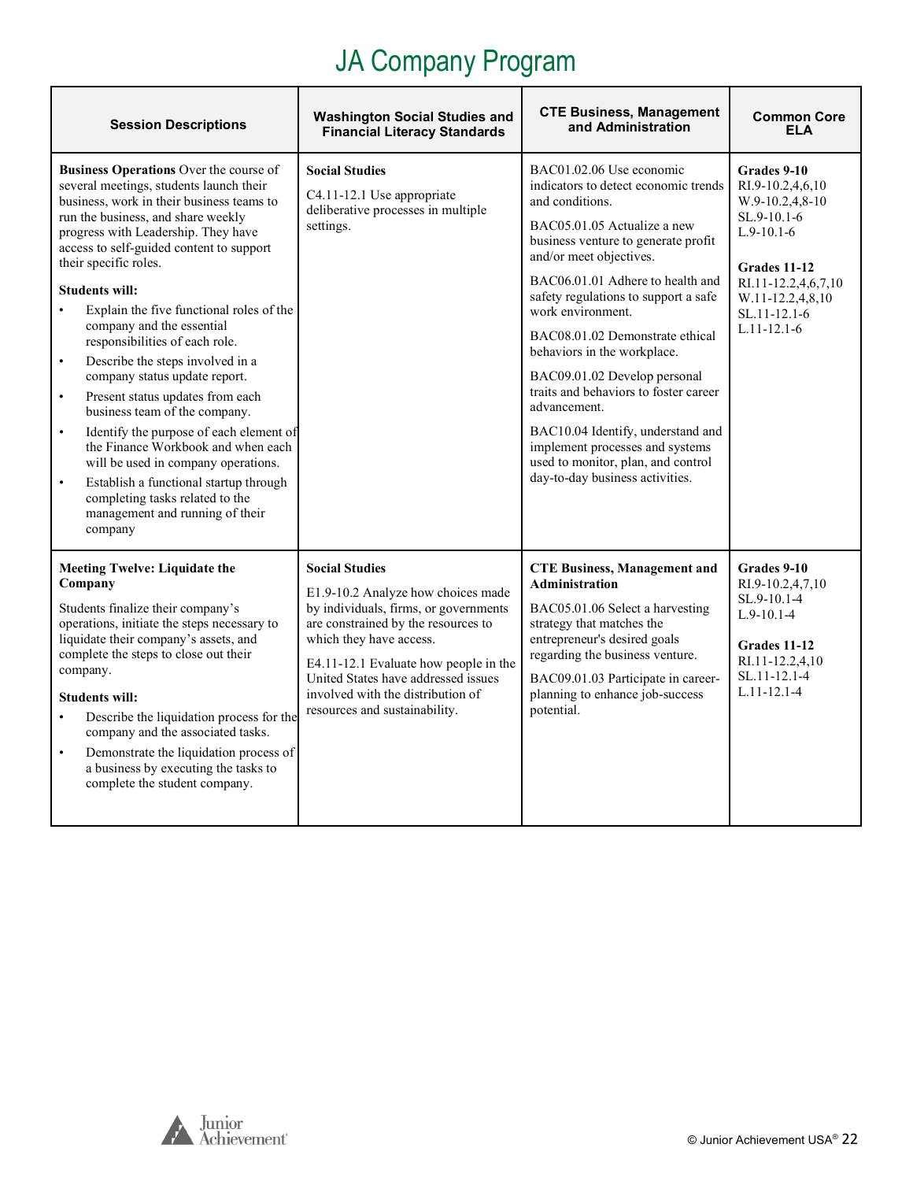# JA Company Program

| Session Descriptions | Washington Social Studies and Financial Literacy Standards | CTE Business, Management and Administration | Common Core ELA |
|---|---|---|---|
| **Business Operations** Over the course of several meetings, students launch their business, work in their business teams to run the business, and share weekly progress with Leadership. They have access to self-guided content to support their specific roles.<br><br>**Students will:**<br>• Explain the five functional roles of the company and the essential responsibilities of each role.<br>• Describe the steps involved in a company status update report.<br>• Present status updates from each business team of the company.<br>• Identify the purpose of each element of the Finance Workbook and when each will be used in company operations.<br>• Establish a functional startup through completing tasks related to the management and running of their company | **Social Studies**<br><br>C4.11-12.1 Use appropriate deliberative processes in multiple settings. | BAC01.02.06 Use economic indicators to detect economic trends and conditions.<br><br>BAC05.01.05 Actualize a new business venture to generate profit and/or meet objectives.<br><br>BAC06.01.01 Adhere to health and safety regulations to support a safe work environment.<br><br>BAC08.01.02 Demonstrate ethical behaviors in the workplace.<br><br>BAC09.01.02 Develop personal traits and behaviors to foster career advancement.<br><br>BAC10.04 Identify, understand and implement processes and systems used to monitor, plan, and control day-to-day business activities. | **Grades 9-10**<br>RI.9-10.2,4,6,10<br>W.9-10.2,4,8-10<br>SL.9-10.1-6<br>L.9-10.1-6<br><br>**Grades 11-12**<br>RI.11-12.2,4,6,7,10<br>W.11-12.2,4,8,10<br>SL.11-12.1-6<br>L.11-12.1-6 |
| **Meeting Twelve: Liquidate the Company**<br><br>Students finalize their company's operations, initiate the steps necessary to liquidate their company's assets, and complete the steps to close out their company.<br><br>**Students will:**<br>• Describe the liquidation process for the company and the associated tasks.<br>• Demonstrate the liquidation process of a business by executing the tasks to complete the student company. | **Social Studies**<br><br>E1.9-10.2 Analyze how choices made by individuals, firms, or governments are constrained by the resources to which they have access.<br><br>E4.11-12.1 Evaluate how people in the United States have addressed issues involved with the distribution of resources and sustainability. | **CTE Business, Management and Administration**<br><br>BAC05.01.06 Select a harvesting strategy that matches the entrepreneur's desired goals regarding the business venture.<br><br>BAC09.01.03 Participate in career-planning to enhance job-success potential. | **Grades 9-10**<br>RI.9-10.2,4,7,10<br>SL.9-10.1-4<br>L.9-10.1-4<br><br>**Grades 11-12**<br>RI.11-12.2,4,10<br>SL.11-12.1-4<br>L.11-12.1-4 |

© Junior Achievement USA®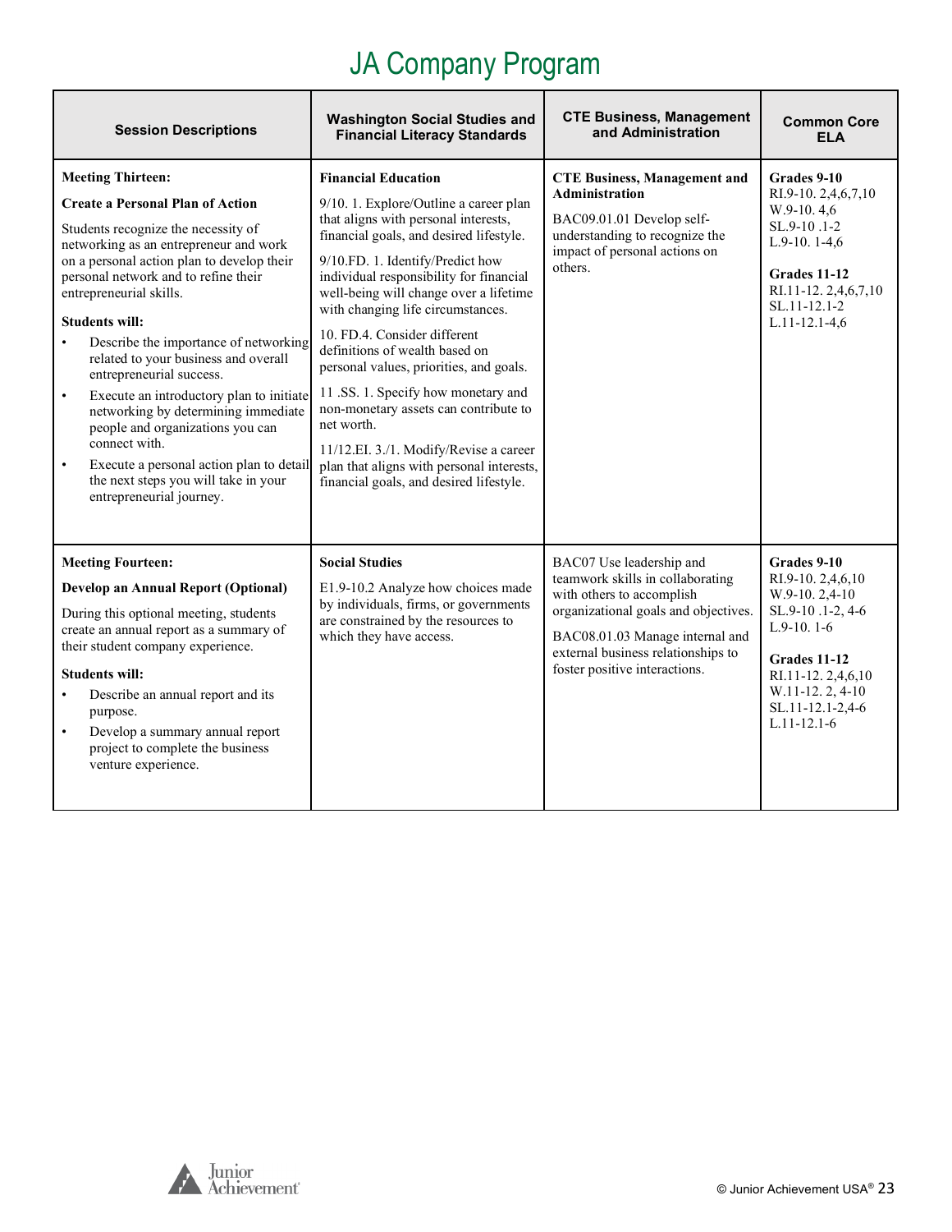# JA Company Program

| Session Descriptions | Washington Social Studies and Financial Literacy Standards | CTE Business, Management and Administration | Common Core ELA |
|---|---|---|---|
| **Meeting Thirteen:**<br>**Create a Personal Plan of Action**<br>Students recognize the necessity of networking as an entrepreneur and work on a personal action plan to develop their personal network and to refine their entrepreneurial skills.<br>**Students will:**<br>• Describe the importance of networking related to your business and overall entrepreneurial success.<br>• Execute an introductory plan to initiate networking by determining immediate people and organizations you can connect with.<br>• Execute a personal action plan to detail the next steps you will take in your entrepreneurial journey. | **Financial Education**<br>9/10. 1. Explore/Outline a career plan that aligns with personal interests, financial goals, and desired lifestyle.<br>9/10.FD. 1. Identify/Predict how individual responsibility for financial well-being will change over a lifetime with changing life circumstances.<br>10. FD.4. Consider different definitions of wealth based on personal values, priorities, and goals.<br>11 .SS. 1. Specify how monetary and non-monetary assets can contribute to net worth.<br>11/12.EI. 3./1. Modify/Revise a career plan that aligns with personal interests, financial goals, and desired lifestyle. | **CTE Business, Management and Administration**<br>BAC09.01.01 Develop self-understanding to recognize the impact of personal actions on others. | **Grades 9-10**<br>RI.9-10. 2,4,6,7,10<br>W.9-10. 4,6<br>SL.9-10 .1-2<br>L.9-10. 1-4,6<br><br>**Grades 11-12**<br>RI.11-12. 2,4,6,7,10<br>SL.11-12.1-2<br>L.11-12.1-4,6 |
| **Meeting Fourteen:**<br>**Develop an Annual Report (Optional)**<br>During this optional meeting, students create an annual report as a summary of their student company experience.<br>**Students will:**<br>• Describe an annual report and its purpose.<br>• Develop a summary annual report project to complete the business venture experience. | **Social Studies**<br>E1.9-10.2 Analyze how choices made by individuals, firms, or governments are constrained by the resources to which they have access. | BAC07 Use leadership and teamwork skills in collaborating with others to accomplish organizational goals and objectives.<br>BAC08.01.03 Manage internal and external business relationships to foster positive interactions. | **Grades 9-10**<br>RI.9-10. 2,4,6,10<br>W.9-10. 2,4-10<br>SL.9-10 .1-2, 4-6<br>L.9-10. 1-6<br><br>**Grades 11-12**<br>RI.11-12. 2,4,6,10<br>W.11-12. 2, 4-10<br>SL.11-12.1-2,4-6<br>L.11-12.1-6 |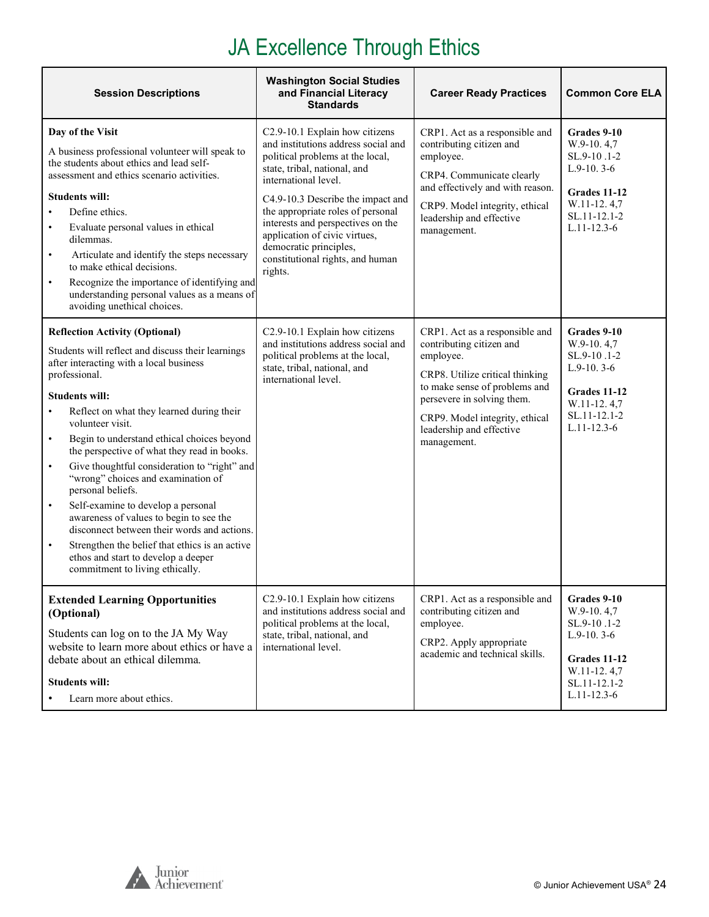# JA Excellence Through Ethics

| Session Descriptions | Washington Social Studies and Financial Literacy Standards | Career Ready Practices | Common Core ELA |
|---|---|---|---|
| **Day of the Visit**<br><br>A business professional volunteer will speak to the students about ethics and lead self-assessment and ethics scenario activities.<br><br>**Students will:**<br>• Define ethics.<br>• Evaluate personal values in ethical dilemmas.<br>• Articulate and identify the steps necessary to make ethical decisions.<br>• Recognize the importance of identifying and understanding personal values as a means of avoiding unethical choices. | C2.9-10.1 Explain how citizens and institutions address social and political problems at the local, state, tribal, national, and international level.<br><br>C4.9-10.3 Describe the impact and the appropriate roles of personal interests and perspectives on the application of civic virtues, democratic principles, constitutional rights, and human rights. | CRP1. Act as a responsible and contributing citizen and employee.<br><br>CRP4. Communicate clearly and effectively and with reason.<br><br>CRP9. Model integrity, ethical leadership and effective management. | **Grades 9-10**<br>W.9-10. 4,7<br>SL.9-10 .1-2<br>L.9-10. 3-6<br><br>**Grades 11-12**<br>W.11-12. 4,7<br>SL.11-12.1-2<br>L.11-12.3-6 |
| **Reflection Activity (Optional)**<br><br>Students will reflect and discuss their learnings after interacting with a local business professional.<br><br>**Students will:**<br>• Reflect on what they learned during their volunteer visit.<br>• Begin to understand ethical choices beyond the perspective of what they read in books.<br>• Give thoughtful consideration to "right" and "wrong" choices and examination of personal beliefs.<br>• Self-examine to develop a personal awareness of values to begin to see the disconnect between their words and actions.<br>• Strengthen the belief that ethics is an active ethos and start to develop a deeper commitment to living ethically. | C2.9-10.1 Explain how citizens and institutions address social and political problems at the local, state, tribal, national, and international level. | CRP1. Act as a responsible and contributing citizen and employee.<br><br>CRP8. Utilize critical thinking to make sense of problems and persevere in solving them.<br><br>CRP9. Model integrity, ethical leadership and effective management. | **Grades 9-10**<br>W.9-10. 4,7<br>SL.9-10 .1-2<br>L.9-10. 3-6<br><br>**Grades 11-12**<br>W.11-12. 4,7<br>SL.11-12.1-2<br>L.11-12.3-6 |
| **Extended Learning Opportunities (Optional)**<br><br>Students can log on to the JA My Way website to learn more about ethics or have a debate about an ethical dilemma.<br><br>**Students will:**<br>• Learn more about ethics. | C2.9-10.1 Explain how citizens and institutions address social and political problems at the local, state, tribal, national, and international level. | CRP1. Act as a responsible and contributing citizen and employee.<br><br>CRP2. Apply appropriate academic and technical skills. | **Grades 9-10**<br>W.9-10. 4,7<br>SL.9-10 .1-2<br>L.9-10. 3-6<br><br>**Grades 11-12**<br>W.11-12. 4,7<br>SL.11-12.1-2<br>L.11-12.3-6 |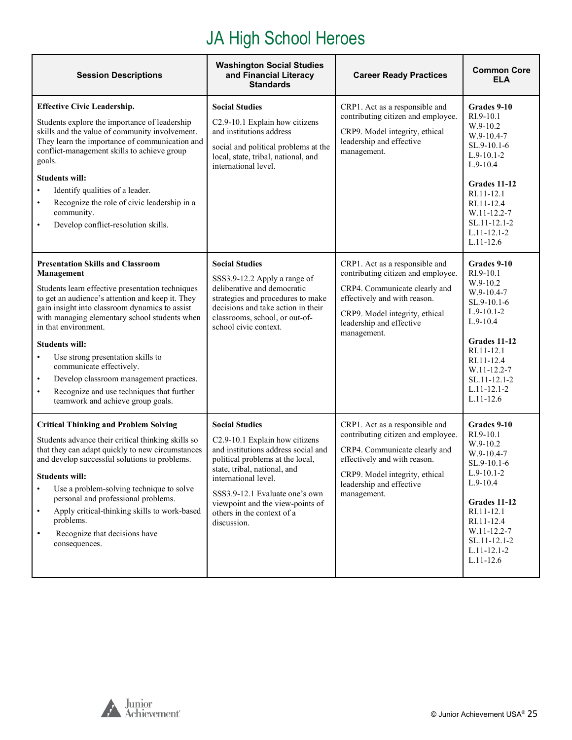# JA High School Heroes

| Session Descriptions | Washington Social Studies and Financial Literacy Standards | Career Ready Practices | Common Core ELA |
|---|---|---|---|
| **Effective Civic Leadership.**<br><br>Students explore the importance of leadership skills and the value of community involvement. They learn the importance of communication and conflict-management skills to achieve group goals.<br><br>**Students will:**<br>• Identify qualities of a leader.<br>• Recognize the role of civic leadership in a community.<br>• Develop conflict-resolution skills. | **Social Studies**<br><br>C2.9-10.1 Explain how citizens and institutions address<br><br>social and political problems at the local, state, tribal, national, and international level. | CRP1. Act as a responsible and contributing citizen and employee.<br><br>CRP9. Model integrity, ethical leadership and effective management. | **Grades 9-10**<br>RI.9-10.1<br>W.9-10.2<br>W.9-10.4-7<br>SL.9-10.1-6<br>L.9-10.1-2<br>L.9-10.4<br><br>**Grades 11-12**<br>RI.11-12.1<br>RI.11-12.4<br>W.11-12.2-7<br>SL.11-12.1-2<br>L.11-12.1-2<br>L.11-12.6 |
| **Presentation Skills and Classroom Management**<br><br>Students learn effective presentation techniques to get an audience's attention and keep it. They gain insight into classroom dynamics to assist with managing elementary school students when in that environment.<br><br>**Students will:**<br>• Use strong presentation skills to communicate effectively.<br>• Develop classroom management practices.<br>• Recognize and use techniques that further teamwork and achieve group goals. | **Social Studies**<br><br>SSS3.9-12.2 Apply a range of deliberative and democratic strategies and procedures to make decisions and take action in their classrooms, school, or out-of-school civic context. | CRP1. Act as a responsible and contributing citizen and employee.<br><br>CRP4. Communicate clearly and effectively and with reason.<br><br>CRP9. Model integrity, ethical leadership and effective management. | **Grades 9-10**<br>RI.9-10.1<br>W.9-10.2<br>W.9-10.4-7<br>SL.9-10.1-6<br>L.9-10.1-2<br>L.9-10.4<br><br>**Grades 11-12**<br>RI.11-12.1<br>RI.11-12.4<br>W.11-12.2-7<br>SL.11-12.1-2<br>L.11-12.1-2<br>L.11-12.6 |
| **Critical Thinking and Problem Solving**<br><br>Students advance their critical thinking skills so that they can adapt quickly to new circumstances and develop successful solutions to problems.<br><br>**Students will:**<br>• Use a problem-solving technique to solve personal and professional problems.<br>• Apply critical-thinking skills to work-based problems.<br>• Recognize that decisions have consequences. | **Social Studies**<br><br>C2.9-10.1 Explain how citizens and institutions address social and political problems at the local, state, tribal, national, and international level.<br><br>SSS3.9-12.1 Evaluate one's own viewpoint and the view-points of others in the context of a discussion. | CRP1. Act as a responsible and contributing citizen and employee.<br><br>CRP4. Communicate clearly and effectively and with reason.<br><br>CRP9. Model integrity, ethical leadership and effective management. | **Grades 9-10**<br>RI.9-10.1<br>W.9-10.2<br>W.9-10.4-7<br>SL.9-10.1-6<br>L.9-10.1-2<br>L.9-10.4<br><br>**Grades 11-12**<br>RI.11-12.1<br>RI.11-12.4<br>W.11-12.2-7<br>SL.11-12.1-2<br>L.11-12.1-2<br>L.11-12.6 |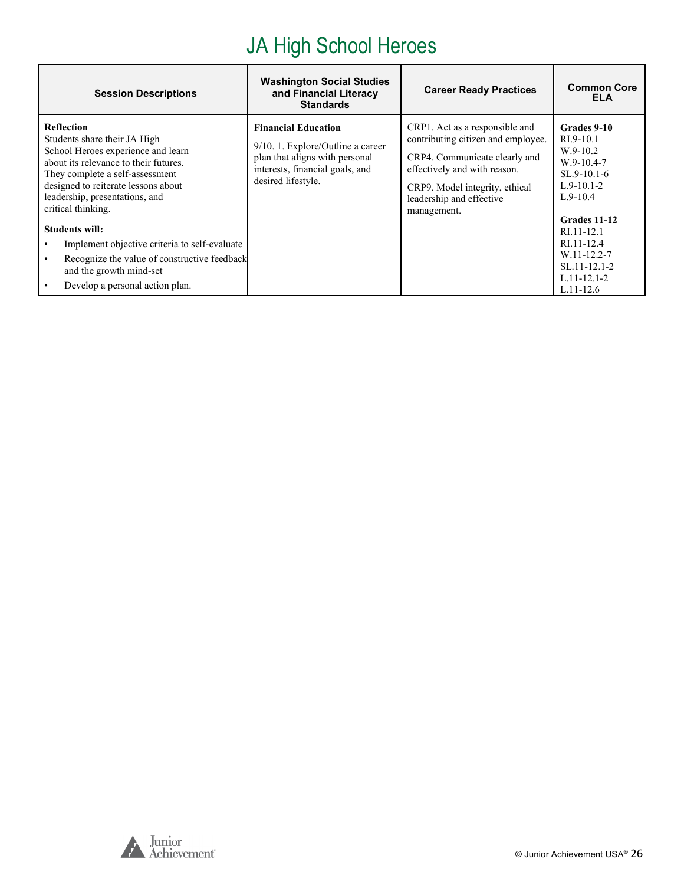# JA High School Heroes

| Session Descriptions | Washington Social Studies and Financial Literacy Standards | Career Ready Practices | Common Core ELA |
|---|---|---|---|
| **Reflection**<br>Students share their JA High School Heroes experience and learn about its relevance to their futures. They complete a self-assessment designed to reiterate lessons about leadership, presentations, and critical thinking.<br><br>**Students will:**<br>• Implement objective criteria to self-evaluate<br>• Recognize the value of constructive feedback and the growth mind-set<br>• Develop a personal action plan. | **Financial Education**<br><br>9/10. 1. Explore/Outline a career plan that aligns with personal interests, financial goals, and desired lifestyle. | CRP1. Act as a responsible and contributing citizen and employee.<br><br>CRP4. Communicate clearly and effectively and with reason.<br><br>CRP9. Model integrity, ethical leadership and effective management. | **Grades 9-10**<br>RI.9-10.1<br>W.9-10.2<br>W.9-10.4-7<br>SL.9-10.1-6<br>L.9-10.1-2<br>L.9-10.4<br><br>**Grades 11-12**<br>RI.11-12.1<br>RI.11-12.4<br>W.11-12.2-7<br>SL.11-12.1-2<br>L.11-12.1-2<br>L.11-12.6 |

© Junior Achievement USA®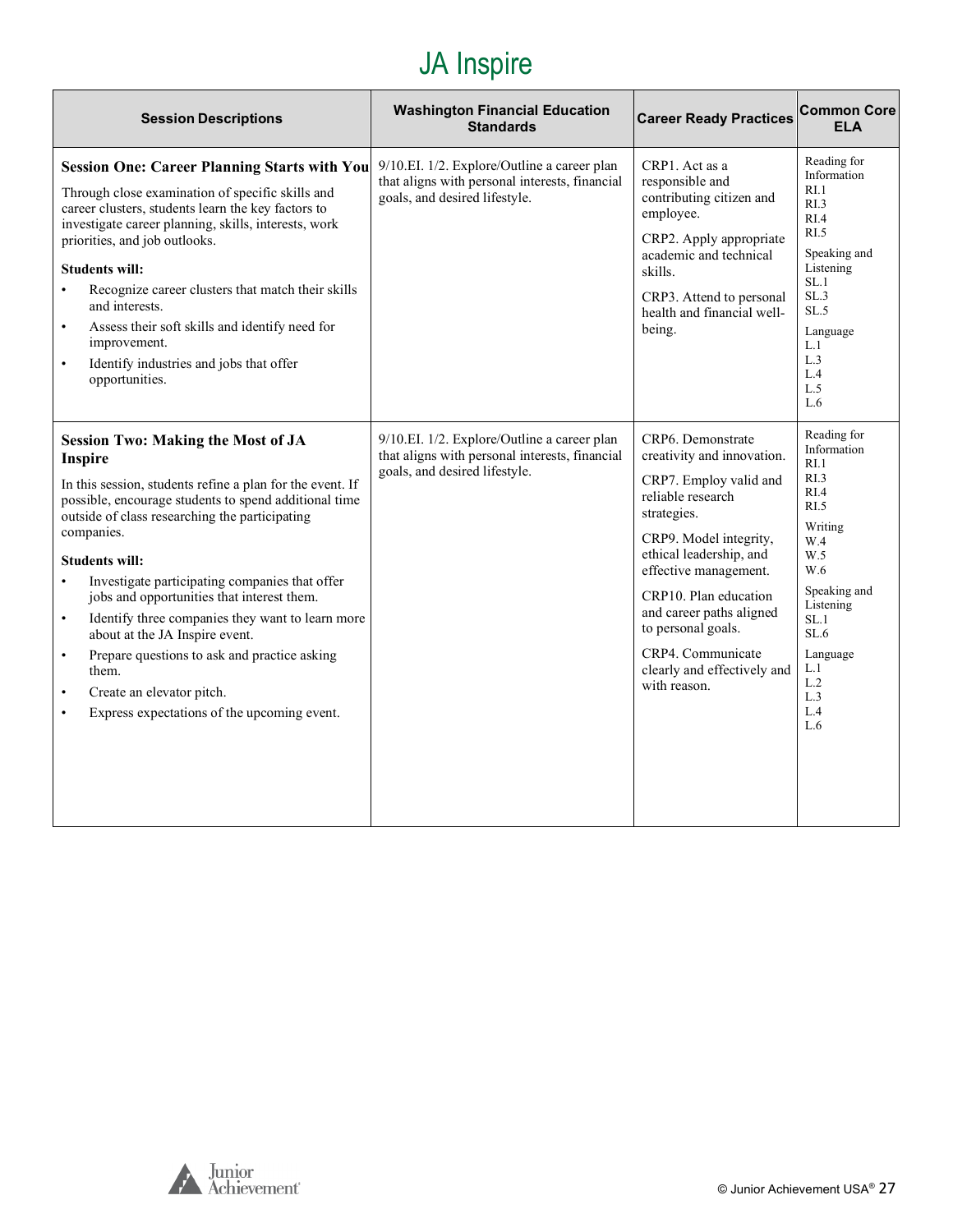# JA Inspire

| Session Descriptions | Washington Financial Education Standards | Career Ready Practices | Common Core ELA |
|---|---|---|---|
| **Session One: Career Planning Starts with You**<br><br>Through close examination of specific skills and career clusters, students learn the key factors to investigate career planning, skills, interests, work priorities, and job outlooks.<br><br>**Students will:**<br>• Recognize career clusters that match their skills and interests.<br>• Assess their soft skills and identify need for improvement.<br>• Identify industries and jobs that offer opportunities. | 9/10.EI. 1/2. Explore/Outline a career plan that aligns with personal interests, financial goals, and desired lifestyle. | CRP1. Act as a responsible and contributing citizen and employee.<br><br>CRP2. Apply appropriate academic and technical skills.<br><br>CRP3. Attend to personal health and financial well-being. | Reading for Information<br>RI.1<br>RI.3<br>RI.4<br>RI.5<br><br>Speaking and Listening<br>SL.1<br>SL.3<br>SL.5<br><br>Language<br>L.1<br>L.3<br>L.4<br>L.5<br>L.6 |
| **Session Two: Making the Most of JA Inspire**<br><br>In this session, students refine a plan for the event. If possible, encourage students to spend additional time outside of class researching the participating companies.<br><br>**Students will:**<br>• Investigate participating companies that offer jobs and opportunities that interest them.<br>• Identify three companies they want to learn more about at the JA Inspire event.<br>• Prepare questions to ask and practice asking them.<br>• Create an elevator pitch.<br>• Express expectations of the upcoming event. | 9/10.EI. 1/2. Explore/Outline a career plan that aligns with personal interests, financial goals, and desired lifestyle. | CRP6. Demonstrate creativity and innovation.<br><br>CRP7. Employ valid and reliable research strategies.<br><br>CRP9. Model integrity, ethical leadership, and effective management.<br><br>CRP10. Plan education and career paths aligned to personal goals.<br><br>CRP4. Communicate clearly and effectively and with reason. | Reading for Information<br>RI.1<br>RI.3<br>RI.4<br>RI.5<br><br>Writing<br>W.4<br>W.5<br>W.6<br><br>Speaking and Listening<br>SL.1<br>SL.6<br><br>Language<br>L.1<br>L.2<br>L.3<br>L.4<br>L.6 |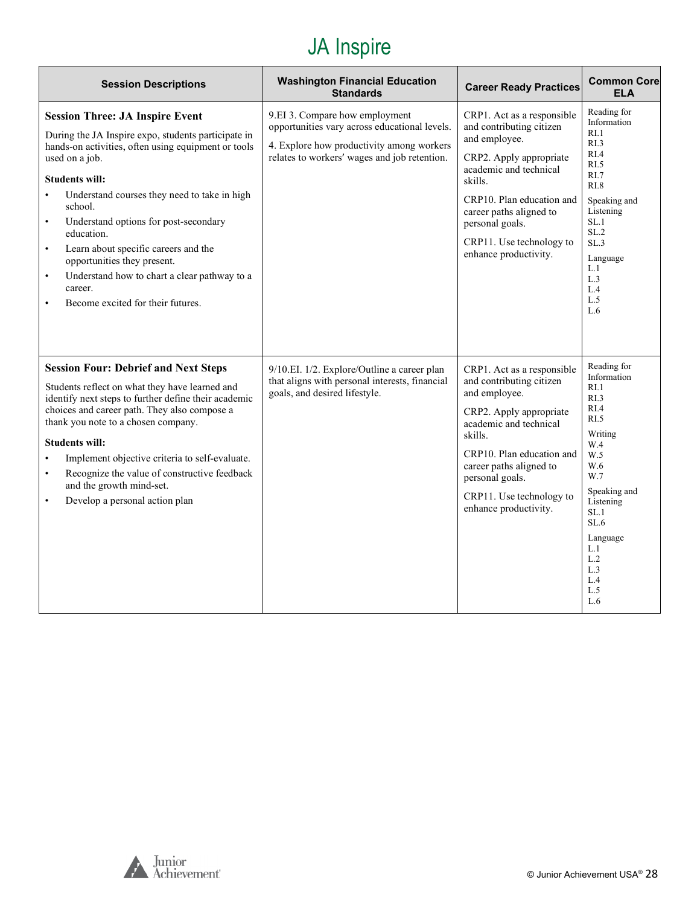# JA Inspire

| Session Descriptions | Washington Financial Education Standards | Career Ready Practices | Common Core ELA |
|---|---|---|---|
| **Session Three: JA Inspire Event**<br><br>During the JA Inspire expo, students participate in hands-on activities, often using equipment or tools used on a job.<br><br>**Students will:**<br>• Understand courses they need to take in high school.<br>• Understand options for post-secondary education.<br>• Learn about specific careers and the opportunities they present.<br>• Understand how to chart a clear pathway to a career.<br>• Become excited for their futures. | 9.EI 3. Compare how employment opportunities vary across educational levels.<br><br>4. Explore how productivity among workers relates to workers′ wages and job retention. | CRP1. Act as a responsible and contributing citizen and employee.<br><br>CRP2. Apply appropriate academic and technical skills.<br><br>CRP10. Plan education and career paths aligned to personal goals.<br><br>CRP11. Use technology to enhance productivity. | Reading for Information<br>RI.1<br>RI.3<br>RI.4<br>RI.5<br>RI.7<br>RI.8<br><br>Speaking and Listening<br>SL.1<br>SL.2<br>SL.3<br><br>Language<br>L.1<br>L.3<br>L.4<br>L.5<br>L.6 |
| **Session Four: Debrief and Next Steps**<br><br>Students reflect on what they have learned and identify next steps to further define their academic choices and career path. They also compose a thank you note to a chosen company.<br><br>**Students will:**<br>• Implement objective criteria to self-evaluate.<br>• Recognize the value of constructive feedback and the growth mind-set.<br>• Develop a personal action plan | 9/10.EI. 1/2. Explore/Outline a career plan that aligns with personal interests, financial goals, and desired lifestyle. | CRP1. Act as a responsible and contributing citizen and employee.<br><br>CRP2. Apply appropriate academic and technical skills.<br><br>CRP10. Plan education and career paths aligned to personal goals.<br><br>CRP11. Use technology to enhance productivity. | Reading for Information<br>RI.1<br>RI.3<br>RI.4<br>RI.5<br><br>Writing<br>W.4<br>W.5<br>W.6<br>W.7<br><br>Speaking and Listening<br>SL.1<br>SL.6<br><br>Language<br>L.1<br>L.2<br>L.3<br>L.4<br>L.5<br>L.6 |

© Junior Achievement USA®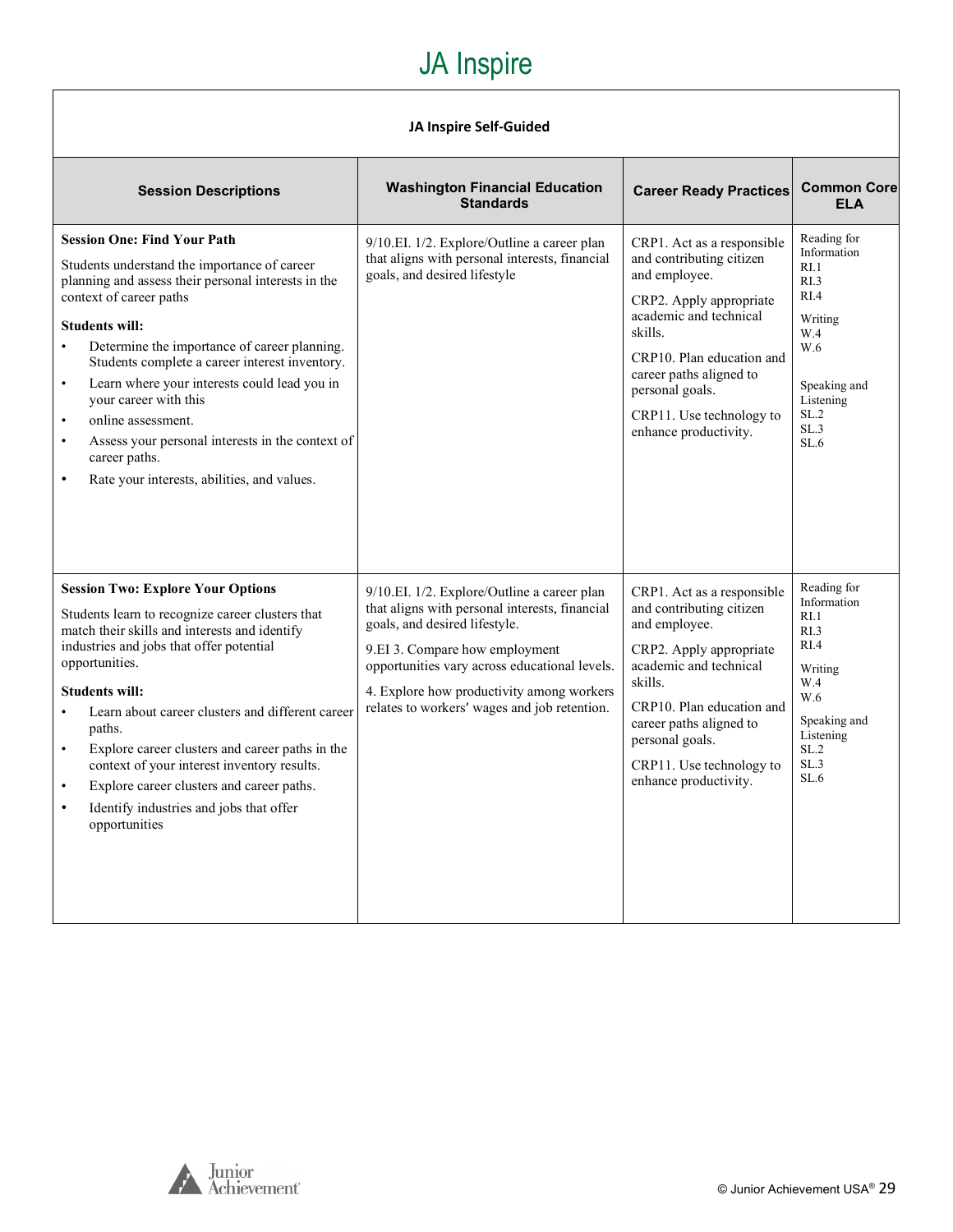# JA Inspire

| JA Inspire Self-Guided | | | |
|---|---|---|---|
| **Session Descriptions** | **Washington Financial Education Standards** | **Career Ready Practices** | **Common Core ELA** |
| **Session One: Find Your Path**<br><br>Students understand the importance of career planning and assess their personal interests in the context of career paths<br><br>**Students will:**<br>• Determine the importance of career planning. Students complete a career interest inventory.<br>• Learn where your interests could lead you in your career with this<br>• online assessment.<br>• Assess your personal interests in the context of career paths.<br>• Rate your interests, abilities, and values. | 9/10.EI. 1/2. Explore/Outline a career plan that aligns with personal interests, financial goals, and desired lifestyle | CRP1. Act as a responsible and contributing citizen and employee.<br><br>CRP2. Apply appropriate academic and technical skills.<br><br>CRP10. Plan education and career paths aligned to personal goals.<br><br>CRP11. Use technology to enhance productivity. | Reading for Information<br>RI.1<br>RI.3<br>RI.4<br><br>Writing<br>W.4<br>W.6<br><br>Speaking and Listening<br>SL.2<br>SL.3<br>SL.6 |
| **Session Two: Explore Your Options**<br><br>Students learn to recognize career clusters that match their skills and interests and identify industries and jobs that offer potential opportunities.<br><br>**Students will:**<br>• Learn about career clusters and different career paths.<br>• Explore career clusters and career paths in the context of your interest inventory results.<br>• Explore career clusters and career paths.<br>• Identify industries and jobs that offer opportunities | 9/10.EI. 1/2. Explore/Outline a career plan that aligns with personal interests, financial goals, and desired lifestyle.<br><br>9.EI 3. Compare how employment opportunities vary across educational levels.<br><br>4. Explore how productivity among workers relates to workers′ wages and job retention. | CRP1. Act as a responsible and contributing citizen and employee.<br><br>CRP2. Apply appropriate academic and technical skills.<br><br>CRP10. Plan education and career paths aligned to personal goals.<br><br>CRP11. Use technology to enhance productivity. | Reading for Information<br>RI.1<br>RI.3<br>RI.4<br><br>Writing<br>W.4<br>W.6<br><br>Speaking and Listening<br>SL.2<br>SL.3<br>SL.6 |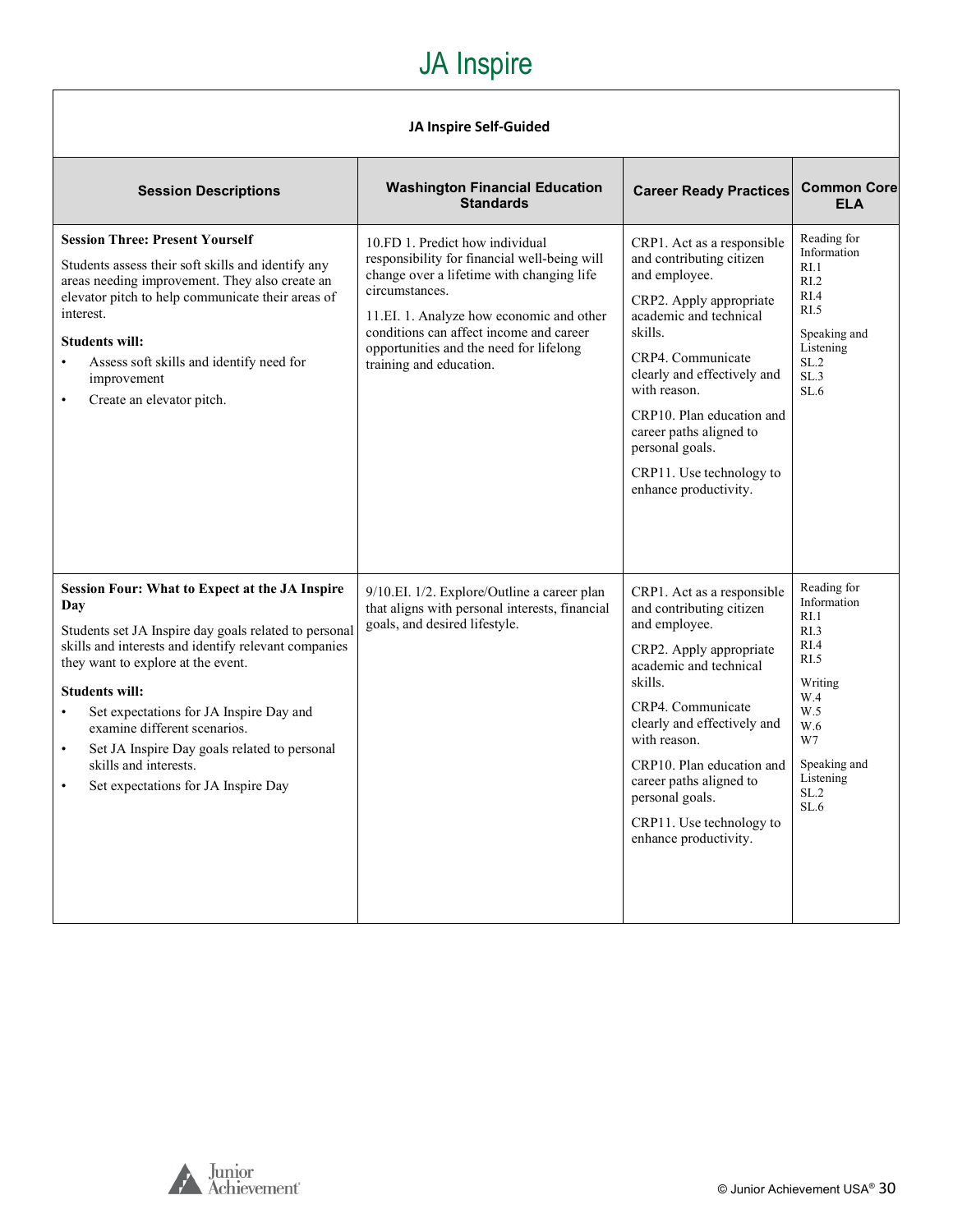# JA Inspire

| JA Inspire Self-Guided | | | |
|---|---|---|---|
| **Session Descriptions** | **Washington Financial Education Standards** | **Career Ready Practices** | **Common Core ELA** |
| **Session Three: Present Yourself**<br>Students assess their soft skills and identify any areas needing improvement. They also create an elevator pitch to help communicate their areas of interest.<br>**Students will:**<br>• Assess soft skills and identify need for improvement<br>• Create an elevator pitch. | 10.FD 1. Predict how individual responsibility for financial well-being will change over a lifetime with changing life circumstances.<br>11.EI. 1. Analyze how economic and other conditions can affect income and career opportunities and the need for lifelong training and education. | CRP1. Act as a responsible and contributing citizen and employee.<br>CRP2. Apply appropriate academic and technical skills.<br>CRP4. Communicate clearly and effectively and with reason.<br>CRP10. Plan education and career paths aligned to personal goals.<br>CRP11. Use technology to enhance productivity. | Reading for Information<br>RI.1<br>RI.2<br>RI.4<br>RI.5<br><br>Speaking and Listening<br>SL.2<br>SL.3<br>SL.6 |
| **Session Four: What to Expect at the JA Inspire Day**<br>Students set JA Inspire day goals related to personal skills and interests and identify relevant companies they want to explore at the event.<br>**Students will:**<br>• Set expectations for JA Inspire Day and examine different scenarios.<br>• Set JA Inspire Day goals related to personal skills and interests.<br>• Set expectations for JA Inspire Day | 9/10.EI. 1/2. Explore/Outline a career plan that aligns with personal interests, financial goals, and desired lifestyle. | CRP1. Act as a responsible and contributing citizen and employee.<br>CRP2. Apply appropriate academic and technical skills.<br>CRP4. Communicate clearly and effectively and with reason.<br>CRP10. Plan education and career paths aligned to personal goals.<br>CRP11. Use technology to enhance productivity. | Reading for Information<br>RI.1<br>RI.3<br>RI.4<br>RI.5<br><br>Writing<br>W.4<br>W.5<br>W.6<br>W7<br><br>Speaking and Listening<br>SL.2<br>SL.6 |

© Junior Achievement USA®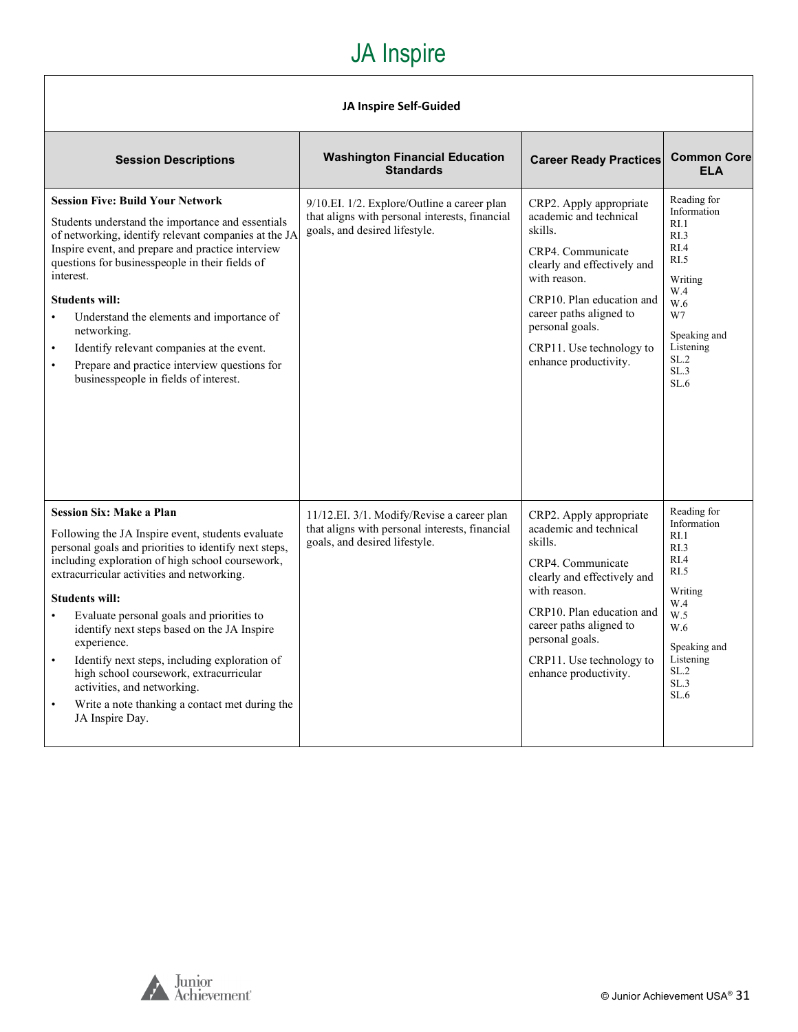# JA Inspire

| JA Inspire Self-Guided | | | |
|---|---|---|---|
| **Session Descriptions** | **Washington Financial Education Standards** | **Career Ready Practices** | **Common Core ELA** |
| **Session Five: Build Your Network**<br><br>Students understand the importance and essentials of networking, identify relevant companies at the JA Inspire event, and prepare and practice interview questions for businesspeople in their fields of interest.<br><br>**Students will:**<br>• Understand the elements and importance of networking.<br>• Identify relevant companies at the event.<br>• Prepare and practice interview questions for businesspeople in fields of interest. | 9/10.EI. 1/2. Explore/Outline a career plan that aligns with personal interests, financial goals, and desired lifestyle. | CRP2. Apply appropriate academic and technical skills.<br><br>CRP4. Communicate clearly and effectively and with reason.<br><br>CRP10. Plan education and career paths aligned to personal goals.<br><br>CRP11. Use technology to enhance productivity. | Reading for Information<br>RI.1<br>RI.3<br>RI.4<br>RI.5<br><br>Writing<br>W.4<br>W.6<br>W7<br><br>Speaking and Listening<br>SL.2<br>SL.3<br>SL.6 |
| **Session Six: Make a Plan**<br><br>Following the JA Inspire event, students evaluate personal goals and priorities to identify next steps, including exploration of high school coursework, extracurricular activities and networking.<br><br>**Students will:**<br>• Evaluate personal goals and priorities to identify next steps based on the JA Inspire experience.<br>• Identify next steps, including exploration of high school coursework, extracurricular activities, and networking.<br>• Write a note thanking a contact met during the JA Inspire Day. | 11/12.EI. 3/1. Modify/Revise a career plan that aligns with personal interests, financial goals, and desired lifestyle. | CRP2. Apply appropriate academic and technical skills.<br><br>CRP4. Communicate clearly and effectively and with reason.<br><br>CRP10. Plan education and career paths aligned to personal goals.<br><br>CRP11. Use technology to enhance productivity. | Reading for Information<br>RI.1<br>RI.3<br>RI.4<br>RI.5<br><br>Writing<br>W.4<br>W.5<br>W.6<br><br>Speaking and Listening<br>SL.2<br>SL.3<br>SL.6 |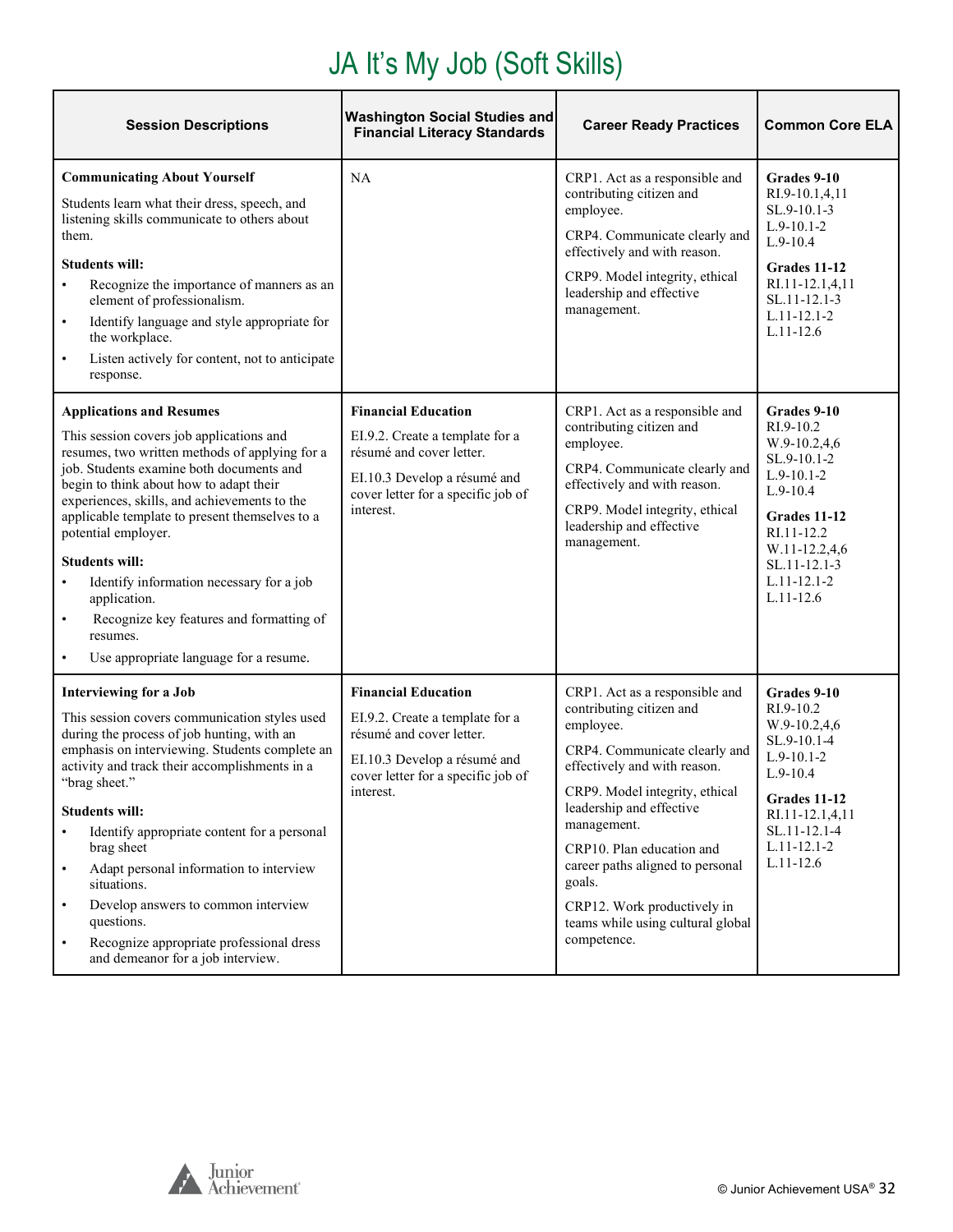# JA It's My Job (Soft Skills)

| Session Descriptions | Washington Social Studies and Financial Literacy Standards | Career Ready Practices | Common Core ELA |
|---|---|---|---|
| **Communicating About Yourself**<br><br>Students learn what their dress, speech, and listening skills communicate to others about them.<br><br>**Students will:**<br>• Recognize the importance of manners as an element of professionalism.<br>• Identify language and style appropriate for the workplace.<br>• Listen actively for content, not to anticipate response. | NA | CRP1. Act as a responsible and contributing citizen and employee.<br><br>CRP4. Communicate clearly and effectively and with reason.<br><br>CRP9. Model integrity, ethical leadership and effective management. | **Grades 9-10**<br>RI.9-10.1,4,11<br>SL.9-10.1-3<br>L.9-10.1-2<br>L.9-10.4<br><br>**Grades 11-12**<br>RI.11-12.1,4,11<br>SL.11-12.1-3<br>L.11-12.1-2<br>L.11-12.6 |
| **Applications and Resumes**<br><br>This session covers job applications and resumes, two written methods of applying for a job. Students examine both documents and begin to think about how to adapt their experiences, skills, and achievements to the applicable template to present themselves to a potential employer.<br><br>**Students will:**<br>• Identify information necessary for a job application.<br>• Recognize key features and formatting of resumes.<br>• Use appropriate language for a resume. | **Financial Education**<br><br>EI.9.2. Create a template for a résumé and cover letter.<br><br>EI.10.3 Develop a résumé and cover letter for a specific job of interest. | CRP1. Act as a responsible and contributing citizen and employee.<br><br>CRP4. Communicate clearly and effectively and with reason.<br><br>CRP9. Model integrity, ethical leadership and effective management. | **Grades 9-10**<br>RI.9-10.2<br>W.9-10.2,4,6<br>SL.9-10.1-2<br>L.9-10.1-2<br>L.9-10.4<br><br>**Grades 11-12**<br>RI.11-12.2<br>W.11-12.2,4,6<br>SL.11-12.1-3<br>L.11-12.1-2<br>L.11-12.6 |
| **Interviewing for a Job**<br><br>This session covers communication styles used during the process of job hunting, with an emphasis on interviewing. Students complete an activity and track their accomplishments in a "brag sheet."<br><br>**Students will:**<br>• Identify appropriate content for a personal brag sheet<br>• Adapt personal information to interview situations.<br>• Develop answers to common interview questions.<br>• Recognize appropriate professional dress and demeanor for a job interview. | **Financial Education**<br><br>EI.9.2. Create a template for a résumé and cover letter.<br><br>EI.10.3 Develop a résumé and cover letter for a specific job of interest. | CRP1. Act as a responsible and contributing citizen and employee.<br><br>CRP4. Communicate clearly and effectively and with reason.<br><br>CRP9. Model integrity, ethical leadership and effective management.<br><br>CRP10. Plan education and career paths aligned to personal goals.<br><br>CRP12. Work productively in teams while using cultural global competence. | **Grades 9-10**<br>RI.9-10.2<br>W.9-10.2,4,6<br>SL.9-10.1-4<br>L.9-10.1-2<br>L.9-10.4<br><br>**Grades 11-12**<br>RI.11-12.1,4,11<br>SL.11-12.1-4<br>L.11-12.1-2<br>L.11-12.6 |

© Junior Achievement USA®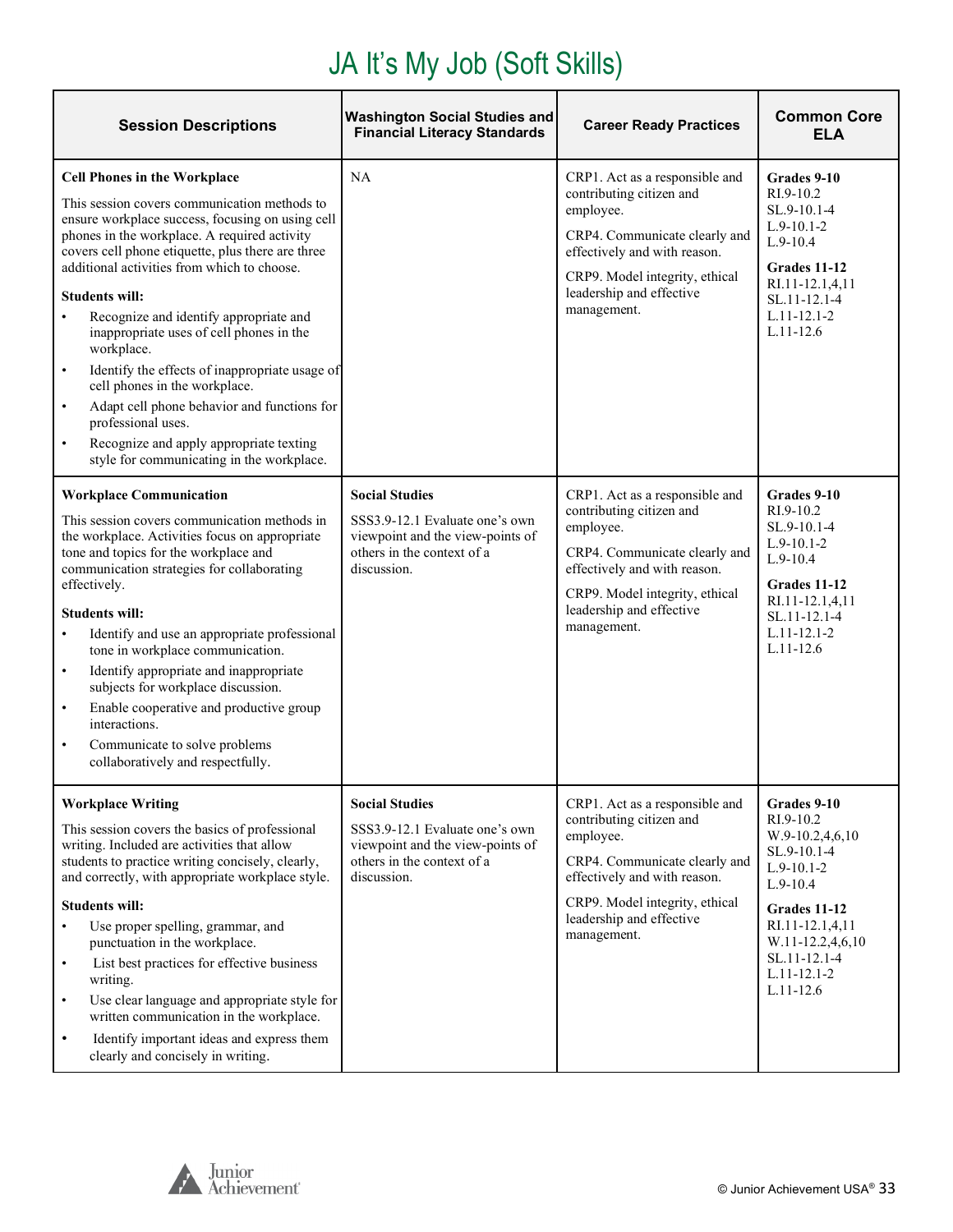# JA It's My Job (Soft Skills)

| Session Descriptions | Washington Social Studies and Financial Literacy Standards | Career Ready Practices | Common Core ELA |
|---|---|---|---|
| **Cell Phones in the Workplace**<br><br>This session covers communication methods to ensure workplace success, focusing on using cell phones in the workplace. A required activity covers cell phone etiquette, plus there are three additional activities from which to choose.<br><br>**Students will:**<br>• Recognize and identify appropriate and inappropriate uses of cell phones in the workplace.<br>• Identify the effects of inappropriate usage of cell phones in the workplace.<br>• Adapt cell phone behavior and functions for professional uses.<br>• Recognize and apply appropriate texting style for communicating in the workplace. | NA | CRP1. Act as a responsible and contributing citizen and employee.<br><br>CRP4. Communicate clearly and effectively and with reason.<br><br>CRP9. Model integrity, ethical leadership and effective management. | **Grades 9-10**<br>RI.9-10.2<br>SL.9-10.1-4<br>L.9-10.1-2<br>L.9-10.4<br><br>**Grades 11-12**<br>RI.11-12.1,4,11<br>SL.11-12.1-4<br>L.11-12.1-2<br>L.11-12.6 |
| **Workplace Communication**<br><br>This session covers communication methods in the workplace. Activities focus on appropriate tone and topics for the workplace and communication strategies for collaborating effectively.<br><br>**Students will:**<br>• Identify and use an appropriate professional tone in workplace communication.<br>• Identify appropriate and inappropriate subjects for workplace discussion.<br>• Enable cooperative and productive group interactions.<br>• Communicate to solve problems collaboratively and respectfully. | **Social Studies**<br><br>SSS3.9-12.1 Evaluate one's own viewpoint and the view-points of others in the context of a discussion. | CRP1. Act as a responsible and contributing citizen and employee.<br><br>CRP4. Communicate clearly and effectively and with reason.<br><br>CRP9. Model integrity, ethical leadership and effective management. | **Grades 9-10**<br>RI.9-10.2<br>SL.9-10.1-4<br>L.9-10.1-2<br>L.9-10.4<br><br>**Grades 11-12**<br>RI.11-12.1,4,11<br>SL.11-12.1-4<br>L.11-12.1-2<br>L.11-12.6 |
| **Workplace Writing**<br><br>This session covers the basics of professional writing. Included are activities that allow students to practice writing concisely, clearly, and correctly, with appropriate workplace style.<br><br>**Students will:**<br>• Use proper spelling, grammar, and punctuation in the workplace.<br>• List best practices for effective business writing.<br>• Use clear language and appropriate style for written communication in the workplace.<br>• Identify important ideas and express them clearly and concisely in writing. | **Social Studies**<br><br>SSS3.9-12.1 Evaluate one's own viewpoint and the view-points of others in the context of a discussion. | CRP1. Act as a responsible and contributing citizen and employee.<br><br>CRP4. Communicate clearly and effectively and with reason.<br><br>CRP9. Model integrity, ethical leadership and effective management. | **Grades 9-10**<br>RI.9-10.2<br>W.9-10.2,4,6,10<br>SL.9-10.1-4<br>L.9-10.1-2<br>L.9-10.4<br><br>**Grades 11-12**<br>RI.11-12.1,4,11<br>W.11-12.2,4,6,10<br>SL.11-12.1-4<br>L.11-12.1-2<br>L.11-12.6 |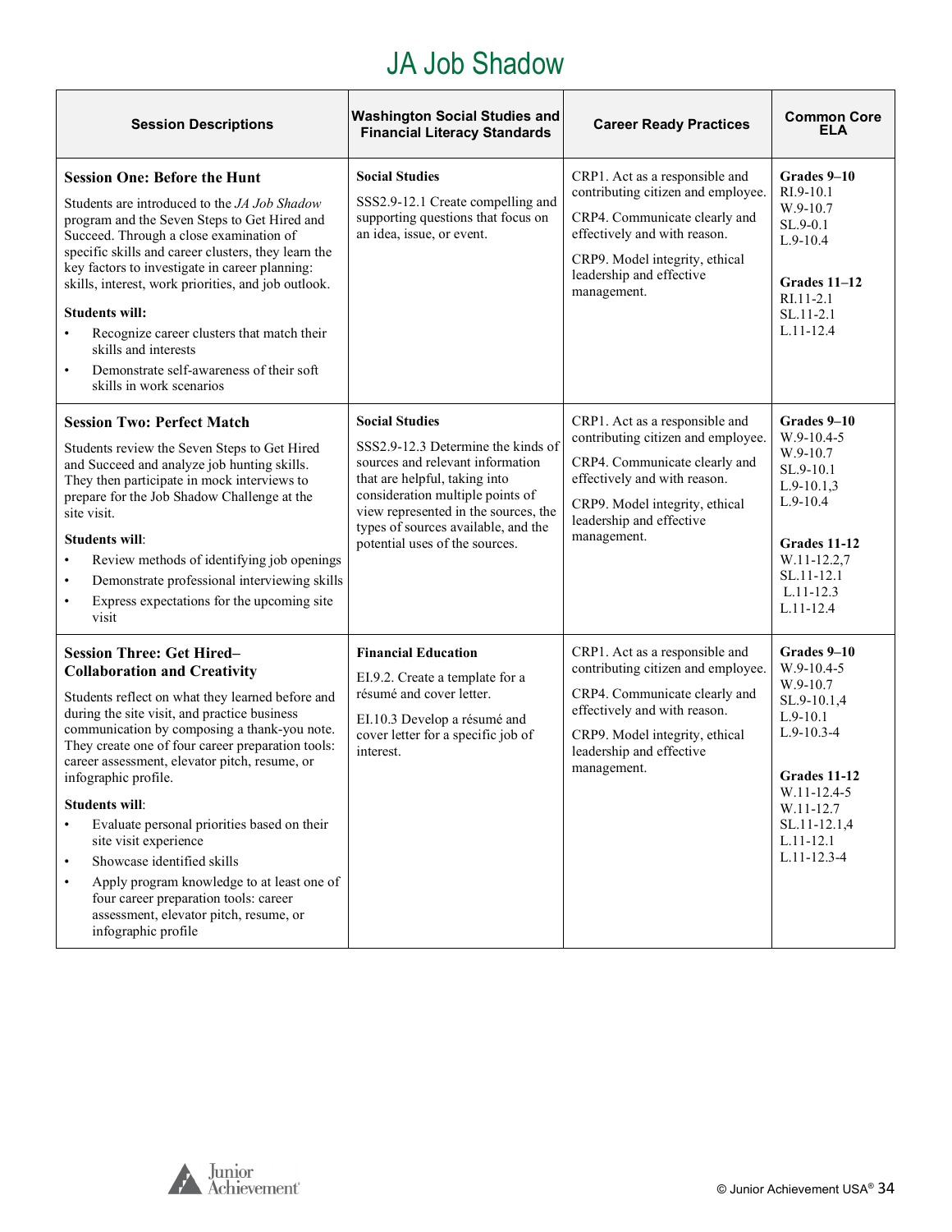# JA Job Shadow

| Session Descriptions | Washington Social Studies and Financial Literacy Standards | Career Ready Practices | Common Core ELA |
|---|---|---|---|
| **Session One: Before the Hunt**<br><br>Students are introduced to the *JA Job Shadow* program and the Seven Steps to Get Hired and Succeed. Through a close examination of specific skills and career clusters, they learn the key factors to investigate in career planning: skills, interest, work priorities, and job outlook.<br><br>**Students will:**<br>• Recognize career clusters that match their skills and interests<br>• Demonstrate self-awareness of their soft skills in work scenarios | **Social Studies**<br><br>SSS2.9-12.1 Create compelling and supporting questions that focus on an idea, issue, or event. | CRP1. Act as a responsible and contributing citizen and employee.<br><br>CRP4. Communicate clearly and effectively and with reason.<br><br>CRP9. Model integrity, ethical leadership and effective management. | **Grades 9–10**<br>RI.9-10.1<br>W.9-10.7<br>SL.9-0.1<br>L.9-10.4<br><br>**Grades 11–12**<br>RI.11-2.1<br>SL.11-2.1<br>L.11-12.4 |
| **Session Two: Perfect Match**<br><br>Students review the Seven Steps to Get Hired and Succeed and analyze job hunting skills. They then participate in mock interviews to prepare for the Job Shadow Challenge at the site visit.<br><br>**Students will**:<br>• Review methods of identifying job openings<br>• Demonstrate professional interviewing skills<br>• Express expectations for the upcoming site visit | **Social Studies**<br><br>SSS2.9-12.3 Determine the kinds of sources and relevant information that are helpful, taking into consideration multiple points of view represented in the sources, the types of sources available, and the potential uses of the sources. | CRP1. Act as a responsible and contributing citizen and employee.<br><br>CRP4. Communicate clearly and effectively and with reason.<br><br>CRP9. Model integrity, ethical leadership and effective management. | **Grades 9–10**<br>W.9-10.4-5<br>W.9-10.7<br>SL.9-10.1<br>L.9-10.1,3<br>L.9-10.4<br><br>**Grades 11-12**<br>W.11-12.2,7<br>SL.11-12.1<br>L.11-12.3<br>L.11-12.4 |
| **Session Three: Get Hired–Collaboration and Creativity**<br><br>Students reflect on what they learned before and during the site visit, and practice business communication by composing a thank-you note. They create one of four career preparation tools: career assessment, elevator pitch, resume, or infographic profile.<br><br>**Students will**:<br>• Evaluate personal priorities based on their site visit experience<br>• Showcase identified skills<br>• Apply program knowledge to at least one of four career preparation tools: career assessment, elevator pitch, resume, or infographic profile | **Financial Education**<br><br>EI.9.2. Create a template for a résumé and cover letter.<br><br>EI.10.3 Develop a résumé and cover letter for a specific job of interest. | CRP1. Act as a responsible and contributing citizen and employee.<br><br>CRP4. Communicate clearly and effectively and with reason.<br><br>CRP9. Model integrity, ethical leadership and effective management. | **Grades 9–10**<br>W.9-10.4-5<br>W.9-10.7<br>SL.9-10.1,4<br>L.9-10.1<br>L.9-10.3-4<br><br>**Grades 11-12**<br>W.11-12.4-5<br>W.11-12.7<br>SL.11-12.1,4<br>L.11-12.1<br>L.11-12.3-4 |

© Junior Achievement USA®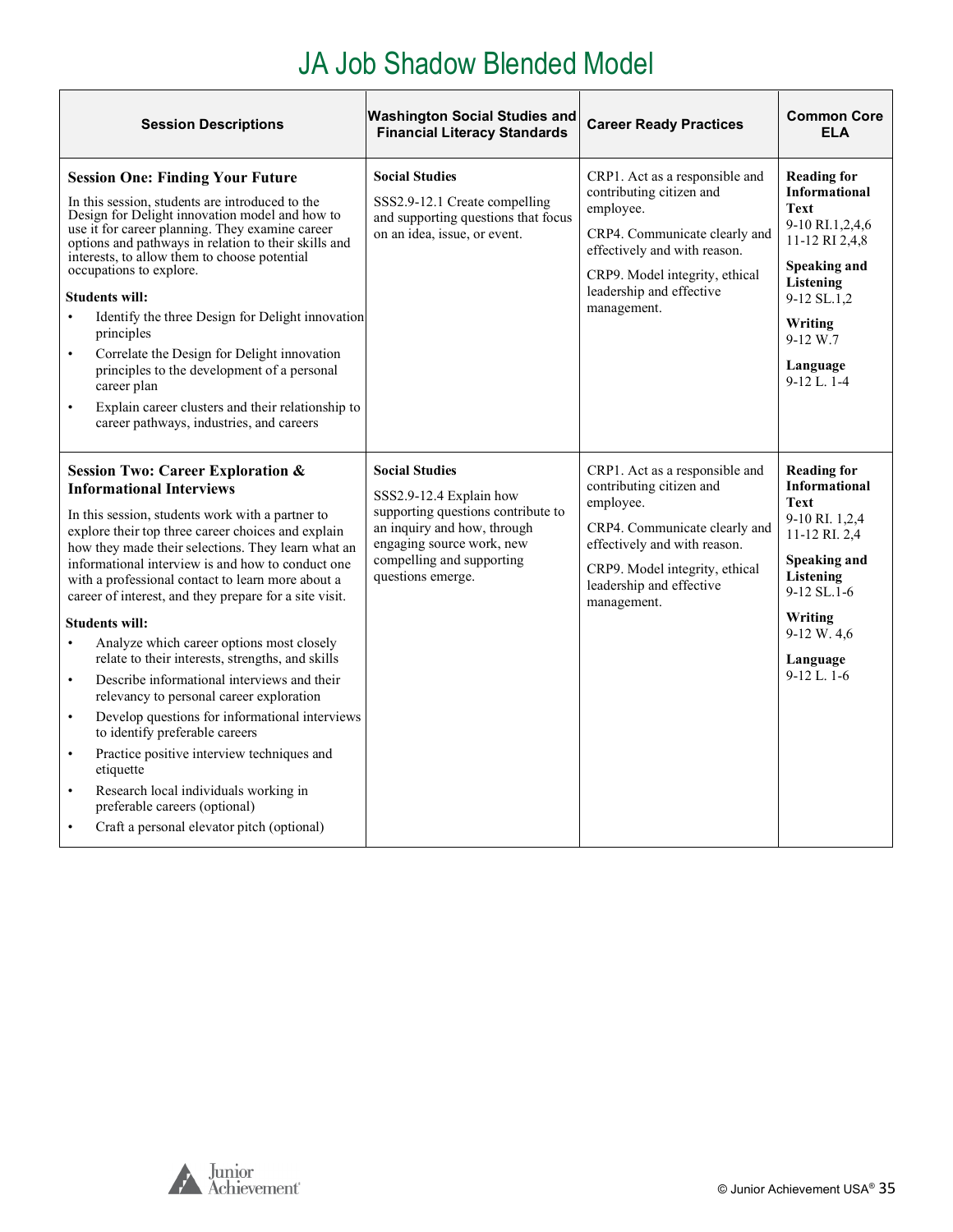# JA Job Shadow Blended Model

| Session Descriptions | Washington Social Studies and Financial Literacy Standards | Career Ready Practices | Common Core ELA |
|---|---|---|---|
| **Session One: Finding Your Future**<br><br>In this session, students are introduced to the Design for Delight innovation model and how to use it for career planning. They examine career options and pathways in relation to their skills and interests, to allow them to choose potential occupations to explore.<br><br>**Students will:**<br>• Identify the three Design for Delight innovation principles<br>• Correlate the Design for Delight innovation principles to the development of a personal career plan<br>• Explain career clusters and their relationship to career pathways, industries, and careers | **Social Studies**<br><br>SSS2.9-12.1 Create compelling and supporting questions that focus on an idea, issue, or event. | CRP1. Act as a responsible and contributing citizen and employee.<br><br>CRP4. Communicate clearly and effectively and with reason.<br><br>CRP9. Model integrity, ethical leadership and effective management. | **Reading for Informational Text**<br>9-10 RI.1,2,4,6<br>11-12 RI 2,4,8<br><br>**Speaking and Listening**<br>9-12 SL.1,2<br><br>**Writing**<br>9-12 W.7<br><br>**Language**<br>9-12 L. 1-4 |
| **Session Two: Career Exploration & Informational Interviews**<br><br>In this session, students work with a partner to explore their top three career choices and explain how they made their selections. They learn what an informational interview is and how to conduct one with a professional contact to learn more about a career of interest, and they prepare for a site visit.<br><br>**Students will:**<br>• Analyze which career options most closely relate to their interests, strengths, and skills<br>• Describe informational interviews and their relevancy to personal career exploration<br>• Develop questions for informational interviews to identify preferable careers<br>• Practice positive interview techniques and etiquette<br>• Research local individuals working in preferable careers (optional)<br>• Craft a personal elevator pitch (optional) | **Social Studies**<br><br>SSS2.9-12.4 Explain how supporting questions contribute to an inquiry and how, through engaging source work, new compelling and supporting questions emerge. | CRP1. Act as a responsible and contributing citizen and employee.<br><br>CRP4. Communicate clearly and effectively and with reason.<br><br>CRP9. Model integrity, ethical leadership and effective management. | **Reading for Informational Text**<br>9-10 RI. 1,2,4<br>11-12 RI. 2,4<br><br>**Speaking and Listening**<br>9-12 SL.1-6<br><br>**Writing**<br>9-12 W. 4,6<br><br>**Language**<br>9-12 L. 1-6 |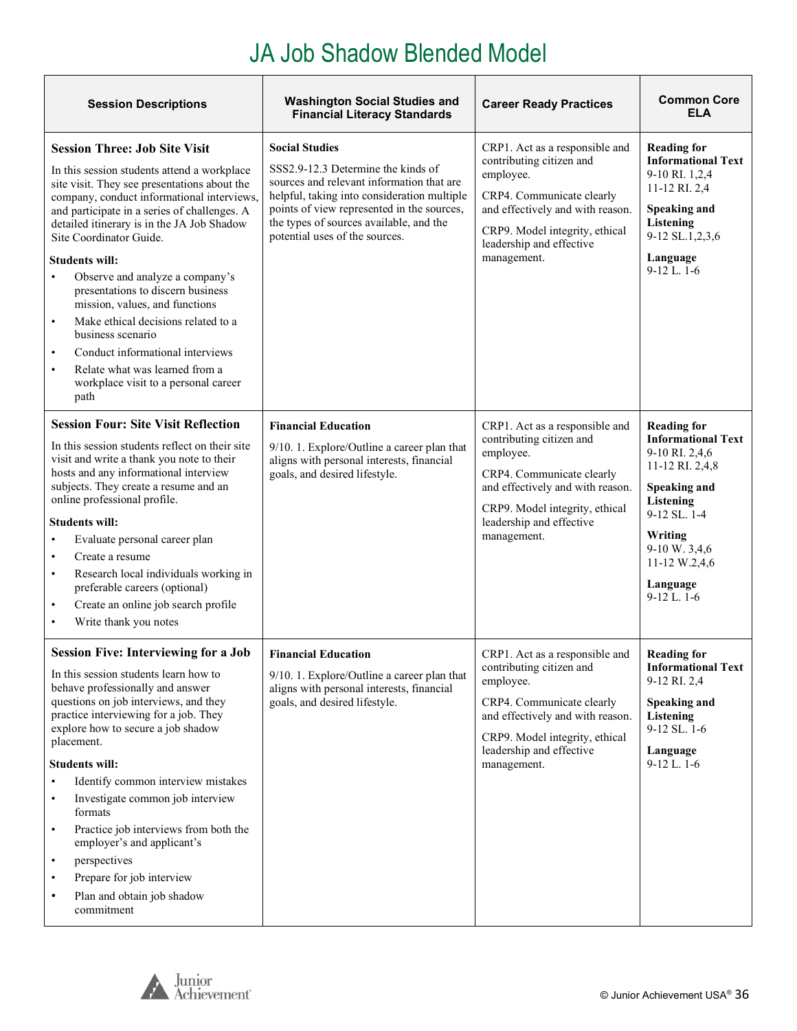# JA Job Shadow Blended Model

| Session Descriptions | Washington Social Studies and Financial Literacy Standards | Career Ready Practices | Common Core ELA |
|---|---|---|---|
| **Session Three: Job Site Visit**<br><br>In this session students attend a workplace site visit. They see presentations about the company, conduct informational interviews, and participate in a series of challenges. A detailed itinerary is in the JA Job Shadow Site Coordinator Guide.<br><br>**Students will:**<br>• Observe and analyze a company's presentations to discern business mission, values, and functions<br>• Make ethical decisions related to a business scenario<br>• Conduct informational interviews<br>• Relate what was learned from a workplace visit to a personal career path | **Social Studies**<br><br>SSS2.9-12.3 Determine the kinds of sources and relevant information that are helpful, taking into consideration multiple points of view represented in the sources, the types of sources available, and the potential uses of the sources. | CRP1. Act as a responsible and contributing citizen and employee.<br><br>CRP4. Communicate clearly and effectively and with reason.<br><br>CRP9. Model integrity, ethical leadership and effective management. | **Reading for Informational Text**<br>9-10 RI. 1,2,4<br>11-12 RI. 2,4<br><br>**Speaking and Listening**<br>9-12 SL.1,2,3,6<br><br>**Language**<br>9-12 L. 1-6 |
| **Session Four: Site Visit Reflection**<br><br>In this session students reflect on their site visit and write a thank you note to their hosts and any informational interview subjects. They create a resume and an online professional profile.<br><br>**Students will:**<br>• Evaluate personal career plan<br>• Create a resume<br>• Research local individuals working in preferable careers (optional)<br>• Create an online job search profile<br>• Write thank you notes | **Financial Education**<br><br>9/10. 1. Explore/Outline a career plan that aligns with personal interests, financial goals, and desired lifestyle. | CRP1. Act as a responsible and contributing citizen and employee.<br><br>CRP4. Communicate clearly and effectively and with reason.<br><br>CRP9. Model integrity, ethical leadership and effective management. | **Reading for Informational Text**<br>9-10 RI. 2,4,6<br>11-12 RI. 2,4,8<br><br>**Speaking and Listening**<br>9-12 SL. 1-4<br><br>**Writing**<br>9-10 W. 3,4,6<br>11-12 W.2,4,6<br><br>**Language**<br>9-12 L. 1-6 |
| **Session Five: Interviewing for a Job**<br><br>In this session students learn how to behave professionally and answer questions on job interviews, and they practice interviewing for a job. They explore how to secure a job shadow placement.<br><br>**Students will:**<br>• Identify common interview mistakes<br>• Investigate common job interview formats<br>• Practice job interviews from both the employer's and applicant's<br>• perspectives<br>• Prepare for job interview<br>• Plan and obtain job shadow commitment | **Financial Education**<br><br>9/10. 1. Explore/Outline a career plan that aligns with personal interests, financial goals, and desired lifestyle. | CRP1. Act as a responsible and contributing citizen and employee.<br><br>CRP4. Communicate clearly and effectively and with reason.<br><br>CRP9. Model integrity, ethical leadership and effective management. | **Reading for Informational Text**<br>9-12 RI. 2,4<br><br>**Speaking and Listening**<br>9-12 SL. 1-6<br><br>**Language**<br>9-12 L. 1-6 |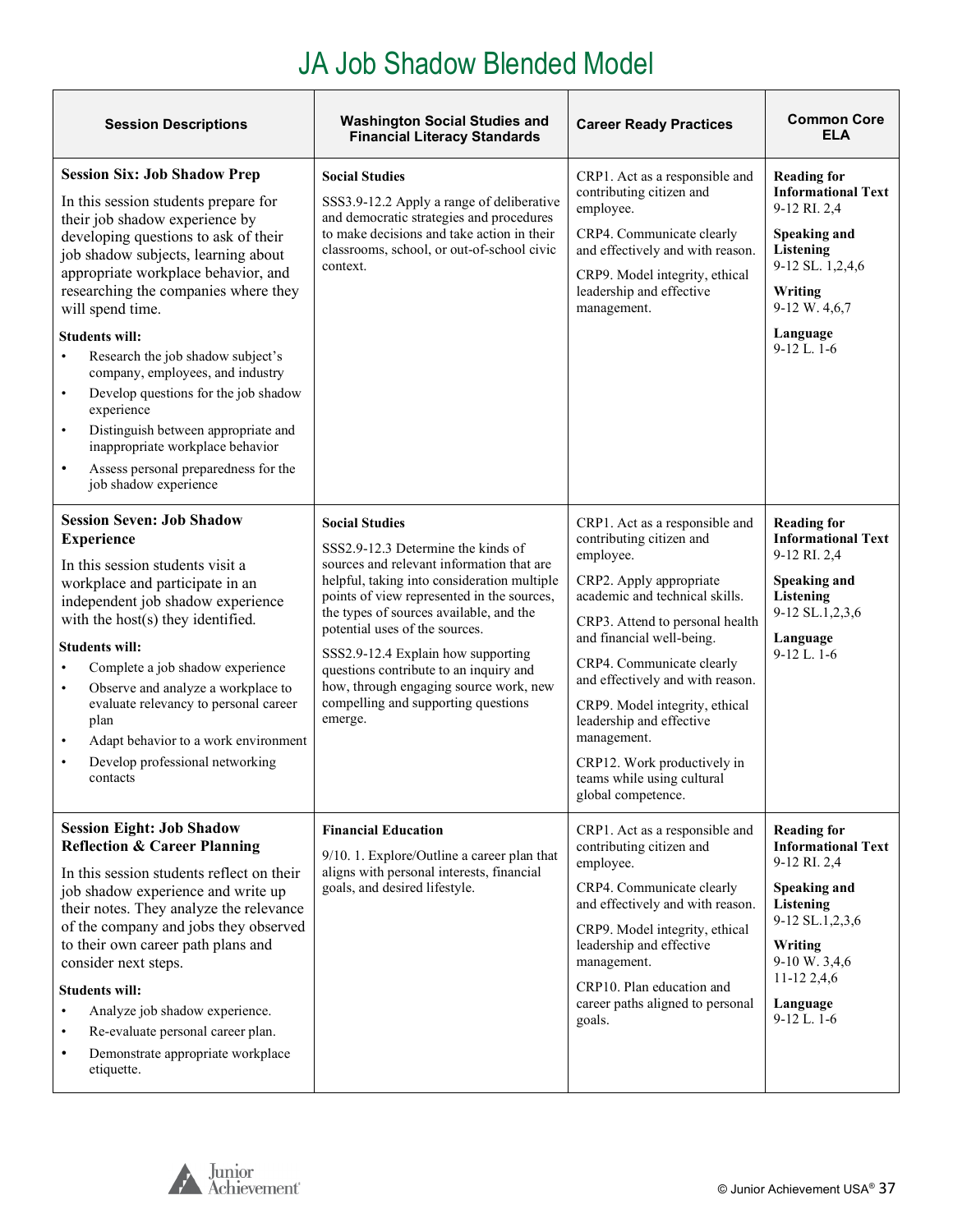# JA Job Shadow Blended Model

| Session Descriptions | Washington Social Studies and Financial Literacy Standards | Career Ready Practices | Common Core ELA |
|---|---|---|---|
| **Session Six: Job Shadow Prep**<br><br>In this session students prepare for their job shadow experience by developing questions to ask of their job shadow subjects, learning about appropriate workplace behavior, and researching the companies where they will spend time.<br><br>**Students will:**<br>• Research the job shadow subject's company, employees, and industry<br>• Develop questions for the job shadow experience<br>• Distinguish between appropriate and inappropriate workplace behavior<br>• Assess personal preparedness for the job shadow experience | **Social Studies**<br><br>SSS3.9-12.2 Apply a range of deliberative and democratic strategies and procedures to make decisions and take action in their classrooms, school, or out-of-school civic context. | CRP1. Act as a responsible and contributing citizen and employee.<br><br>CRP4. Communicate clearly and effectively and with reason.<br><br>CRP9. Model integrity, ethical leadership and effective management. | **Reading for Informational Text**<br>9-12 RI. 2,4<br><br>**Speaking and Listening**<br>9-12 SL. 1,2,4,6<br><br>**Writing**<br>9-12 W. 4,6,7<br><br>**Language**<br>9-12 L. 1-6 |
| **Session Seven: Job Shadow Experience**<br><br>In this session students visit a workplace and participate in an independent job shadow experience with the host(s) they identified.<br><br>**Students will:**<br>• Complete a job shadow experience<br>• Observe and analyze a workplace to evaluate relevancy to personal career plan<br>• Adapt behavior to a work environment<br>• Develop professional networking contacts | **Social Studies**<br><br>SSS2.9-12.3 Determine the kinds of sources and relevant information that are helpful, taking into consideration multiple points of view represented in the sources, the types of sources available, and the potential uses of the sources.<br><br>SSS2.9-12.4 Explain how supporting questions contribute to an inquiry and how, through engaging source work, new compelling and supporting questions emerge. | CRP1. Act as a responsible and contributing citizen and employee.<br><br>CRP2. Apply appropriate academic and technical skills.<br><br>CRP3. Attend to personal health and financial well-being.<br><br>CRP4. Communicate clearly and effectively and with reason.<br><br>CRP9. Model integrity, ethical leadership and effective management.<br><br>CRP12. Work productively in teams while using cultural global competence. | **Reading for Informational Text**<br>9-12 RI. 2,4<br><br>**Speaking and Listening**<br>9-12 SL.1,2,3,6<br><br>**Language**<br>9-12 L. 1-6 |
| **Session Eight: Job Shadow Reflection & Career Planning**<br><br>In this session students reflect on their job shadow experience and write up their notes. They analyze the relevance of the company and jobs they observed to their own career path plans and consider next steps.<br><br>**Students will:**<br>• Analyze job shadow experience.<br>• Re-evaluate personal career plan.<br>• Demonstrate appropriate workplace etiquette. | **Financial Education**<br><br>9/10. 1. Explore/Outline a career plan that aligns with personal interests, financial goals, and desired lifestyle. | CRP1. Act as a responsible and contributing citizen and employee.<br><br>CRP4. Communicate clearly and effectively and with reason.<br><br>CRP9. Model integrity, ethical leadership and effective management.<br><br>CRP10. Plan education and career paths aligned to personal goals. | **Reading for Informational Text**<br>9-12 RI. 2,4<br><br>**Speaking and Listening**<br>9-12 SL.1,2,3,6<br><br>**Writing**<br>9-10 W. 3,4,6<br>11-12 2,4,6<br><br>**Language**<br>9-12 L. 1-6 |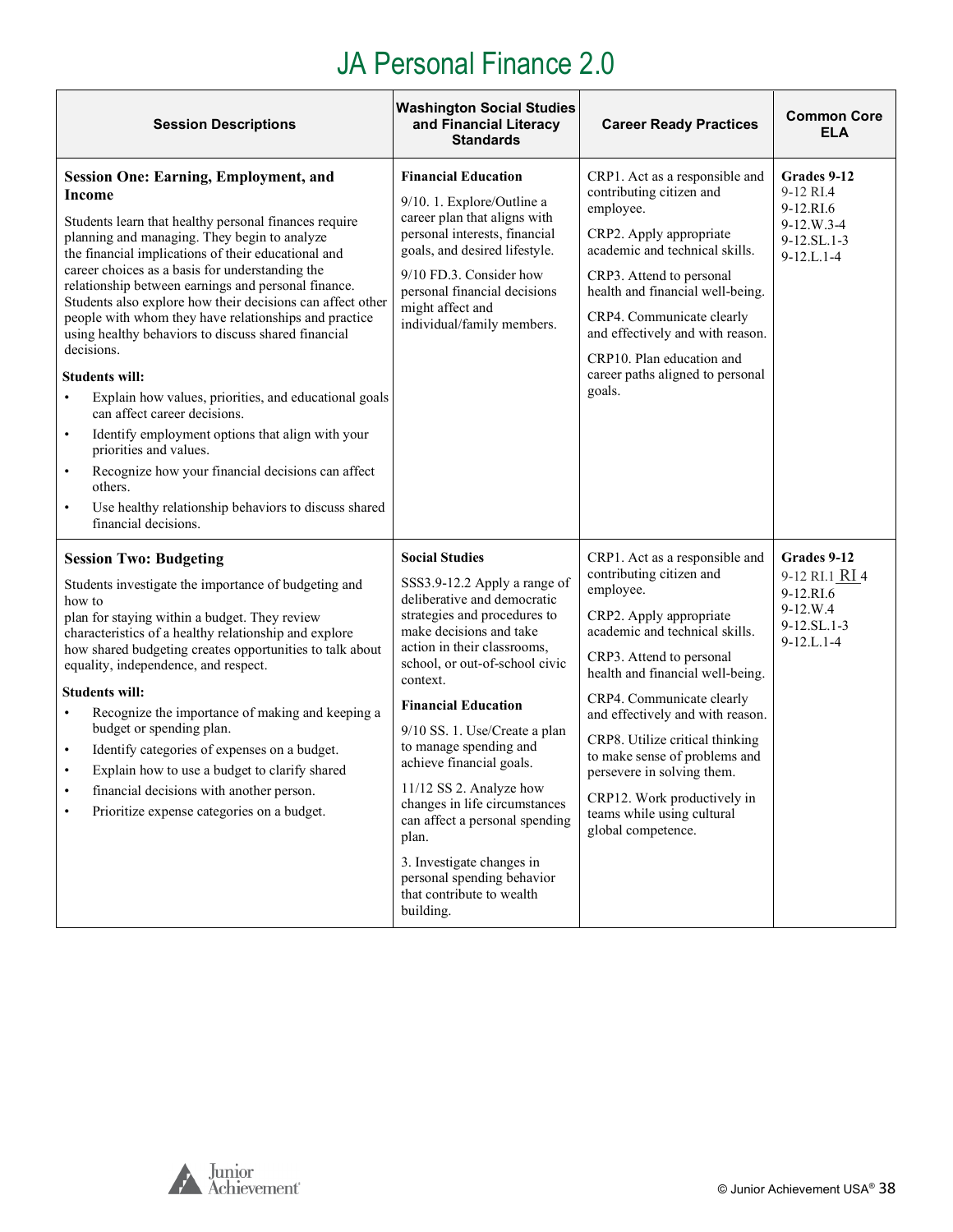# JA Personal Finance 2.0

| Session Descriptions | Washington Social Studies and Financial Literacy Standards | Career Ready Practices | Common Core ELA |
|---|---|---|---|
| **Session One: Earning, Employment, and Income**<br><br>Students learn that healthy personal finances require planning and managing. They begin to analyze the financial implications of their educational and career choices as a basis for understanding the relationship between earnings and personal finance. Students also explore how their decisions can affect other people with whom they have relationships and practice using healthy behaviors to discuss shared financial decisions.<br><br>**Students will:**<br>• Explain how values, priorities, and educational goals can affect career decisions.<br>• Identify employment options that align with your priorities and values.<br>• Recognize how your financial decisions can affect others.<br>• Use healthy relationship behaviors to discuss shared financial decisions. | **Financial Education**<br><br>9/10. 1. Explore/Outline a career plan that aligns with personal interests, financial goals, and desired lifestyle.<br><br>9/10 FD.3. Consider how personal financial decisions might affect and individual/family members. | CRP1. Act as a responsible and contributing citizen and employee.<br><br>CRP2. Apply appropriate academic and technical skills.<br><br>CRP3. Attend to personal health and financial well-being.<br><br>CRP4. Communicate clearly and effectively and with reason.<br><br>CRP10. Plan education and career paths aligned to personal goals. | **Grades 9-12**<br>9-12 RI.4<br>9-12.RI.6<br>9-12.W.3-4<br>9-12.SL.1-3<br>9-12.L.1-4 |
| **Session Two: Budgeting**<br><br>Students investigate the importance of budgeting and how to plan for staying within a budget. They review characteristics of a healthy relationship and explore how shared budgeting creates opportunities to talk about equality, independence, and respect.<br><br>**Students will:**<br>• Recognize the importance of making and keeping a budget or spending plan.<br>• Identify categories of expenses on a budget.<br>• Explain how to use a budget to clarify shared<br>• financial decisions with another person.<br>• Prioritize expense categories on a budget. | **Social Studies**<br><br>SSS3.9-12.2 Apply a range of deliberative and democratic strategies and procedures to make decisions and take action in their classrooms, school, or out-of-school civic context.<br><br>**Financial Education**<br><br>9/10 SS. 1. Use/Create a plan to manage spending and achieve financial goals.<br><br>11/12 SS 2. Analyze how changes in life circumstances can affect a personal spending plan.<br><br>3. Investigate changes in personal spending behavior that contribute to wealth building. | CRP1. Act as a responsible and contributing citizen and employee.<br><br>CRP2. Apply appropriate academic and technical skills.<br><br>CRP3. Attend to personal health and financial well-being.<br><br>CRP4. Communicate clearly and effectively and with reason.<br><br>CRP8. Utilize critical thinking to make sense of problems and persevere in solving them.<br><br>CRP12. Work productively in teams while using cultural global competence. | **Grades 9-12**<br>9-12 RI.1 RI 4<br>9-12.RI.6<br>9-12.W.4<br>9-12.SL.1-3<br>9-12.L.1-4 |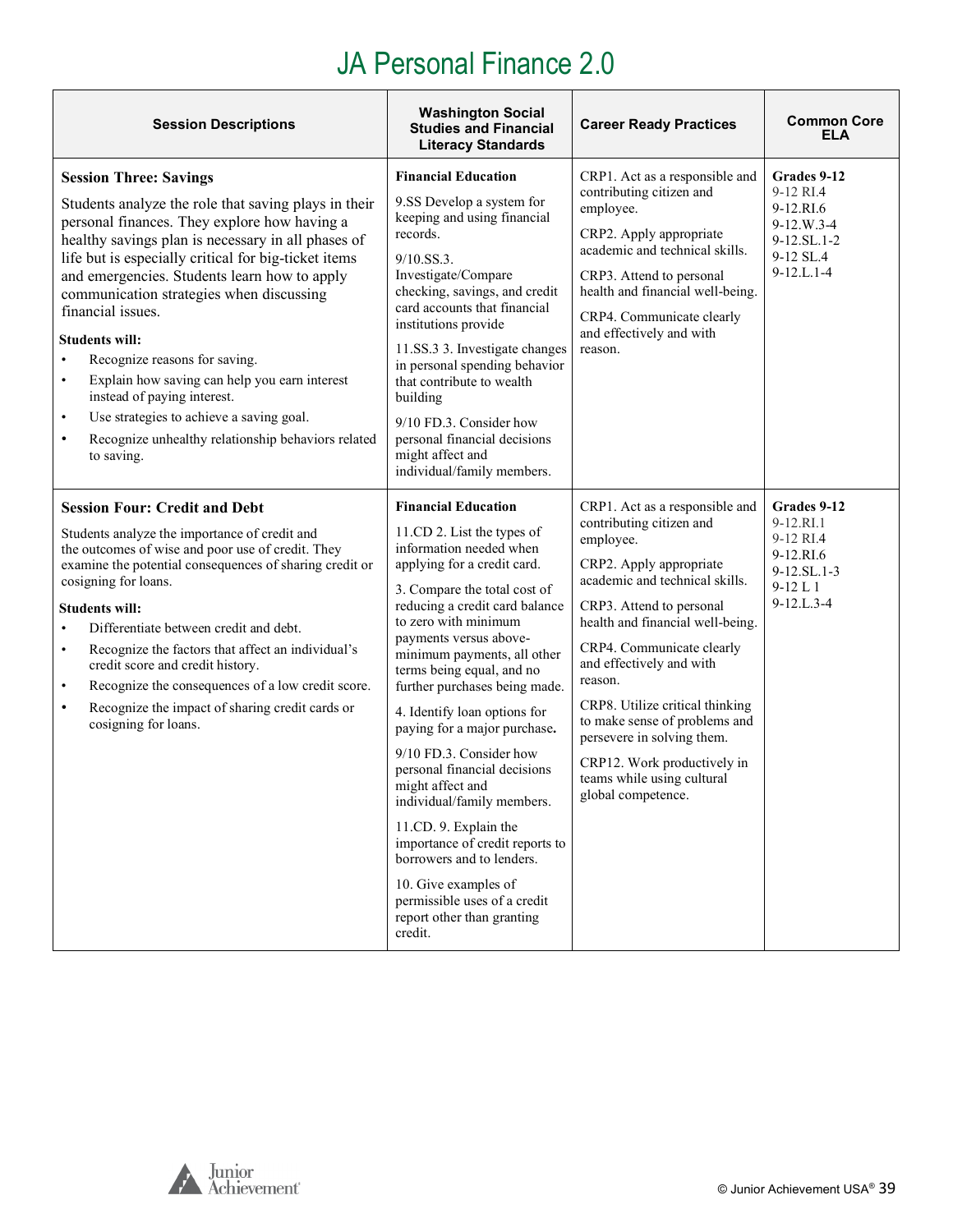# JA Personal Finance 2.0

| Session Descriptions | Washington Social Studies and Financial Literacy Standards | Career Ready Practices | Common Core ELA |
|---|---|---|---|
| **Session Three: Savings**<br><br>Students analyze the role that saving plays in their personal finances. They explore how having a healthy savings plan is necessary in all phases of life but is especially critical for big-ticket items and emergencies. Students learn how to apply communication strategies when discussing financial issues.<br><br>**Students will:**<br>• Recognize reasons for saving.<br>• Explain how saving can help you earn interest instead of paying interest.<br>• Use strategies to achieve a saving goal.<br>• Recognize unhealthy relationship behaviors related to saving. | **Financial Education**<br><br>9.SS Develop a system for keeping and using financial records.<br><br>9/10.SS.3. Investigate/Compare checking, savings, and credit card accounts that financial institutions provide<br><br>11.SS.3 3. Investigate changes in personal spending behavior that contribute to wealth building<br><br>9/10 FD.3. Consider how personal financial decisions might affect and individual/family members. | CRP1. Act as a responsible and contributing citizen and employee.<br><br>CRP2. Apply appropriate academic and technical skills.<br><br>CRP3. Attend to personal health and financial well-being.<br><br>CRP4. Communicate clearly and effectively and with reason. | **Grades 9-12**<br>9-12 RI.4<br>9-12.RI.6<br>9-12.W.3-4<br>9-12.SL.1-2<br>9-12 SL.4<br>9-12.L.1-4 |
| **Session Four: Credit and Debt**<br><br>Students analyze the importance of credit and the outcomes of wise and poor use of credit. They examine the potential consequences of sharing credit or cosigning for loans.<br><br>**Students will:**<br>• Differentiate between credit and debt.<br>• Recognize the factors that affect an individual's credit score and credit history.<br>• Recognize the consequences of a low credit score.<br>• Recognize the impact of sharing credit cards or cosigning for loans. | **Financial Education**<br><br>11.CD 2. List the types of information needed when applying for a credit card.<br><br>3. Compare the total cost of reducing a credit card balance to zero with minimum payments versus above-minimum payments, all other terms being equal, and no further purchases being made.<br><br>4. Identify loan options for paying for a major purchase.<br><br>9/10 FD.3. Consider how personal financial decisions might affect and individual/family members.<br><br>11.CD. 9. Explain the importance of credit reports to borrowers and to lenders.<br><br>10. Give examples of permissible uses of a credit report other than granting credit. | CRP1. Act as a responsible and contributing citizen and employee.<br><br>CRP2. Apply appropriate academic and technical skills.<br><br>CRP3. Attend to personal health and financial well-being.<br><br>CRP4. Communicate clearly and effectively and with reason.<br><br>CRP8. Utilize critical thinking to make sense of problems and persevere in solving them.<br><br>CRP12. Work productively in teams while using cultural global competence. | **Grades 9-12**<br>9-12.RI.1<br>9-12 RI.4<br>9-12.RI.6<br>9-12.SL.1-3<br>9-12 L 1<br>9-12.L.3-4 |

© Junior Achievement USA®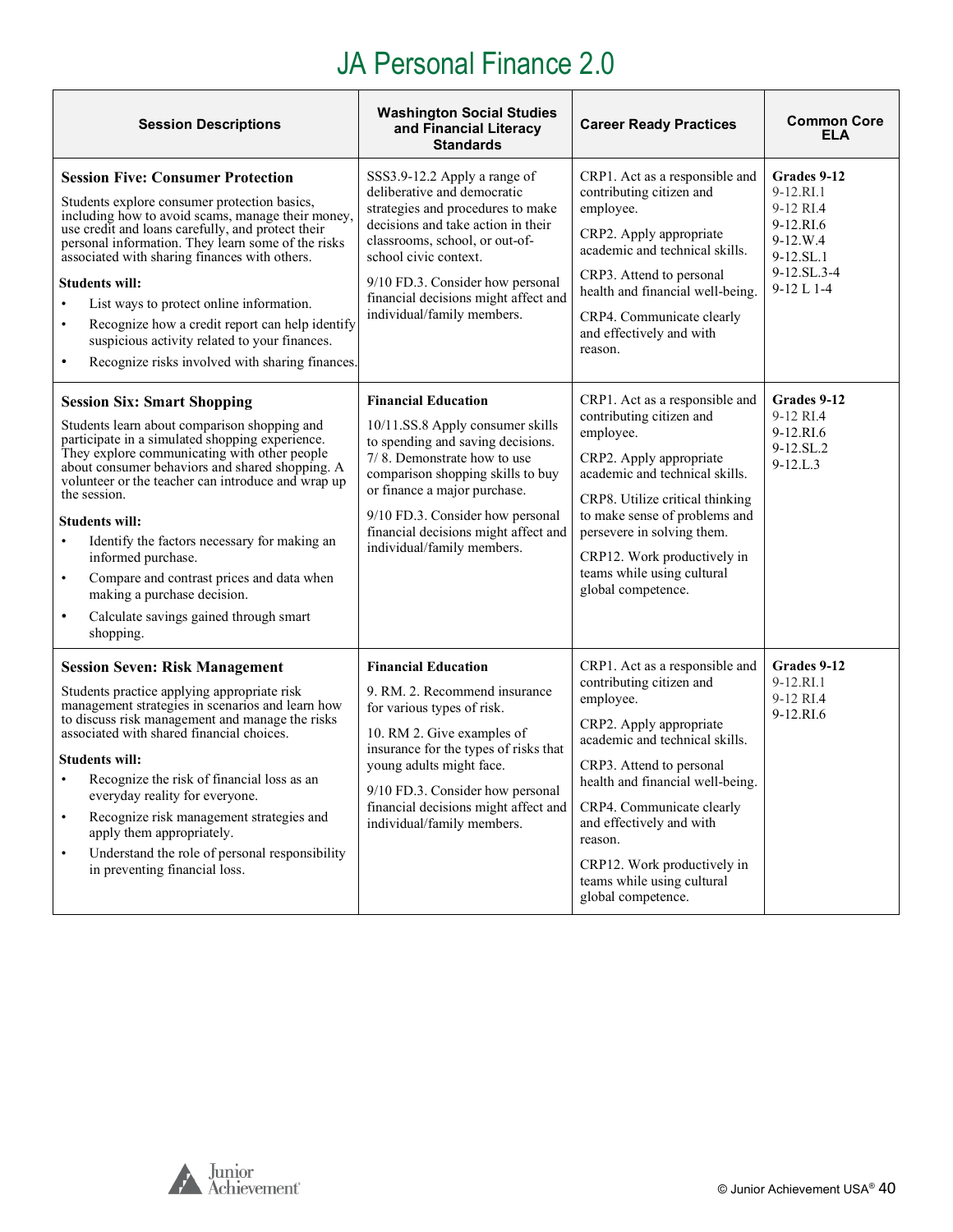# JA Personal Finance 2.0

| Session Descriptions | Washington Social Studies and Financial Literacy Standards | Career Ready Practices | Common Core ELA |
|---|---|---|---|
| **Session Five: Consumer Protection**<br><br>Students explore consumer protection basics, including how to avoid scams, manage their money, use credit and loans carefully, and protect their personal information. They learn some of the risks associated with sharing finances with others.<br><br>**Students will:**<br>• List ways to protect online information.<br>• Recognize how a credit report can help identify suspicious activity related to your finances.<br>• Recognize risks involved with sharing finances. | SSS3.9-12.2 Apply a range of deliberative and democratic strategies and procedures to make decisions and take action in their classrooms, school, or out-of-school civic context.<br><br>9/10 FD.3. Consider how personal financial decisions might affect and individual/family members. | CRP1. Act as a responsible and contributing citizen and employee.<br><br>CRP2. Apply appropriate academic and technical skills.<br><br>CRP3. Attend to personal health and financial well-being.<br><br>CRP4. Communicate clearly and effectively and with reason. | **Grades 9-12**<br>9-12.RI.1<br>9-12 RI.4<br>9-12.RI.6<br>9-12.W.4<br>9-12.SL.1<br>9-12.SL.3-4<br>9-12 L 1-4 |
| **Session Six: Smart Shopping**<br><br>Students learn about comparison shopping and participate in a simulated shopping experience. They explore communicating with other people about consumer behaviors and shared shopping. A volunteer or the teacher can introduce and wrap up the session.<br><br>**Students will:**<br>• Identify the factors necessary for making an informed purchase.<br>• Compare and contrast prices and data when making a purchase decision.<br>• Calculate savings gained through smart shopping. | **Financial Education**<br><br>10/11.SS.8 Apply consumer skills to spending and saving decisions.<br>7/ 8. Demonstrate how to use comparison shopping skills to buy or finance a major purchase.<br><br>9/10 FD.3. Consider how personal financial decisions might affect and individual/family members. | CRP1. Act as a responsible and contributing citizen and employee.<br><br>CRP2. Apply appropriate academic and technical skills.<br><br>CRP8. Utilize critical thinking to make sense of problems and persevere in solving them.<br><br>CRP12. Work productively in teams while using cultural global competence. | **Grades 9-12**<br>9-12 RI.4<br>9-12.RI.6<br>9-12.SL.2<br>9-12.L.3 |
| **Session Seven: Risk Management**<br><br>Students practice applying appropriate risk management strategies in scenarios and learn how to discuss risk management and manage the risks associated with shared financial choices.<br><br>**Students will:**<br>• Recognize the risk of financial loss as an everyday reality for everyone.<br>• Recognize risk management strategies and apply them appropriately.<br>• Understand the role of personal responsibility in preventing financial loss. | **Financial Education**<br><br>9. RM. 2. Recommend insurance for various types of risk.<br><br>10. RM 2. Give examples of insurance for the types of risks that young adults might face.<br><br>9/10 FD.3. Consider how personal financial decisions might affect and individual/family members. | CRP1. Act as a responsible and contributing citizen and employee.<br><br>CRP2. Apply appropriate academic and technical skills.<br><br>CRP3. Attend to personal health and financial well-being.<br><br>CRP4. Communicate clearly and effectively and with reason.<br><br>CRP12. Work productively in teams while using cultural global competence. | **Grades 9-12**<br>9-12.RI.1<br>9-12 RI.4<br>9-12.RI.6 |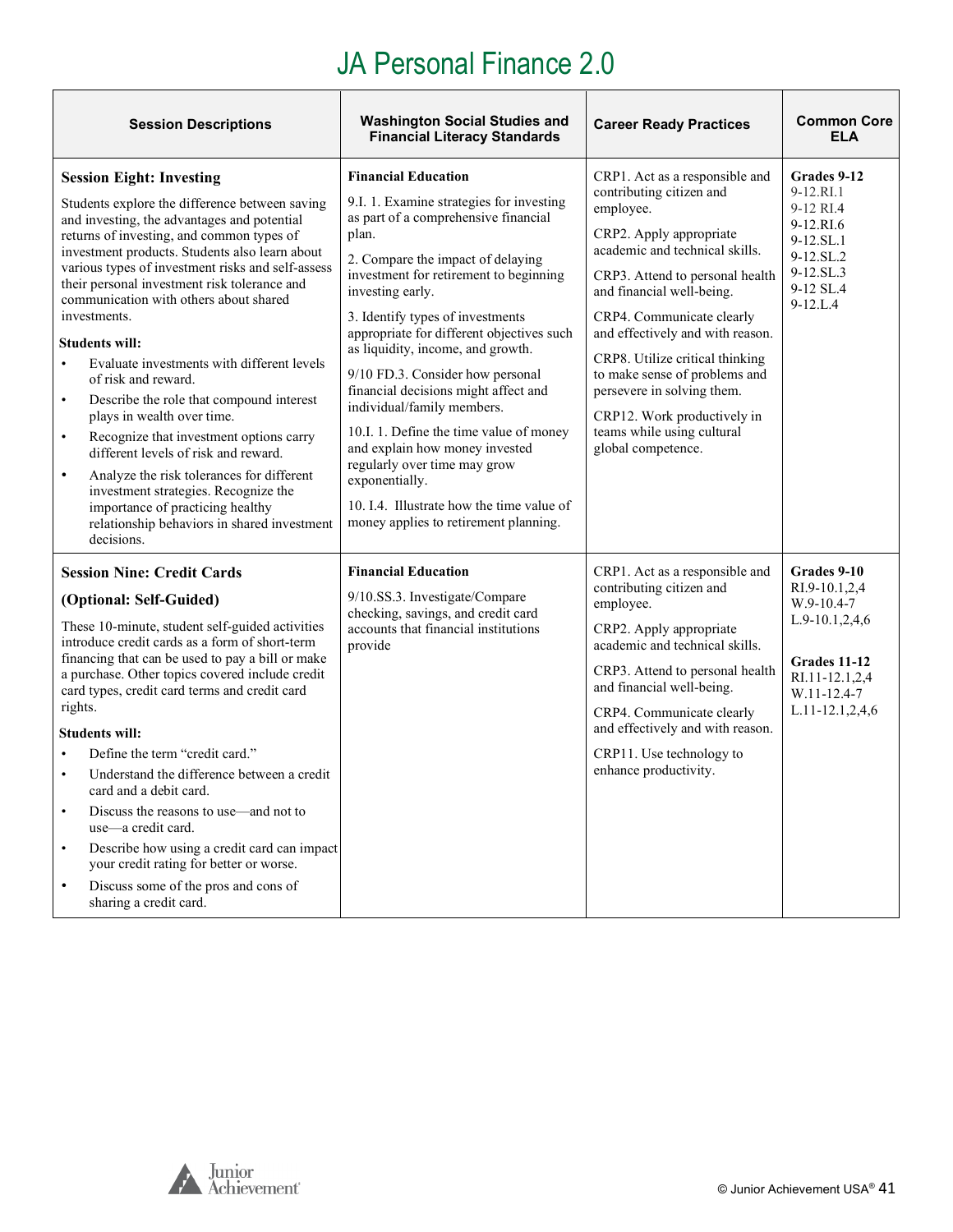# JA Personal Finance 2.0

| Session Descriptions | Washington Social Studies and Financial Literacy Standards | Career Ready Practices | Common Core ELA |
|---|---|---|---|
| **Session Eight: Investing**<br><br>Students explore the difference between saving and investing, the advantages and potential returns of investing, and common types of investment products. Students also learn about various types of investment risks and self-assess their personal investment risk tolerance and communication with others about shared investments.<br><br>**Students will:**<br>• Evaluate investments with different levels of risk and reward.<br>• Describe the role that compound interest plays in wealth over time.<br>• Recognize that investment options carry different levels of risk and reward.<br>• Analyze the risk tolerances for different investment strategies. Recognize the importance of practicing healthy relationship behaviors in shared investment decisions. | **Financial Education**<br><br>9.I. 1. Examine strategies for investing as part of a comprehensive financial plan.<br><br>2. Compare the impact of delaying investment for retirement to beginning investing early.<br><br>3. Identify types of investments appropriate for different objectives such as liquidity, income, and growth.<br><br>9/10 FD.3. Consider how personal financial decisions might affect and individual/family members.<br><br>10.I. 1. Define the time value of money and explain how money invested regularly over time may grow exponentially.<br><br>10. I.4. Illustrate how the time value of money applies to retirement planning. | CRP1. Act as a responsible and contributing citizen and employee.<br><br>CRP2. Apply appropriate academic and technical skills.<br><br>CRP3. Attend to personal health and financial well-being.<br><br>CRP4. Communicate clearly and effectively and with reason.<br><br>CRP8. Utilize critical thinking to make sense of problems and persevere in solving them.<br><br>CRP12. Work productively in teams while using cultural global competence. | **Grades 9-12**<br>9-12.RI.1<br>9-12 RI.4<br>9-12.RI.6<br>9-12.SL.1<br>9-12.SL.2<br>9-12.SL.3<br>9-12 SL.4<br>9-12.L.4 |
| **Session Nine: Credit Cards**<br><br>**(Optional: Self-Guided)**<br><br>These 10-minute, student self-guided activities introduce credit cards as a form of short-term financing that can be used to pay a bill or make a purchase. Other topics covered include credit card types, credit card terms and credit card rights.<br><br>**Students will:**<br>• Define the term "credit card."<br>• Understand the difference between a credit card and a debit card.<br>• Discuss the reasons to use—and not to use—a credit card.<br>• Describe how using a credit card can impact your credit rating for better or worse.<br>• Discuss some of the pros and cons of sharing a credit card. | **Financial Education**<br><br>9/10.SS.3. Investigate/Compare checking, savings, and credit card accounts that financial institutions provide | CRP1. Act as a responsible and contributing citizen and employee.<br><br>CRP2. Apply appropriate academic and technical skills.<br><br>CRP3. Attend to personal health and financial well-being.<br><br>CRP4. Communicate clearly and effectively and with reason.<br><br>CRP11. Use technology to enhance productivity. | **Grades 9-10**<br>RI.9-10.1,2,4<br>W.9-10.4-7<br>L.9-10.1,2,4,6<br><br>**Grades 11-12**<br>RI.11-12.1,2,4<br>W.11-12.4-7<br>L.11-12.1,2,4,6 |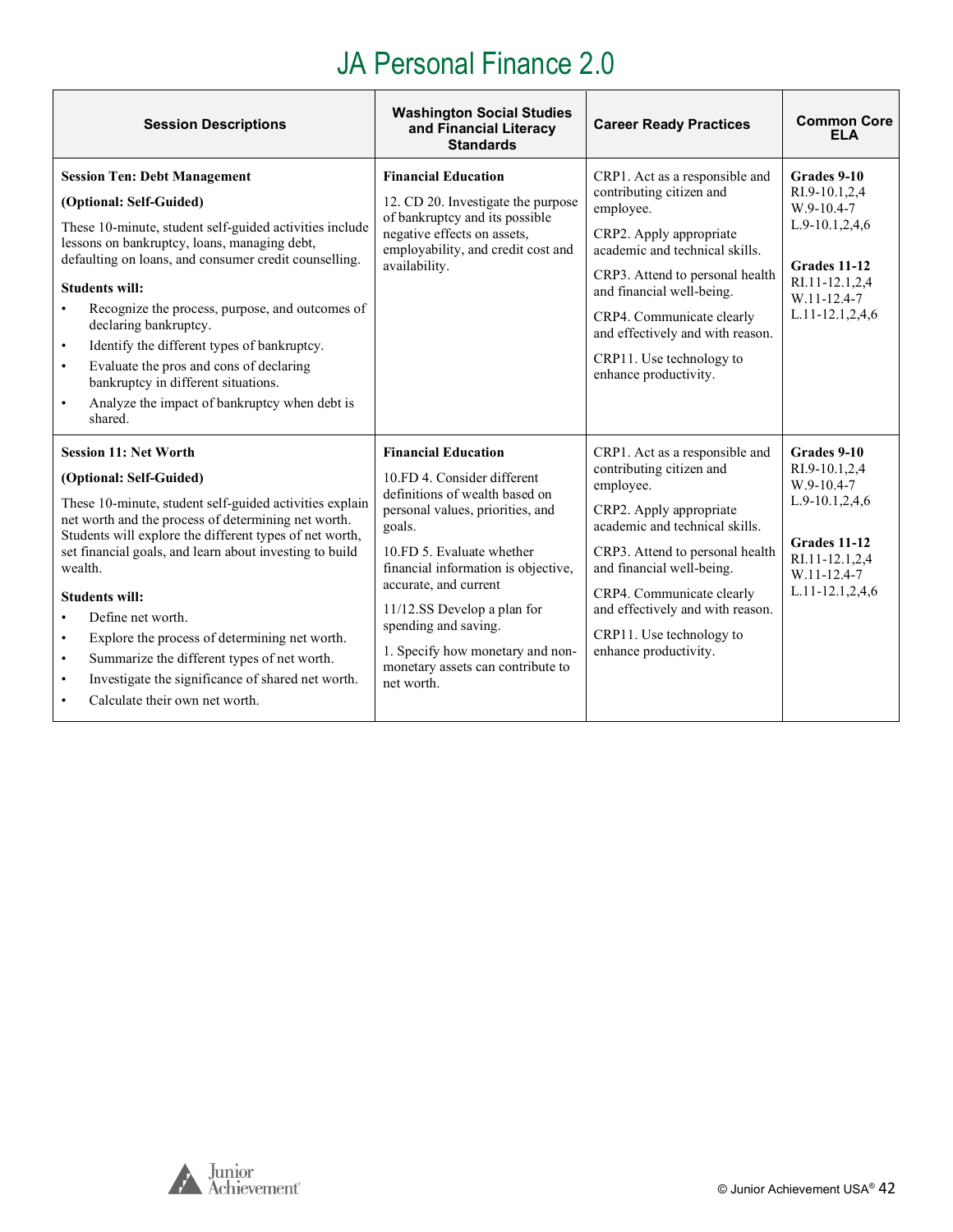# JA Personal Finance 2.0

| Session Descriptions | Washington Social Studies and Financial Literacy Standards | Career Ready Practices | Common Core ELA |
|---|---|---|---|
| **Session Ten: Debt Management**<br><br>**(Optional: Self-Guided)**<br><br>These 10-minute, student self-guided activities include lessons on bankruptcy, loans, managing debt, defaulting on loans, and consumer credit counselling.<br><br>**Students will:**<br>• Recognize the process, purpose, and outcomes of declaring bankruptcy.<br>• Identify the different types of bankruptcy.<br>• Evaluate the pros and cons of declaring bankruptcy in different situations.<br>• Analyze the impact of bankruptcy when debt is shared. | **Financial Education**<br><br>12. CD 20. Investigate the purpose of bankruptcy and its possible negative effects on assets, employability, and credit cost and availability. | CRP1. Act as a responsible and contributing citizen and employee.<br><br>CRP2. Apply appropriate academic and technical skills.<br><br>CRP3. Attend to personal health and financial well-being.<br><br>CRP4. Communicate clearly and effectively and with reason.<br><br>CRP11. Use technology to enhance productivity. | **Grades 9-10**<br>RI.9-10.1,2,4<br>W.9-10.4-7<br>L.9-10.1,2,4,6<br><br>**Grades 11-12**<br>RI.11-12.1,2,4<br>W.11-12.4-7<br>L.11-12.1,2,4,6 |
| **Session 11: Net Worth**<br><br>**(Optional: Self-Guided)**<br><br>These 10-minute, student self-guided activities explain net worth and the process of determining net worth. Students will explore the different types of net worth, set financial goals, and learn about investing to build wealth.<br><br>**Students will:**<br>• Define net worth.<br>• Explore the process of determining net worth.<br>• Summarize the different types of net worth.<br>• Investigate the significance of shared net worth.<br>• Calculate their own net worth. | **Financial Education**<br><br>10.FD 4. Consider different definitions of wealth based on personal values, priorities, and goals.<br><br>10.FD 5. Evaluate whether financial information is objective, accurate, and current<br><br>11/12.SS Develop a plan for spending and saving.<br><br>1. Specify how monetary and non-monetary assets can contribute to net worth. | CRP1. Act as a responsible and contributing citizen and employee.<br><br>CRP2. Apply appropriate academic and technical skills.<br><br>CRP3. Attend to personal health and financial well-being.<br><br>CRP4. Communicate clearly and effectively and with reason.<br><br>CRP11. Use technology to enhance productivity. | **Grades 9-10**<br>RI.9-10.1,2,4<br>W.9-10.4-7<br>L.9-10.1,2,4,6<br><br>**Grades 11-12**<br>RI.11-12.1,2,4<br>W.11-12.4-7<br>L.11-12.1,2,4,6 |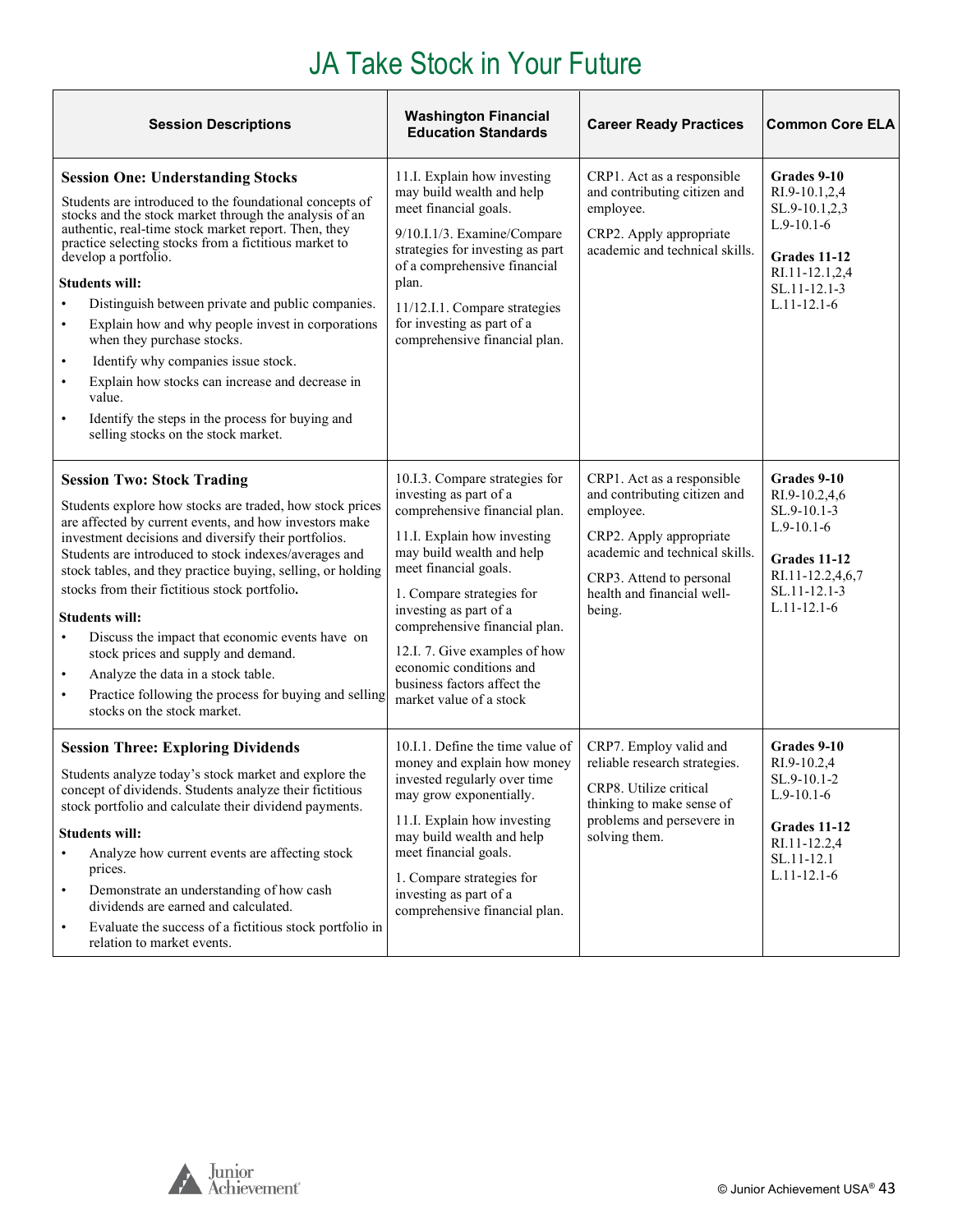# JA Take Stock in Your Future

| Session Descriptions | Washington Financial Education Standards | Career Ready Practices | Common Core ELA |
|---|---|---|---|
| **Session One: Understanding Stocks**<br>Students are introduced to the foundational concepts of stocks and the stock market through the analysis of an authentic, real-time stock market report. Then, they practice selecting stocks from a fictitious market to develop a portfolio.<br>**Students will:**<br>• Distinguish between private and public companies.<br>• Explain how and why people invest in corporations when they purchase stocks.<br>• Identify why companies issue stock.<br>• Explain how stocks can increase and decrease in value.<br>• Identify the steps in the process for buying and selling stocks on the stock market. | 11.I. Explain how investing may build wealth and help meet financial goals.<br>9/10.I.1/3. Examine/Compare strategies for investing as part of a comprehensive financial plan.<br>11/12.I.1. Compare strategies for investing as part of a comprehensive financial plan. | CRP1. Act as a responsible and contributing citizen and employee.<br>CRP2. Apply appropriate academic and technical skills. | **Grades 9-10**<br>RI.9-10.1,2,4<br>SL.9-10.1,2,3<br>L.9-10.1-6<br>**Grades 11-12**<br>RI.11-12.1,2,4<br>SL.11-12.1-3<br>L.11-12.1-6 |
| **Session Two: Stock Trading**<br>Students explore how stocks are traded, how stock prices are affected by current events, and how investors make investment decisions and diversify their portfolios. Students are introduced to stock indexes/averages and stock tables, and they practice buying, selling, or holding stocks from their fictitious stock portfolio.<br>**Students will:**<br>• Discuss the impact that economic events have on stock prices and supply and demand.<br>• Analyze the data in a stock table.<br>• Practice following the process for buying and selling stocks on the stock market. | 10.I.3. Compare strategies for investing as part of a comprehensive financial plan.<br>11.I. Explain how investing may build wealth and help meet financial goals.<br>1. Compare strategies for investing as part of a comprehensive financial plan.<br>12.I. 7. Give examples of how economic conditions and business factors affect the market value of a stock | CRP1. Act as a responsible and contributing citizen and employee.<br>CRP2. Apply appropriate academic and technical skills.<br>CRP3. Attend to personal health and financial well-being. | **Grades 9-10**<br>RI.9-10.2,4,6<br>SL.9-10.1-3<br>L.9-10.1-6<br>**Grades 11-12**<br>RI.11-12.2,4,6,7<br>SL.11-12.1-3<br>L.11-12.1-6 |
| **Session Three: Exploring Dividends**<br>Students analyze today's stock market and explore the concept of dividends. Students analyze their fictitious stock portfolio and calculate their dividend payments.<br>**Students will:**<br>• Analyze how current events are affecting stock prices.<br>• Demonstrate an understanding of how cash dividends are earned and calculated.<br>• Evaluate the success of a fictitious stock portfolio in relation to market events. | 10.I.1. Define the time value of money and explain how money invested regularly over time may grow exponentially.<br>11.I. Explain how investing may build wealth and help meet financial goals.<br>1. Compare strategies for investing as part of a comprehensive financial plan. | CRP7. Employ valid and reliable research strategies.<br>CRP8. Utilize critical thinking to make sense of problems and persevere in solving them. | **Grades 9-10**<br>RI.9-10.2,4<br>SL.9-10.1-2<br>L.9-10.1-6<br>**Grades 11-12**<br>RI.11-12.2,4<br>SL.11-12.1<br>L.11-12.1-6 |

© Junior Achievement USA®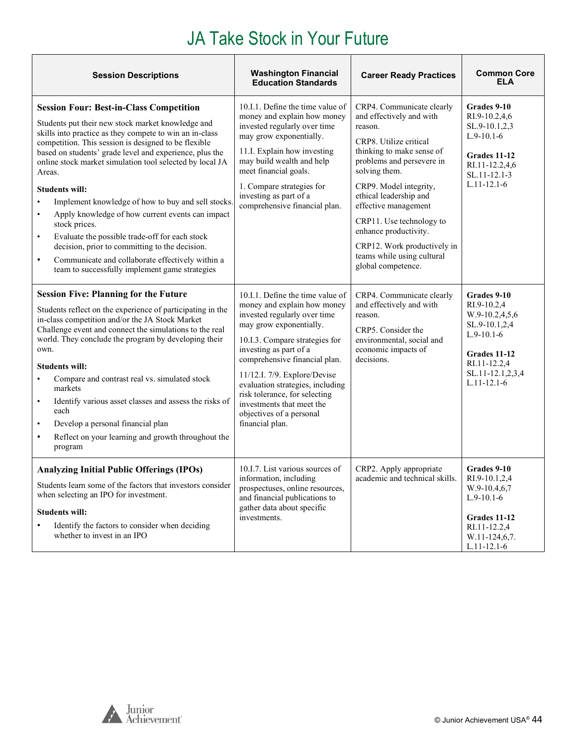# JA Take Stock in Your Future

| Session Descriptions | Washington Financial Education Standards | Career Ready Practices | Common Core ELA |
|---|---|---|---|
| **Session Four: Best-in-Class Competition**<br><br>Students put their new stock market knowledge and skills into practice as they compete to win an in-class competition. This session is designed to be flexible based on students' grade level and experience, plus the online stock market simulation tool selected by local JA Areas.<br><br>**Students will:**<br>• Implement knowledge of how to buy and sell stocks.<br>• Apply knowledge of how current events can impact stock prices.<br>• Evaluate the possible trade-off for each stock decision, prior to committing to the decision.<br>• Communicate and collaborate effectively within a team to successfully implement game strategies | 10.I.1. Define the time value of money and explain how money invested regularly over time may grow exponentially.<br><br>11.I. Explain how investing may build wealth and help meet financial goals.<br><br>1. Compare strategies for investing as part of a comprehensive financial plan. | CRP4. Communicate clearly and effectively and with reason.<br><br>CRP8. Utilize critical thinking to make sense of problems and persevere in solving them.<br><br>CRP9. Model integrity, ethical leadership and effective management<br><br>CRP11. Use technology to enhance productivity.<br><br>CRP12. Work productively in teams while using cultural global competence. | **Grades 9-10**<br>RI.9-10.2,4,6<br>SL.9-10.1,2,3<br>L.9-10.1-6<br><br>**Grades 11-12**<br>RI.11-12.2,4,6<br>SL.11-12.1-3<br>L.11-12.1-6 |
| **Session Five: Planning for the Future**<br><br>Students reflect on the experience of participating in the in-class competition and/or the JA Stock Market Challenge event and connect the simulations to the real world. They conclude the program by developing their own.<br><br>**Students will:**<br>• Compare and contrast real vs. simulated stock markets<br>• Identify various asset classes and assess the risks of each<br>• Develop a personal financial plan<br>• Reflect on your learning and growth throughout the program | 10.I.1. Define the time value of money and explain how money invested regularly over time may grow exponentially.<br><br>10.I.3. Compare strategies for investing as part of a comprehensive financial plan.<br><br>11/12.I. 7/9. Explore/Devise evaluation strategies, including risk tolerance, for selecting investments that meet the objectives of a personal financial plan. | CRP4. Communicate clearly and effectively and with reason.<br><br>CRP5. Consider the environmental, social and economic impacts of decisions. | **Grades 9-10**<br>RI.9-10.2,4<br>W.9-10.2,4,5,6<br>SL.9-10.1,2,4<br>L.9-10.1-6<br><br>**Grades 11-12**<br>RI.11-12.2,4<br>SL.11-12.1,2,3,4<br>L.11-12.1-6 |
| **Analyzing Initial Public Offerings (IPOs)**<br><br>Students learn some of the factors that investors consider when selecting an IPO for investment.<br><br>**Students will:**<br>• Identify the factors to consider when deciding whether to invest in an IPO | 10.I.7. List various sources of information, including prospectuses, online resources, and financial publications to gather data about specific investments. | CRP2. Apply appropriate academic and technical skills. | **Grades 9-10**<br>RI.9-10.1,2,4<br>W.9-10.4,6,7<br>L.9-10.1-6<br><br>**Grades 11-12**<br>RI.11-12.2,4<br>W.11-124,6,7.<br>L.11-12.1-6 |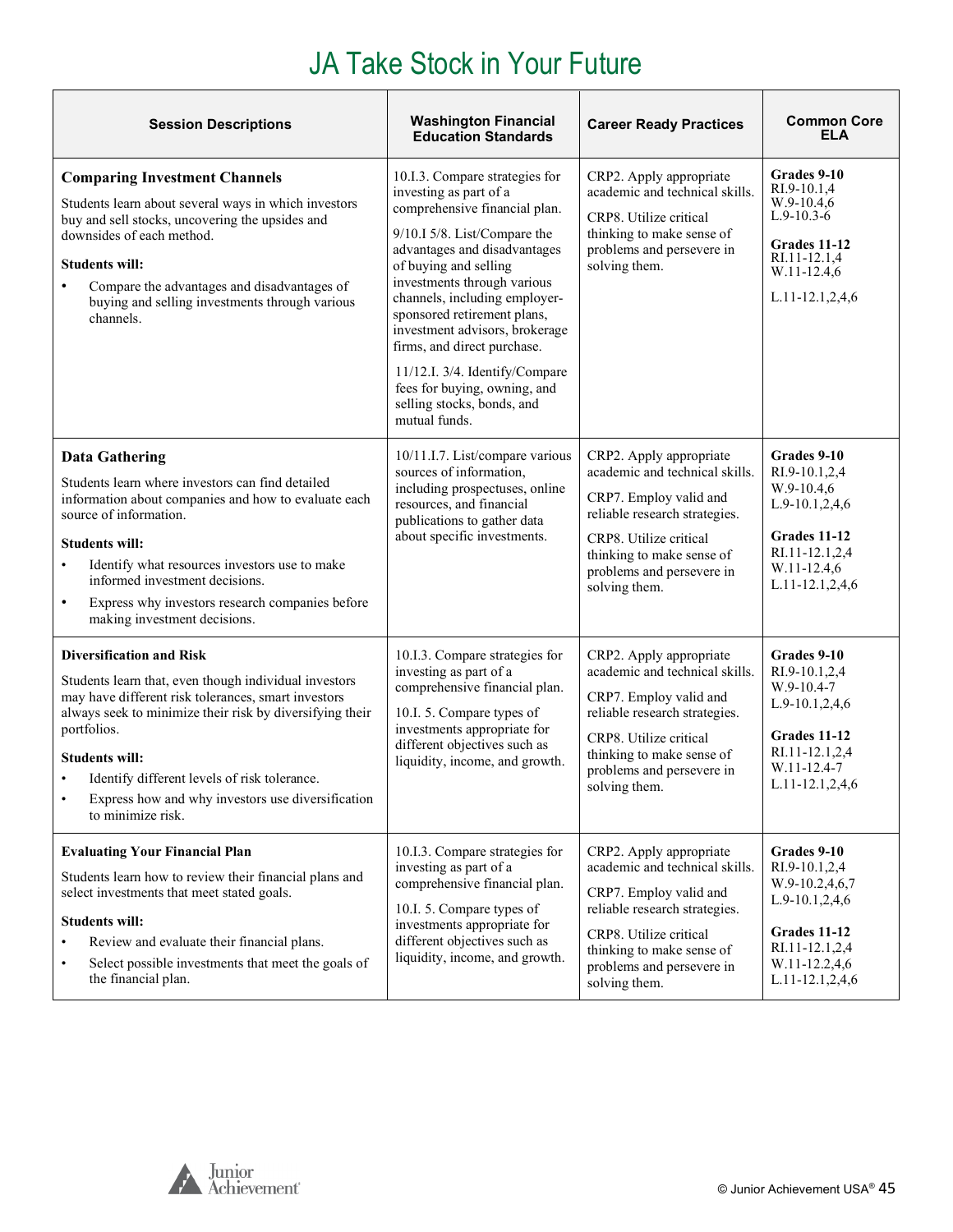# JA Take Stock in Your Future

| Session Descriptions | Washington Financial Education Standards | Career Ready Practices | Common Core ELA |
|---|---|---|---|
| **Comparing Investment Channels**<br><br>Students learn about several ways in which investors buy and sell stocks, uncovering the upsides and downsides of each method.<br><br>**Students will:**<br>• Compare the advantages and disadvantages of buying and selling investments through various channels. | 10.I.3. Compare strategies for investing as part of a comprehensive financial plan.<br><br>9/10.I 5/8. List/Compare the advantages and disadvantages of buying and selling investments through various channels, including employer-sponsored retirement plans, investment advisors, brokerage firms, and direct purchase.<br><br>11/12.I. 3/4. Identify/Compare fees for buying, owning, and selling stocks, bonds, and mutual funds. | CRP2. Apply appropriate academic and technical skills.<br><br>CRP8. Utilize critical thinking to make sense of problems and persevere in solving them. | **Grades 9-10**<br>RI.9-10.1,4<br>W.9-10.4,6<br>L.9-10.3-6<br><br>**Grades 11-12**<br>RI.11-12.1,4<br>W.11-12.4,6<br><br>L.11-12.1,2,4,6 |
| **Data Gathering**<br><br>Students learn where investors can find detailed information about companies and how to evaluate each source of information.<br><br>**Students will:**<br>• Identify what resources investors use to make informed investment decisions.<br>• Express why investors research companies before making investment decisions. | 10/11.I.7. List/compare various sources of information, including prospectuses, online resources, and financial publications to gather data about specific investments. | CRP2. Apply appropriate academic and technical skills.<br><br>CRP7. Employ valid and reliable research strategies.<br><br>CRP8. Utilize critical thinking to make sense of problems and persevere in solving them. | **Grades 9-10**<br>RI.9-10.1,2,4<br>W.9-10.4,6<br>L.9-10.1,2,4,6<br><br>**Grades 11-12**<br>RI.11-12.1,2,4<br>W.11-12.4,6<br>L.11-12.1,2,4,6 |
| **Diversification and Risk**<br><br>Students learn that, even though individual investors may have different risk tolerances, smart investors always seek to minimize their risk by diversifying their portfolios.<br><br>**Students will:**<br>• Identify different levels of risk tolerance.<br>• Express how and why investors use diversification to minimize risk. | 10.I.3. Compare strategies for investing as part of a comprehensive financial plan.<br><br>10.I. 5. Compare types of investments appropriate for different objectives such as liquidity, income, and growth. | CRP2. Apply appropriate academic and technical skills.<br><br>CRP7. Employ valid and reliable research strategies.<br><br>CRP8. Utilize critical thinking to make sense of problems and persevere in solving them. | **Grades 9-10**<br>RI.9-10.1,2,4<br>W.9-10.4-7<br>L.9-10.1,2,4,6<br><br>**Grades 11-12**<br>RI.11-12.1,2,4<br>W.11-12.4-7<br>L.11-12.1,2,4,6 |
| **Evaluating Your Financial Plan**<br><br>Students learn how to review their financial plans and select investments that meet stated goals.<br><br>**Students will:**<br>• Review and evaluate their financial plans.<br>• Select possible investments that meet the goals of the financial plan. | 10.I.3. Compare strategies for investing as part of a comprehensive financial plan.<br><br>10.I. 5. Compare types of investments appropriate for different objectives such as liquidity, income, and growth. | CRP2. Apply appropriate academic and technical skills.<br><br>CRP7. Employ valid and reliable research strategies.<br><br>CRP8. Utilize critical thinking to make sense of problems and persevere in solving them. | **Grades 9-10**<br>RI.9-10.1,2,4<br>W.9-10.2,4,6,7<br>L.9-10.1,2,4,6<br><br>**Grades 11-12**<br>RI.11-12.1,2,4<br>W.11-12.2,4,6<br>L.11-12.1,2,4,6 |

© Junior Achievement USA®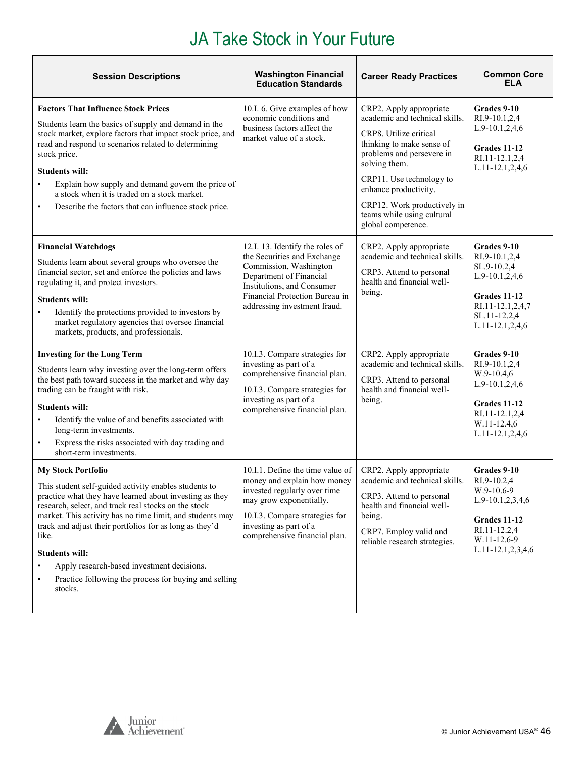# JA Take Stock in Your Future

| Session Descriptions | Washington Financial Education Standards | Career Ready Practices | Common Core ELA |
|---|---|---|---|
| **Factors That Influence Stock Prices**<br><br>Students learn the basics of supply and demand in the stock market, explore factors that impact stock price, and read and respond to scenarios related to determining stock price.<br><br>**Students will:**<br>• Explain how supply and demand govern the price of a stock when it is traded on a stock market.<br>• Describe the factors that can influence stock price. | 10.I. 6. Give examples of how economic conditions and business factors affect the market value of a stock. | CRP2. Apply appropriate academic and technical skills.<br><br>CRP8. Utilize critical thinking to make sense of problems and persevere in solving them.<br><br>CRP11. Use technology to enhance productivity.<br><br>CRP12. Work productively in teams while using cultural global competence. | **Grades 9-10**<br>RI.9-10.1,2,4<br>L.9-10.1,2,4,6<br><br>**Grades 11-12**<br>RI.11-12.1,2,4<br>L.11-12.1,2,4,6 |
| **Financial Watchdogs**<br><br>Students learn about several groups who oversee the financial sector, set and enforce the policies and laws regulating it, and protect investors.<br><br>**Students will:**<br>• Identify the protections provided to investors by market regulatory agencies that oversee financial markets, products, and professionals. | 12.I. 13. Identify the roles of the Securities and Exchange Commission, Washington Department of Financial Institutions, and Consumer Financial Protection Bureau in addressing investment fraud. | CRP2. Apply appropriate academic and technical skills.<br><br>CRP3. Attend to personal health and financial well-being. | **Grades 9-10**<br>RI.9-10.1,2,4<br>SL.9-10.2,4<br>L.9-10.1,2,4,6<br><br>**Grades 11-12**<br>RI.11-12.1,2,4,7<br>SL.11-12.2,4<br>L.11-12.1,2,4,6 |
| **Investing for the Long Term**<br><br>Students learn why investing over the long-term offers the best path toward success in the market and why day trading can be fraught with risk.<br><br>**Students will:**<br>• Identify the value of and benefits associated with long-term investments.<br>• Express the risks associated with day trading and short-term investments. | 10.I.3. Compare strategies for investing as part of a comprehensive financial plan.<br><br>10.I.3. Compare strategies for investing as part of a comprehensive financial plan. | CRP2. Apply appropriate academic and technical skills.<br><br>CRP3. Attend to personal health and financial well-being. | **Grades 9-10**<br>RI.9-10.1,2,4<br>W.9-10.4,6<br>L.9-10.1,2,4,6<br><br>**Grades 11-12**<br>RI.11-12.1,2,4<br>W.11-12.4,6<br>L.11-12.1,2,4,6 |
| **My Stock Portfolio**<br><br>This student self-guided activity enables students to practice what they have learned about investing as they research, select, and track real stocks on the stock market. This activity has no time limit, and students may track and adjust their portfolios for as long as they'd like.<br><br>**Students will:**<br>• Apply research-based investment decisions.<br>• Practice following the process for buying and selling stocks. | 10.I.1. Define the time value of money and explain how money invested regularly over time may grow exponentially.<br><br>10.I.3. Compare strategies for investing as part of a comprehensive financial plan. | CRP2. Apply appropriate academic and technical skills.<br><br>CRP3. Attend to personal health and financial well-being.<br><br>CRP7. Employ valid and reliable research strategies. | **Grades 9-10**<br>RI.9-10.2,4<br>W.9-10.6-9<br>L.9-10.1,2,3,4,6<br><br>**Grades 11-12**<br>RI.11-12.2,4<br>W.11-12.6-9<br>L.11-12.1,2,3,4,6 |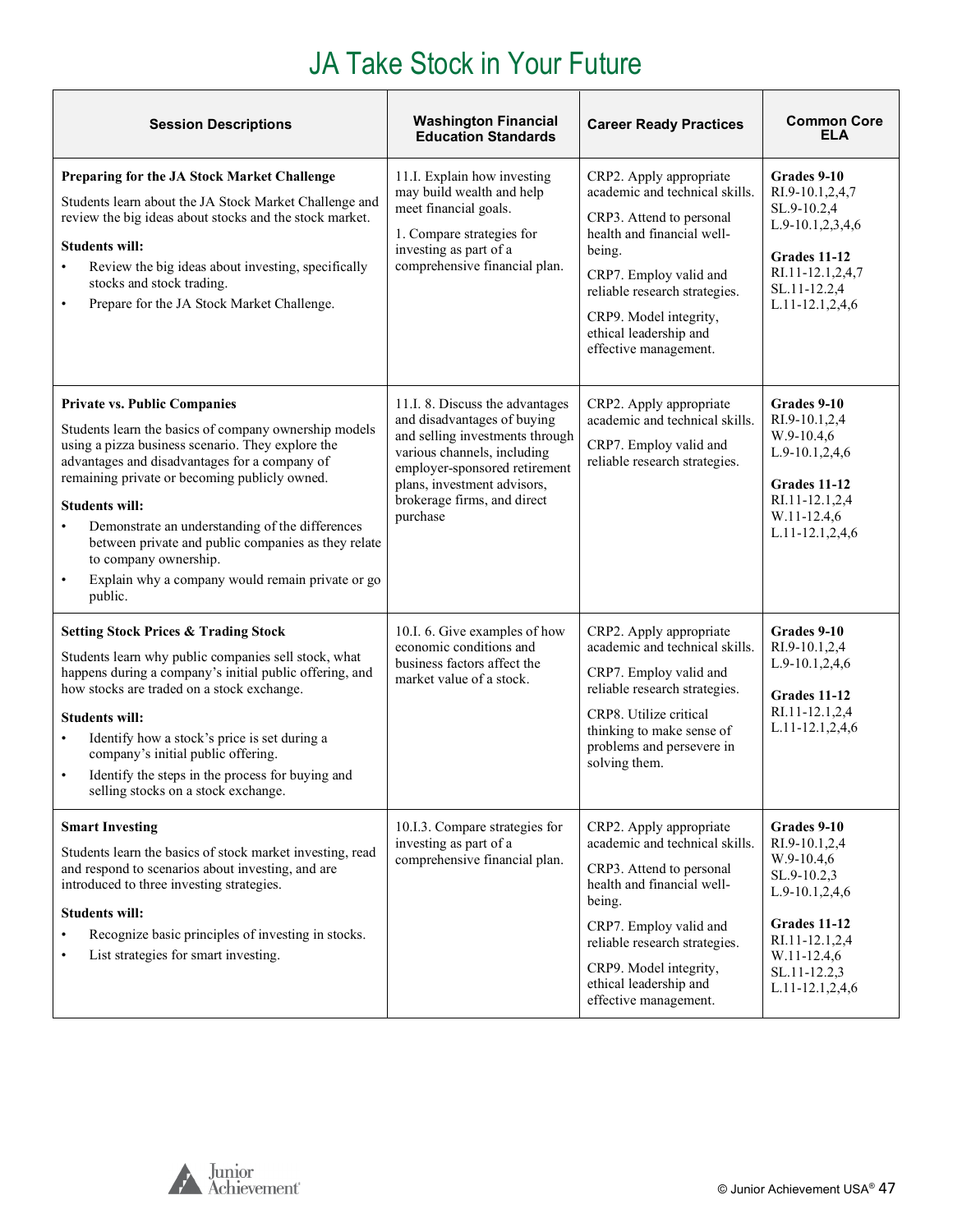# JA Take Stock in Your Future

| Session Descriptions | Washington Financial Education Standards | Career Ready Practices | Common Core ELA |
|---|---|---|---|
| **Preparing for the JA Stock Market Challenge**<br>Students learn about the JA Stock Market Challenge and review the big ideas about stocks and the stock market.<br>**Students will:**<br>• Review the big ideas about investing, specifically stocks and stock trading.<br>• Prepare for the JA Stock Market Challenge. | 11.I. Explain how investing may build wealth and help meet financial goals.<br>1. Compare strategies for investing as part of a comprehensive financial plan. | CRP2. Apply appropriate academic and technical skills.<br>CRP3. Attend to personal health and financial well-being.<br>CRP7. Employ valid and reliable research strategies.<br>CRP9. Model integrity, ethical leadership and effective management. | **Grades 9-10**<br>RI.9-10.1,2,4,7<br>SL.9-10.2,4<br>L.9-10.1,2,3,4,6<br>**Grades 11-12**<br>RI.11-12.1,2,4,7<br>SL.11-12.2,4<br>L.11-12.1,2,4,6 |
| **Private vs. Public Companies**<br>Students learn the basics of company ownership models using a pizza business scenario. They explore the advantages and disadvantages for a company of remaining private or becoming publicly owned.<br>**Students will:**<br>• Demonstrate an understanding of the differences between private and public companies as they relate to company ownership.<br>• Explain why a company would remain private or go public. | 11.I. 8. Discuss the advantages and disadvantages of buying and selling investments through various channels, including employer-sponsored retirement plans, investment advisors, brokerage firms, and direct purchase | CRP2. Apply appropriate academic and technical skills.<br>CRP7. Employ valid and reliable research strategies. | **Grades 9-10**<br>RI.9-10.1,2,4<br>W.9-10.4,6<br>L.9-10.1,2,4,6<br>**Grades 11-12**<br>RI.11-12.1,2,4<br>W.11-12.4,6<br>L.11-12.1,2,4,6 |
| **Setting Stock Prices & Trading Stock**<br>Students learn why public companies sell stock, what happens during a company's initial public offering, and how stocks are traded on a stock exchange.<br>**Students will:**<br>• Identify how a stock's price is set during a company's initial public offering.<br>• Identify the steps in the process for buying and selling stocks on a stock exchange. | 10.I. 6. Give examples of how economic conditions and business factors affect the market value of a stock. | CRP2. Apply appropriate academic and technical skills.<br>CRP7. Employ valid and reliable research strategies.<br>CRP8. Utilize critical thinking to make sense of problems and persevere in solving them. | **Grades 9-10**<br>RI.9-10.1,2,4<br>L.9-10.1,2,4,6<br>**Grades 11-12**<br>RI.11-12.1,2,4<br>L.11-12.1,2,4,6 |
| **Smart Investing**<br>Students learn the basics of stock market investing, read and respond to scenarios about investing, and are introduced to three investing strategies.<br>**Students will:**<br>• Recognize basic principles of investing in stocks.<br>• List strategies for smart investing. | 10.I.3. Compare strategies for investing as part of a comprehensive financial plan. | CRP2. Apply appropriate academic and technical skills.<br>CRP3. Attend to personal health and financial well-being.<br>CRP7. Employ valid and reliable research strategies.<br>CRP9. Model integrity, ethical leadership and effective management. | **Grades 9-10**<br>RI.9-10.1,2,4<br>W.9-10.4,6<br>SL.9-10.2,3<br>L.9-10.1,2,4,6<br>**Grades 11-12**<br>RI.11-12.1,2,4<br>W.11-12.4,6<br>SL.11-12.2,3<br>L.11-12.1,2,4,6 |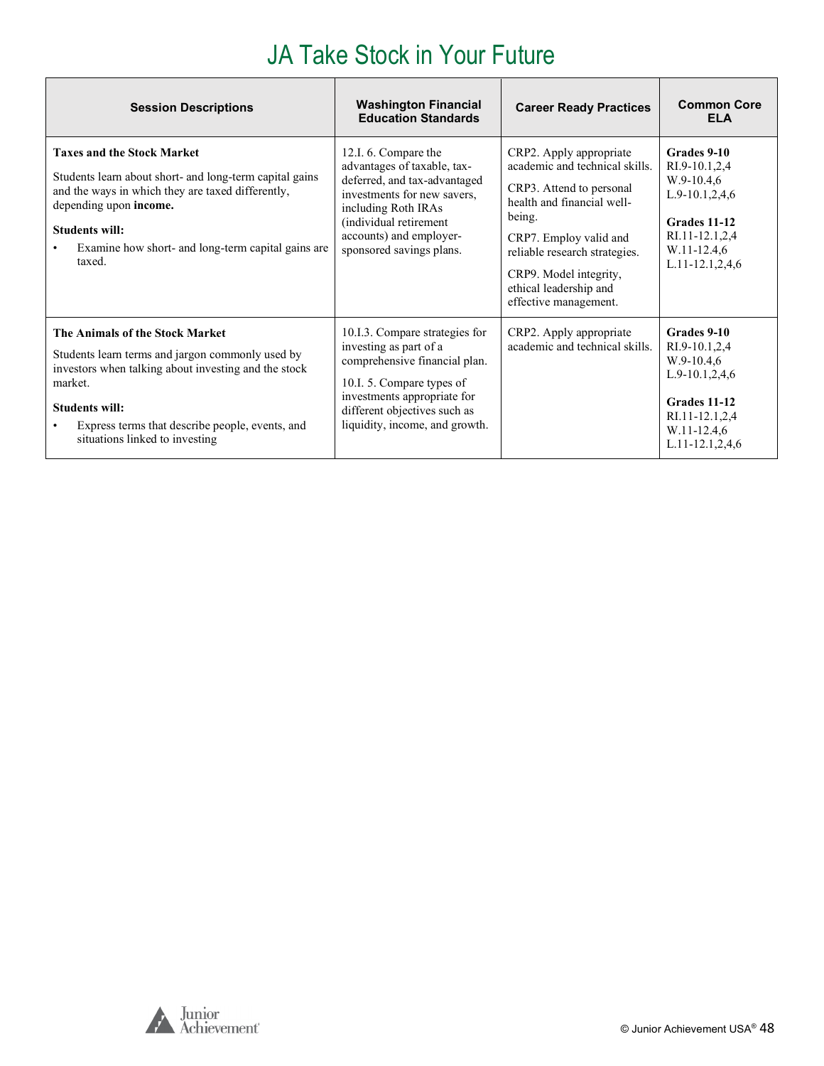# JA Take Stock in Your Future

| Session Descriptions | Washington Financial Education Standards | Career Ready Practices | Common Core ELA |
|---|---|---|---|
| **Taxes and the Stock Market**<br><br>Students learn about short- and long-term capital gains and the ways in which they are taxed differently, depending upon **income.**<br><br>**Students will:**<br>• Examine how short- and long-term capital gains are taxed. | 12.I. 6. Compare the advantages of taxable, tax-deferred, and tax-advantaged investments for new savers, including Roth IRAs (individual retirement accounts) and employer-sponsored savings plans. | CRP2. Apply appropriate academic and technical skills.<br><br>CRP3. Attend to personal health and financial well-being.<br><br>CRP7. Employ valid and reliable research strategies.<br><br>CRP9. Model integrity, ethical leadership and effective management. | **Grades 9-10**<br>RI.9-10.1,2,4<br>W.9-10.4,6<br>L.9-10.1,2,4,6<br><br>**Grades 11-12**<br>RI.11-12.1,2,4<br>W.11-12.4,6<br>L.11-12.1,2,4,6 |
| **The Animals of the Stock Market**<br><br>Students learn terms and jargon commonly used by investors when talking about investing and the stock market.<br><br>**Students will:**<br>• Express terms that describe people, events, and situations linked to investing | 10.I.3. Compare strategies for investing as part of a comprehensive financial plan.<br><br>10.I. 5. Compare types of investments appropriate for different objectives such as liquidity, income, and growth. | CRP2. Apply appropriate academic and technical skills. | **Grades 9-10**<br>RI.9-10.1,2,4<br>W.9-10.4,6<br>L.9-10.1,2,4,6<br><br>**Grades 11-12**<br>RI.11-12.1,2,4<br>W.11-12.4,6<br>L.11-12.1,2,4,6 |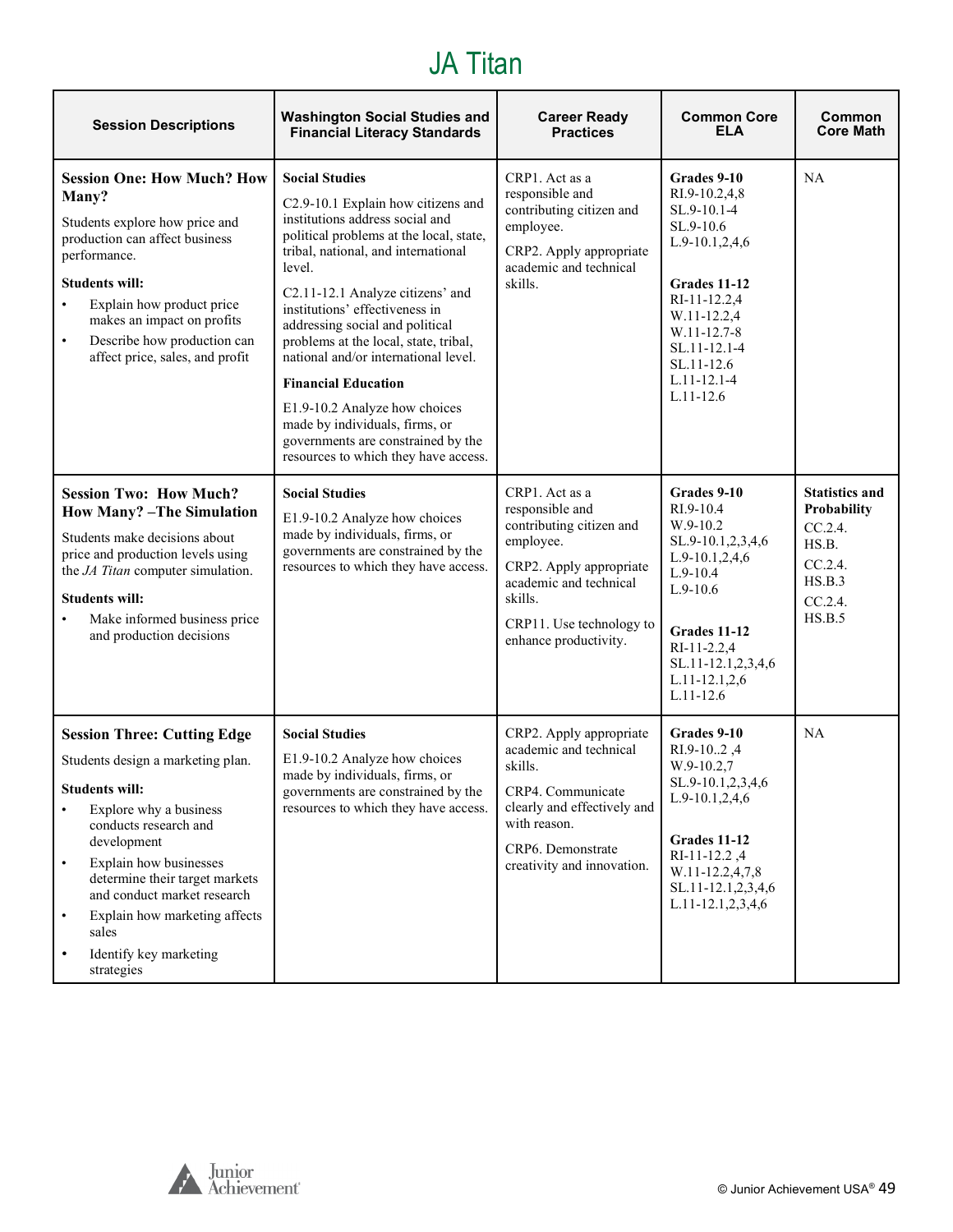# JA Titan

| Session Descriptions | Washington Social Studies and Financial Literacy Standards | Career Ready Practices | Common Core ELA | Common Core Math |
|---|---|---|---|---|
| **Session One: How Much? How Many?**<br>Students explore how price and production can affect business performance.<br>**Students will:**<br>• Explain how product price makes an impact on profits<br>• Describe how production can affect price, sales, and profit | **Social Studies**<br>C2.9-10.1 Explain how citizens and institutions address social and political problems at the local, state, tribal, national, and international level.<br>C2.11-12.1 Analyze citizens' and institutions' effectiveness in addressing social and political problems at the local, state, tribal, national and/or international level.<br>**Financial Education**<br>E1.9-10.2 Analyze how choices made by individuals, firms, or governments are constrained by the resources to which they have access. | CRP1. Act as a responsible and contributing citizen and employee.<br>CRP2. Apply appropriate academic and technical skills. | **Grades 9-10**<br>RI.9-10.2,4,8<br>SL.9-10.1-4<br>SL.9-10.6<br>L.9-10.1,2,4,6<br>**Grades 11-12**<br>RI-11-12.2,4<br>W.11-12.2,4<br>W.11-12.7-8<br>SL.11-12.1-4<br>SL.11-12.6<br>L.11-12.1-4<br>L.11-12.6 | NA |
| **Session Two: How Much? How Many? –The Simulation**<br>Students make decisions about price and production levels using the *JA Titan* computer simulation.<br>**Students will:**<br>• Make informed business price and production decisions | **Social Studies**<br>E1.9-10.2 Analyze how choices made by individuals, firms, or governments are constrained by the resources to which they have access. | CRP1. Act as a responsible and contributing citizen and employee.<br>CRP2. Apply appropriate academic and technical skills.<br>CRP11. Use technology to enhance productivity. | **Grades 9-10**<br>RI.9-10.4<br>W.9-10.2<br>SL.9-10.1,2,3,4,6<br>L.9-10.1,2,4,6<br>L.9-10.4<br>L.9-10.6<br>**Grades 11-12**<br>RI-11-2.2,4<br>SL.11-12.1,2,3,4,6<br>L.11-12.1,2,6<br>L.11-12.6 | **Statistics and Probability**<br>CC.2.4.<br>HS.B.<br>CC.2.4.<br>HS.B.3<br>CC.2.4.<br>HS.B.5 |
| **Session Three: Cutting Edge**<br>Students design a marketing plan.<br>**Students will:**<br>• Explore why a business conducts research and development<br>• Explain how businesses determine their target markets and conduct market research<br>• Explain how marketing affects sales<br>• Identify key marketing strategies | **Social Studies**<br>E1.9-10.2 Analyze how choices made by individuals, firms, or governments are constrained by the resources to which they have access. | CRP2. Apply appropriate academic and technical skills.<br>CRP4. Communicate clearly and effectively and with reason.<br>CRP6. Demonstrate creativity and innovation. | **Grades 9-10**<br>RI.9-10..2 ,4<br>W.9-10.2,7<br>SL.9-10.1,2,3,4,6<br>L.9-10.1,2,4,6<br>**Grades 11-12**<br>RI-11-12.2 ,4<br>W.11-12.2,4,7,8<br>SL.11-12.1,2,3,4,6<br>L.11-12.1,2,3,4,6 | NA |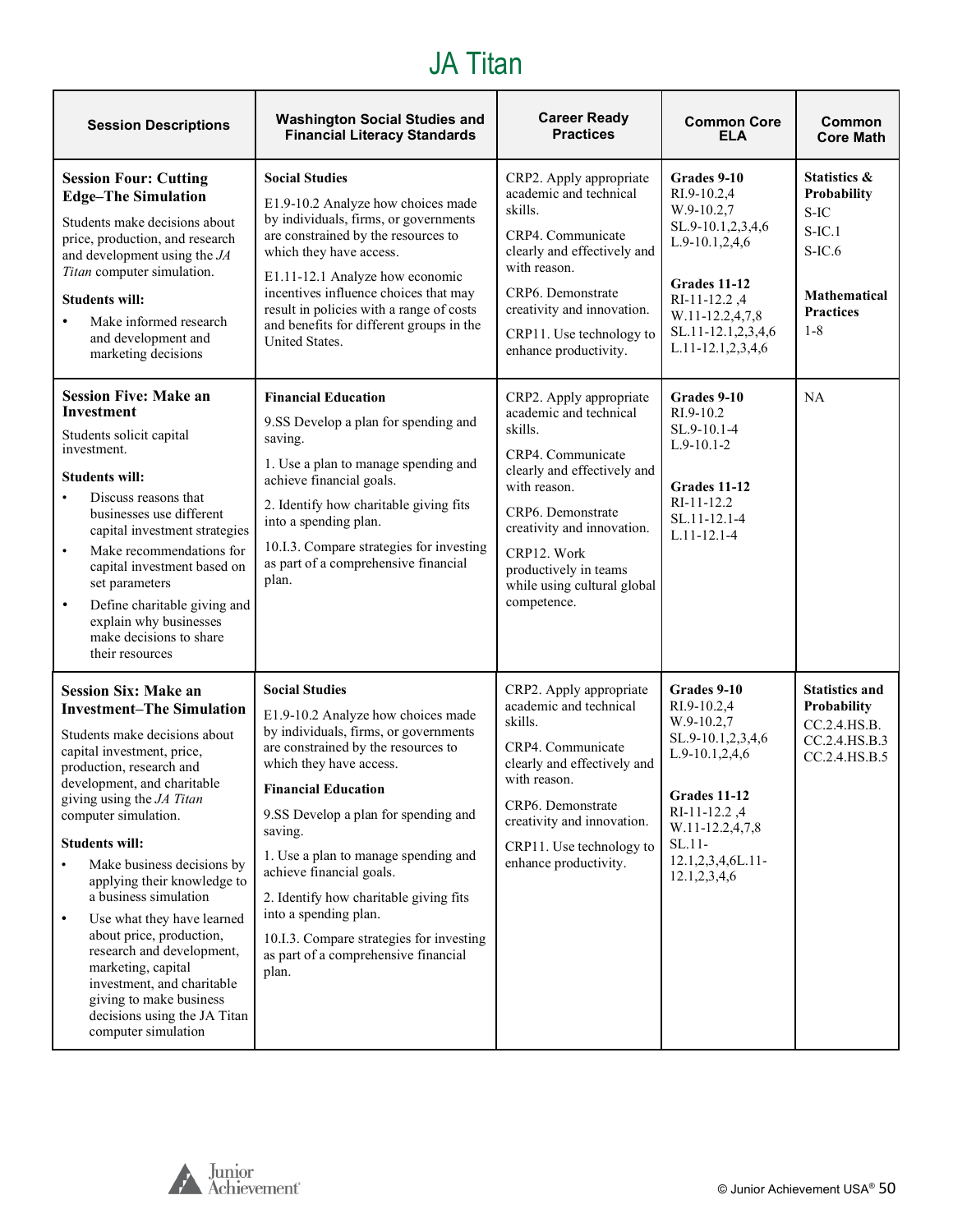# JA Titan

| Session Descriptions | Washington Social Studies and Financial Literacy Standards | Career Ready Practices | Common Core ELA | Common Core Math |
|---|---|---|---|---|
| **Session Four: Cutting Edge–The Simulation**<br>Students make decisions about price, production, and research and development using the *JA Titan* computer simulation.<br>**Students will:**<br>• Make informed research and development and marketing decisions | **Social Studies**<br>E1.9-10.2 Analyze how choices made by individuals, firms, or governments are constrained by the resources to which they have access.<br>E1.11-12.1 Analyze how economic incentives influence choices that may result in policies with a range of costs and benefits for different groups in the United States. | CRP2. Apply appropriate academic and technical skills.<br>CRP4. Communicate clearly and effectively and with reason.<br>CRP6. Demonstrate creativity and innovation.<br>CRP11. Use technology to enhance productivity. | **Grades 9-10**<br>RI.9-10.2,4<br>W.9-10.2,7<br>SL.9-10.1,2,3,4,6<br>L.9-10.1,2,4,6<br><br>**Grades 11-12**<br>RI-11-12.2 ,4<br>W.11-12.2,4,7,8<br>SL.11-12.1,2,3,4,6<br>L.11-12.1,2,3,4,6 | **Statistics & Probability**<br>S-IC<br>S-IC.1<br>S-IC.6<br><br>**Mathematical Practices**<br>1-8 |
| **Session Five: Make an Investment**<br>Students solicit capital investment.<br>**Students will:**<br>• Discuss reasons that businesses use different capital investment strategies<br>• Make recommendations for capital investment based on set parameters<br>• Define charitable giving and explain why businesses make decisions to share their resources | **Financial Education**<br>9.SS Develop a plan for spending and saving.<br>1. Use a plan to manage spending and achieve financial goals.<br>2. Identify how charitable giving fits into a spending plan.<br>10.I.3. Compare strategies for investing as part of a comprehensive financial plan. | CRP2. Apply appropriate academic and technical skills.<br>CRP4. Communicate clearly and effectively and with reason.<br>CRP6. Demonstrate creativity and innovation.<br>CRP12. Work productively in teams while using cultural global competence. | **Grades 9-10**<br>RI.9-10.2<br>SL.9-10.1-4<br>L.9-10.1-2<br><br>**Grades 11-12**<br>RI-11-12.2<br>SL.11-12.1-4<br>L.11-12.1-4 | NA |
| **Session Six: Make an Investment–The Simulation**<br>Students make decisions about capital investment, price, production, research and development, and charitable giving using the *JA Titan* computer simulation.<br>**Students will:**<br>• Make business decisions by applying their knowledge to a business simulation<br>• Use what they have learned about price, production, research and development, marketing, capital investment, and charitable giving to make business decisions using the JA Titan computer simulation | **Social Studies**<br>E1.9-10.2 Analyze how choices made by individuals, firms, or governments are constrained by the resources to which they have access.<br>**Financial Education**<br>9.SS Develop a plan for spending and saving.<br>1. Use a plan to manage spending and achieve financial goals.<br>2. Identify how charitable giving fits into a spending plan.<br>10.I.3. Compare strategies for investing as part of a comprehensive financial plan. | CRP2. Apply appropriate academic and technical skills.<br>CRP4. Communicate clearly and effectively and with reason.<br>CRP6. Demonstrate creativity and innovation.<br>CRP11. Use technology to enhance productivity. | **Grades 9-10**<br>RI.9-10.2,4<br>W.9-10.2,7<br>SL.9-10.1,2,3,4,6<br>L.9-10.1,2,4,6<br><br>**Grades 11-12**<br>RI-11-12.2 ,4<br>W.11-12.2,4,7,8<br>SL.11-12.1,2,3,4,6L.11-12.1,2,3,4,6 | **Statistics and Probability**<br>CC.2.4.HS.B.<br>CC.2.4.HS.B.3<br>CC.2.4.HS.B.5 |

© Junior Achievement USA®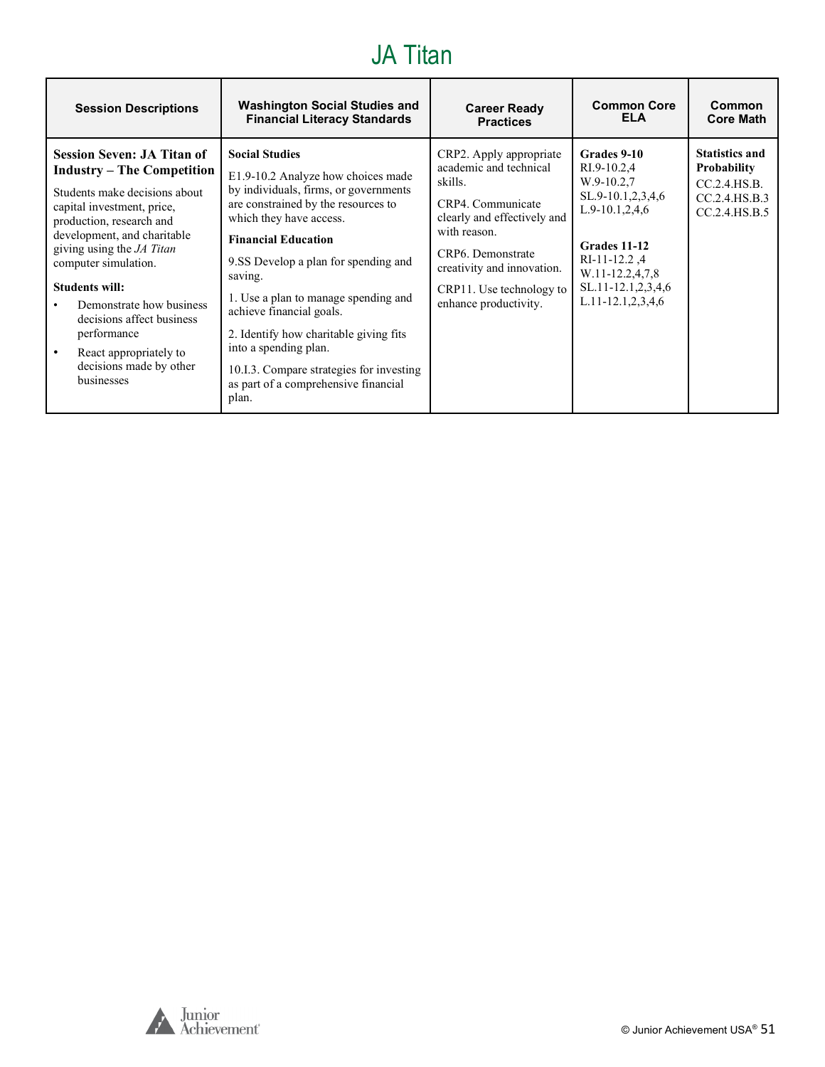# JA Titan

| Session Descriptions | Washington Social Studies and Financial Literacy Standards | Career Ready Practices | Common Core ELA | Common Core Math |
|---|---|---|---|---|
| **Session Seven: JA Titan of Industry – The Competition**<br><br>Students make decisions about capital investment, price, production, research and development, and charitable giving using the *JA Titan* computer simulation.<br><br>**Students will:**<br>• Demonstrate how business decisions affect business performance<br>• React appropriately to decisions made by other businesses | **Social Studies**<br><br>E1.9-10.2 Analyze how choices made by individuals, firms, or governments are constrained by the resources to which they have access.<br><br>**Financial Education**<br><br>9.SS Develop a plan for spending and saving.<br><br>1. Use a plan to manage spending and achieve financial goals.<br><br>2. Identify how charitable giving fits into a spending plan.<br><br>10.I.3. Compare strategies for investing as part of a comprehensive financial plan. | CRP2. Apply appropriate academic and technical skills.<br><br>CRP4. Communicate clearly and effectively and with reason.<br><br>CRP6. Demonstrate creativity and innovation.<br><br>CRP11. Use technology to enhance productivity. | **Grades 9-10**<br>RI.9-10.2,4<br>W.9-10.2,7<br>SL.9-10.1,2,3,4,6<br>L.9-10.1,2,4,6<br><br>**Grades 11-12**<br>RI-11-12.2 ,4<br>W.11-12.2,4,7,8<br>SL.11-12.1,2,3,4,6<br>L.11-12.1,2,3,4,6 | **Statistics and Probability**<br>CC.2.4.HS.B.<br>CC.2.4.HS.B.3<br>CC.2.4.HS.B.5 |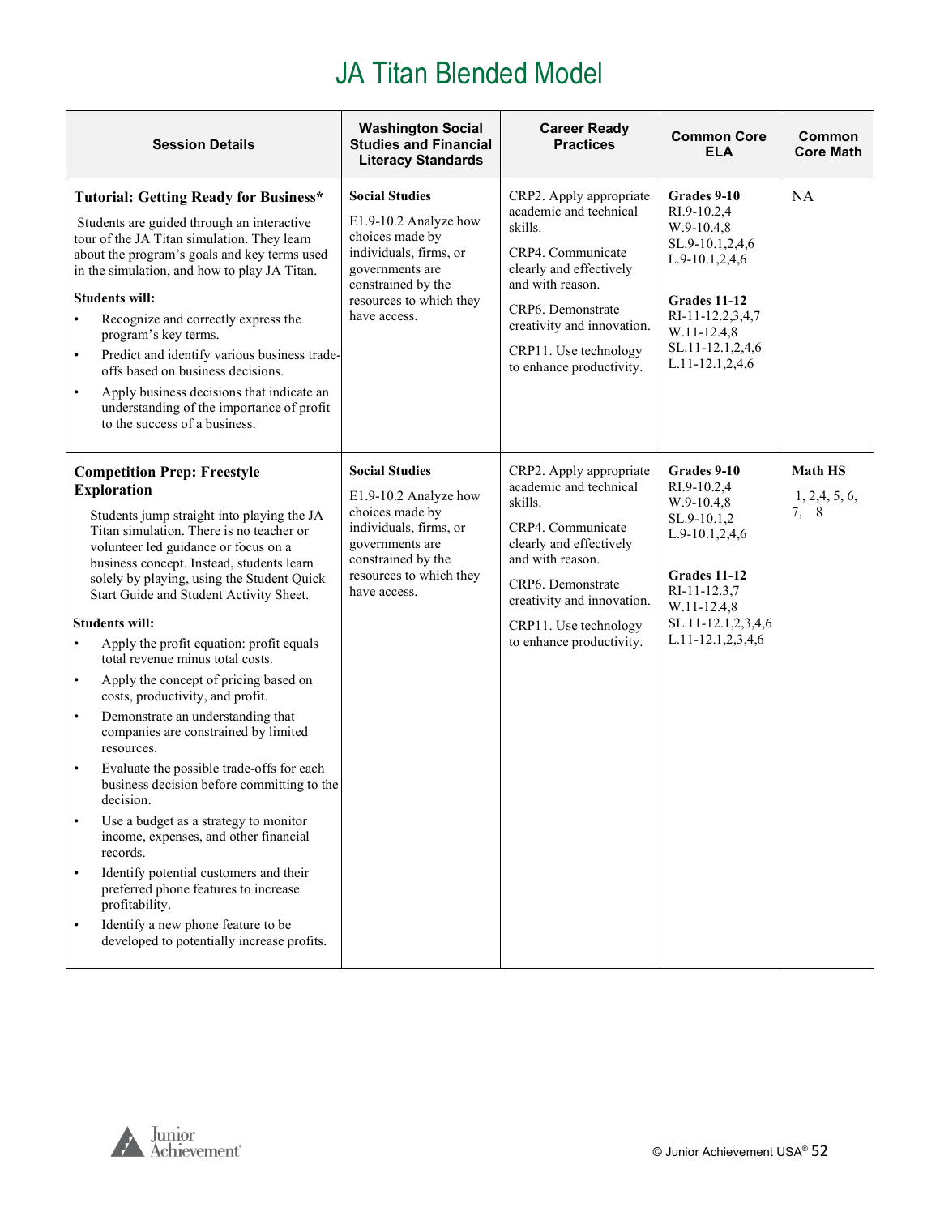# JA Titan Blended Model

| Session Details | Washington Social Studies and Financial Literacy Standards | Career Ready Practices | Common Core ELA | Common Core Math |
|---|---|---|---|---|
| **Tutorial: Getting Ready for Business*** <br><br> Students are guided through an interactive tour of the JA Titan simulation. They learn about the program's goals and key terms used in the simulation, and how to play JA Titan. <br><br> **Students will:** <br> • Recognize and correctly express the program's key terms. <br> • Predict and identify various business trade-offs based on business decisions. <br> • Apply business decisions that indicate an understanding of the importance of profit to the success of a business. | **Social Studies** <br><br> E1.9-10.2 Analyze how choices made by individuals, firms, or governments are constrained by the resources to which they have access. | CRP2. Apply appropriate academic and technical skills. <br><br> CRP4. Communicate clearly and effectively and with reason. <br><br> CRP6. Demonstrate creativity and innovation. <br><br> CRP11. Use technology to enhance productivity. | **Grades 9-10** <br> RI.9-10.2,4 <br> W.9-10.4,8 <br> SL.9-10.1,2,4,6 <br> L.9-10.1,2,4,6 <br><br> **Grades 11-12** <br> RI-11-12.2,3,4,7 <br> W.11-12.4,8 <br> SL.11-12.1,2,4,6 <br> L.11-12.1,2,4,6 | NA |
| **Competition Prep: Freestyle Exploration** <br><br> Students jump straight into playing the JA Titan simulation. There is no teacher or volunteer led guidance or focus on a business concept. Instead, students learn solely by playing, using the Student Quick Start Guide and Student Activity Sheet. <br><br> **Students will:** <br> • Apply the profit equation: profit equals total revenue minus total costs. <br> • Apply the concept of pricing based on costs, productivity, and profit. <br> • Demonstrate an understanding that companies are constrained by limited resources. <br> • Evaluate the possible trade-offs for each business decision before committing to the decision. <br> • Use a budget as a strategy to monitor income, expenses, and other financial records. <br> • Identify potential customers and their preferred phone features to increase profitability. <br> • Identify a new phone feature to be developed to potentially increase profits. | **Social Studies** <br><br> E1.9-10.2 Analyze how choices made by individuals, firms, or governments are constrained by the resources to which they have access. | CRP2. Apply appropriate academic and technical skills. <br><br> CRP4. Communicate clearly and effectively and with reason. <br><br> CRP6. Demonstrate creativity and innovation. <br><br> CRP11. Use technology to enhance productivity. | **Grades 9-10** <br> RI.9-10.2,4 <br> W.9-10.4,8 <br> SL.9-10.1,2 <br> L.9-10.1,2,4,6 <br><br> **Grades 11-12** <br> RI-11-12.3,7 <br> W.11-12.4,8 <br> SL.11-12.1,2,3,4,6 <br> L.11-12.1,2,3,4,6 | **Math HS** <br><br> 1, 2,4, 5, 6, 7, 8 |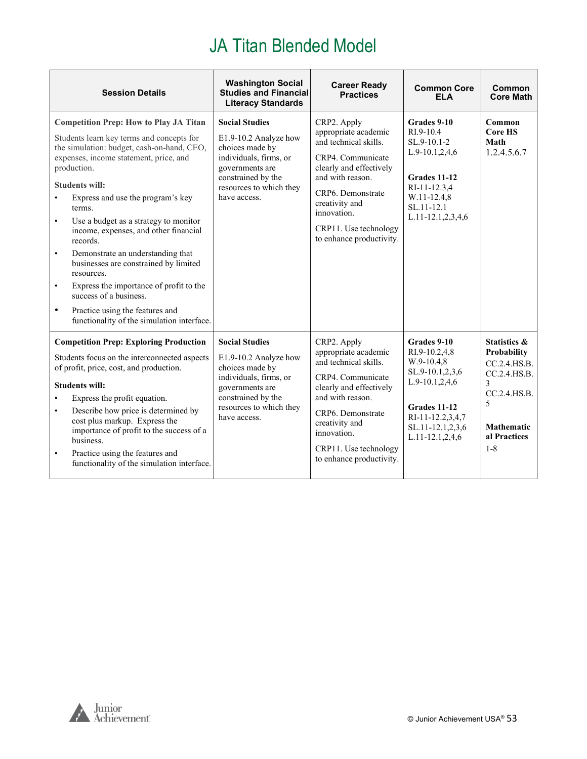# JA Titan Blended Model

| Session Details | Washington Social Studies and Financial Literacy Standards | Career Ready Practices | Common Core ELA | Common Core Math |
|---|---|---|---|---|
| **Competition Prep: How to Play JA Titan**<br><br>Students learn key terms and concepts for the simulation: budget, cash-on-hand, CEO, expenses, income statement, price, and production.<br><br>**Students will:**<br>• Express and use the program's key terms.<br>• Use a budget as a strategy to monitor income, expenses, and other financial records.<br>• Demonstrate an understanding that businesses are constrained by limited resources.<br>• Express the importance of profit to the success of a business.<br>• Practice using the features and functionality of the simulation interface. | **Social Studies**<br><br>E1.9-10.2 Analyze how choices made by individuals, firms, or governments are constrained by the resources to which they have access. | CRP2. Apply appropriate academic and technical skills.<br><br>CRP4. Communicate clearly and effectively and with reason.<br><br>CRP6. Demonstrate creativity and innovation.<br><br>CRP11. Use technology to enhance productivity. | **Grades 9-10**<br>RI.9-10.4<br>SL.9-10.1-2<br>L.9-10.1,2,4,6<br><br>**Grades 11-12**<br>RI-11-12.3,4<br>W.11-12.4,8<br>SL.11-12.1<br>L.11-12.1,2,3,4,6 | **Common Core HS Math**<br>1.2.4.5.6.7 |
| **Competition Prep: Exploring Production**<br><br>Students focus on the interconnected aspects of profit, price, cost, and production.<br><br>**Students will:**<br>• Express the profit equation.<br>• Describe how price is determined by cost plus markup. Express the importance of profit to the success of a business.<br>• Practice using the features and functionality of the simulation interface. | **Social Studies**<br><br>E1.9-10.2 Analyze how choices made by individuals, firms, or governments are constrained by the resources to which they have access. | CRP2. Apply appropriate academic and technical skills.<br><br>CRP4. Communicate clearly and effectively and with reason.<br><br>CRP6. Demonstrate creativity and innovation.<br><br>CRP11. Use technology to enhance productivity. | **Grades 9-10**<br>RI.9-10.2,4,8<br>W.9-10.4,8<br>SL.9-10.1,2,3,6<br>L.9-10.1,2,4,6<br><br>**Grades 11-12**<br>RI-11-12.2,3,4,7<br>SL.11-12.1,2,3,6<br>L.11-12.1,2,4,6 | **Statistics & Probability**<br>CC.2.4.HS.B.<br>CC.2.4.HS.B.3<br>CC.2.4.HS.B.5<br><br>**Mathematical Practices**<br>1-8 |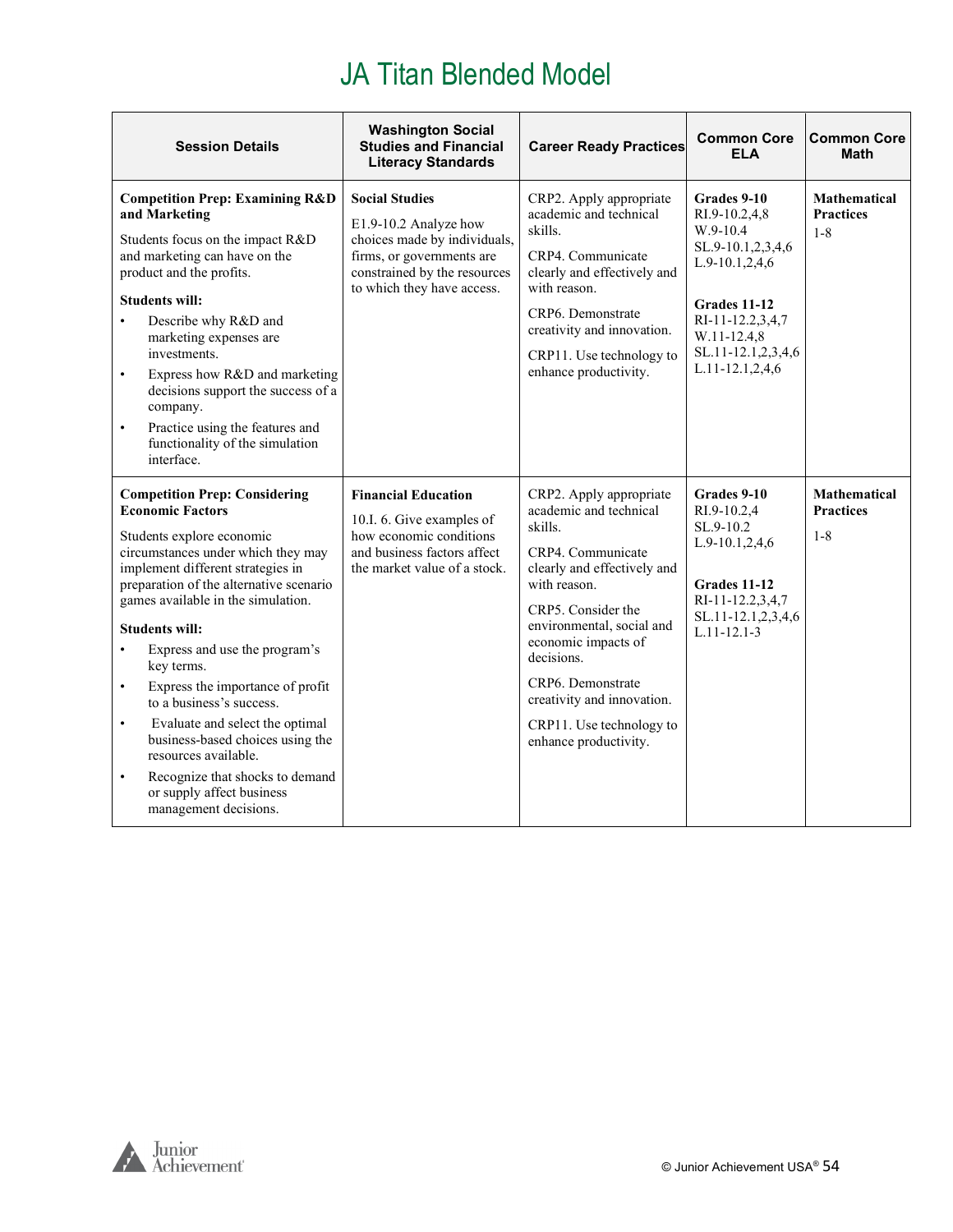# JA Titan Blended Model

| Session Details | Washington Social Studies and Financial Literacy Standards | Career Ready Practices | Common Core ELA | Common Core Math |
|---|---|---|---|---|
| **Competition Prep: Examining R&D and Marketing**<br><br>Students focus on the impact R&D and marketing can have on the product and the profits.<br><br>**Students will:**<br>• Describe why R&D and marketing expenses are investments.<br>• Express how R&D and marketing decisions support the success of a company.<br>• Practice using the features and functionality of the simulation interface. | **Social Studies**<br><br>E1.9-10.2 Analyze how choices made by individuals, firms, or governments are constrained by the resources to which they have access. | CRP2. Apply appropriate academic and technical skills.<br><br>CRP4. Communicate clearly and effectively and with reason.<br><br>CRP6. Demonstrate creativity and innovation.<br><br>CRP11. Use technology to enhance productivity. | **Grades 9-10**<br>RI.9-10.2,4,8<br>W.9-10.4<br>SL.9-10.1,2,3,4,6<br>L.9-10.1,2,4,6<br><br>**Grades 11-12**<br>RI-11-12.2,3,4,7<br>W.11-12.4,8<br>SL.11-12.1,2,3,4,6<br>L.11-12.1,2,4,6 | **Mathematical Practices**<br>1-8 |
| **Competition Prep: Considering Economic Factors**<br><br>Students explore economic circumstances under which they may implement different strategies in preparation of the alternative scenario games available in the simulation.<br><br>**Students will:**<br>• Express and use the program's key terms.<br>• Express the importance of profit to a business's success.<br>• Evaluate and select the optimal business-based choices using the resources available.<br>• Recognize that shocks to demand or supply affect business management decisions. | **Financial Education**<br><br>10.I. 6. Give examples of how economic conditions and business factors affect the market value of a stock. | CRP2. Apply appropriate academic and technical skills.<br><br>CRP4. Communicate clearly and effectively and with reason.<br><br>CRP5. Consider the environmental, social and economic impacts of decisions.<br><br>CRP6. Demonstrate creativity and innovation.<br><br>CRP11. Use technology to enhance productivity. | **Grades 9-10**<br>RI.9-10.2,4<br>SL.9-10.2<br>L.9-10.1,2,4,6<br><br>**Grades 11-12**<br>RI-11-12.2,3,4,7<br>SL.11-12.1,2,3,4,6<br>L.11-12.1-3 | **Mathematical Practices**<br><br>1-8 |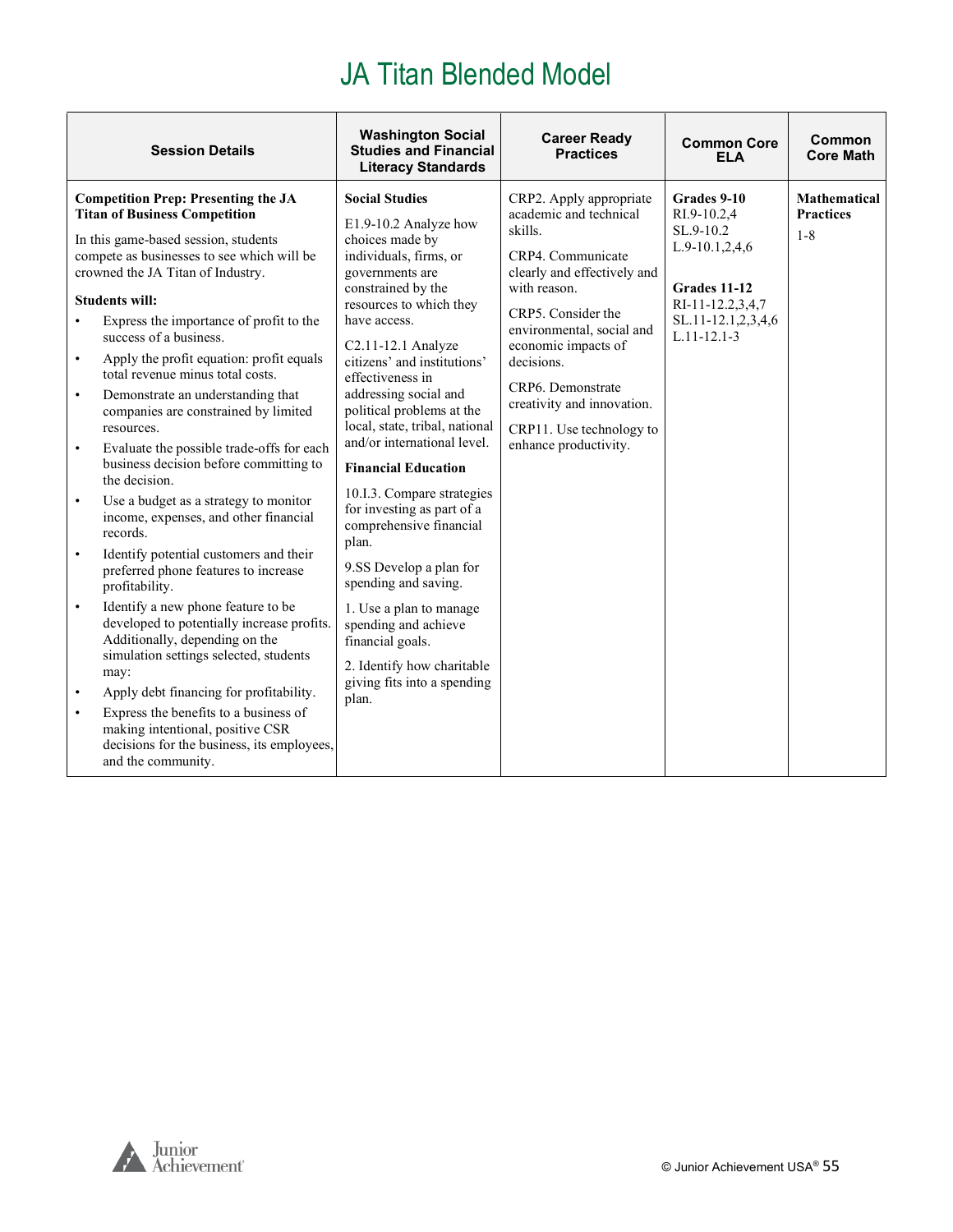# JA Titan Blended Model

| Session Details | Washington Social Studies and Financial Literacy Standards | Career Ready Practices | Common Core ELA | Common Core Math |
|---|---|---|---|---|
| **Competition Prep: Presenting the JA Titan of Business Competition**<br><br>In this game-based session, students compete as businesses to see which will be crowned the JA Titan of Industry.<br><br>**Students will:**<br>• Express the importance of profit to the success of a business.<br>• Apply the profit equation: profit equals total revenue minus total costs.<br>• Demonstrate an understanding that companies are constrained by limited resources.<br>• Evaluate the possible trade-offs for each business decision before committing to the decision.<br>• Use a budget as a strategy to monitor income, expenses, and other financial records.<br>• Identify potential customers and their preferred phone features to increase profitability.<br>• Identify a new phone feature to be developed to potentially increase profits. Additionally, depending on the simulation settings selected, students may:<br>• Apply debt financing for profitability.<br>• Express the benefits to a business of making intentional, positive CSR decisions for the business, its employees, and the community. | **Social Studies**<br><br>E1.9-10.2 Analyze how choices made by individuals, firms, or governments are constrained by the resources to which they have access.<br><br>C2.11-12.1 Analyze citizens' and institutions' effectiveness in addressing social and political problems at the local, state, tribal, national and/or international level.<br><br>**Financial Education**<br><br>10.I.3. Compare strategies for investing as part of a comprehensive financial plan.<br><br>9.SS Develop a plan for spending and saving.<br><br>1. Use a plan to manage spending and achieve financial goals.<br><br>2. Identify how charitable giving fits into a spending plan. | CRP2. Apply appropriate academic and technical skills.<br><br>CRP4. Communicate clearly and effectively and with reason.<br><br>CRP5. Consider the environmental, social and economic impacts of decisions.<br><br>CRP6. Demonstrate creativity and innovation.<br><br>CRP11. Use technology to enhance productivity. | **Grades 9-10**<br>RI.9-10.2,4<br>SL.9-10.2<br>L.9-10.1,2,4,6<br><br>**Grades 11-12**<br>RI-11-12.2,3,4,7<br>SL.11-12.1,2,3,4,6<br>L.11-12.1-3 | **Mathematical Practices**<br><br>1-8 |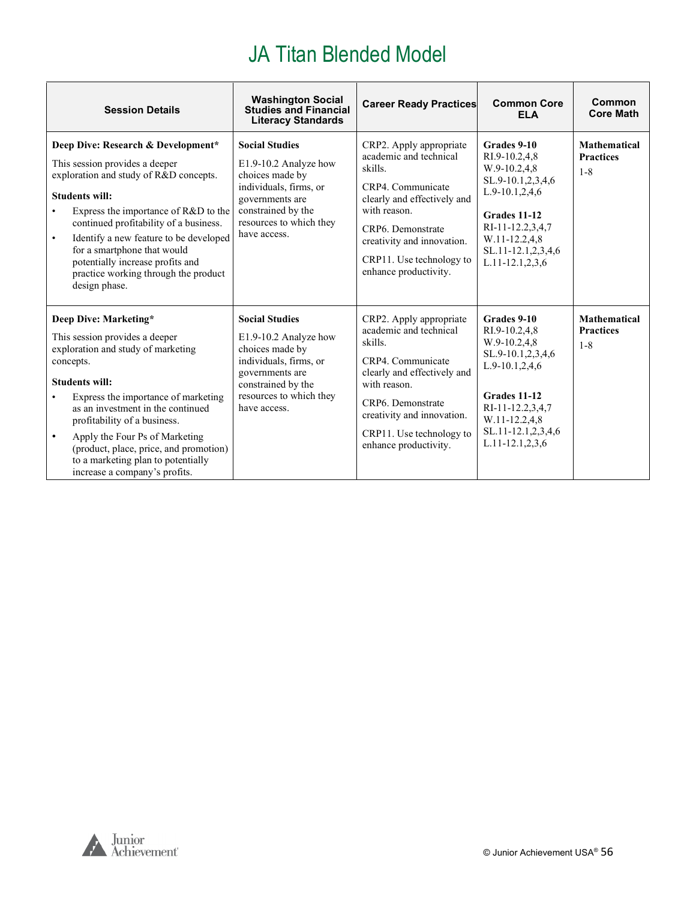# JA Titan Blended Model

| Session Details | Washington Social Studies and Financial Literacy Standards | Career Ready Practices | Common Core ELA | Common Core Math |
|---|---|---|---|---|
| **Deep Dive: Research & Development***<br><br>This session provides a deeper exploration and study of R&D concepts.<br><br>**Students will:**<br>• Express the importance of R&D to the continued profitability of a business.<br>• Identify a new feature to be developed for a smartphone that would potentially increase profits and practice working through the product design phase. | **Social Studies**<br><br>E1.9-10.2 Analyze how choices made by individuals, firms, or governments are constrained by the resources to which they have access. | CRP2. Apply appropriate academic and technical skills.<br><br>CRP4. Communicate clearly and effectively and with reason.<br><br>CRP6. Demonstrate creativity and innovation.<br><br>CRP11. Use technology to enhance productivity. | **Grades 9-10**<br>RI.9-10.2,4,8<br>W.9-10.2,4,8<br>SL.9-10.1,2,3,4,6<br>L.9-10.1,2,4,6<br><br>**Grades 11-12**<br>RI-11-12.2,3,4,7<br>W.11-12.2,4,8<br>SL.11-12.1,2,3,4,6<br>L.11-12.1,2,3,6 | **Mathematical Practices**<br>1-8 |
| **Deep Dive: Marketing***<br><br>This session provides a deeper exploration and study of marketing concepts.<br><br>**Students will:**<br>• Express the importance of marketing as an investment in the continued profitability of a business.<br>• Apply the Four Ps of Marketing (product, place, price, and promotion) to a marketing plan to potentially increase a company's profits. | **Social Studies**<br><br>E1.9-10.2 Analyze how choices made by individuals, firms, or governments are constrained by the resources to which they have access. | CRP2. Apply appropriate academic and technical skills.<br><br>CRP4. Communicate clearly and effectively and with reason.<br><br>CRP6. Demonstrate creativity and innovation.<br><br>CRP11. Use technology to enhance productivity. | **Grades 9-10**<br>RI.9-10.2,4,8<br>W.9-10.2,4,8<br>SL.9-10.1,2,3,4,6<br>L.9-10.1,2,4,6<br><br>**Grades 11-12**<br>RI-11-12.2,3,4,7<br>W.11-12.2,4,8<br>SL.11-12.1,2,3,4,6<br>L.11-12.1,2,3,6 | **Mathematical Practices**<br>1-8 |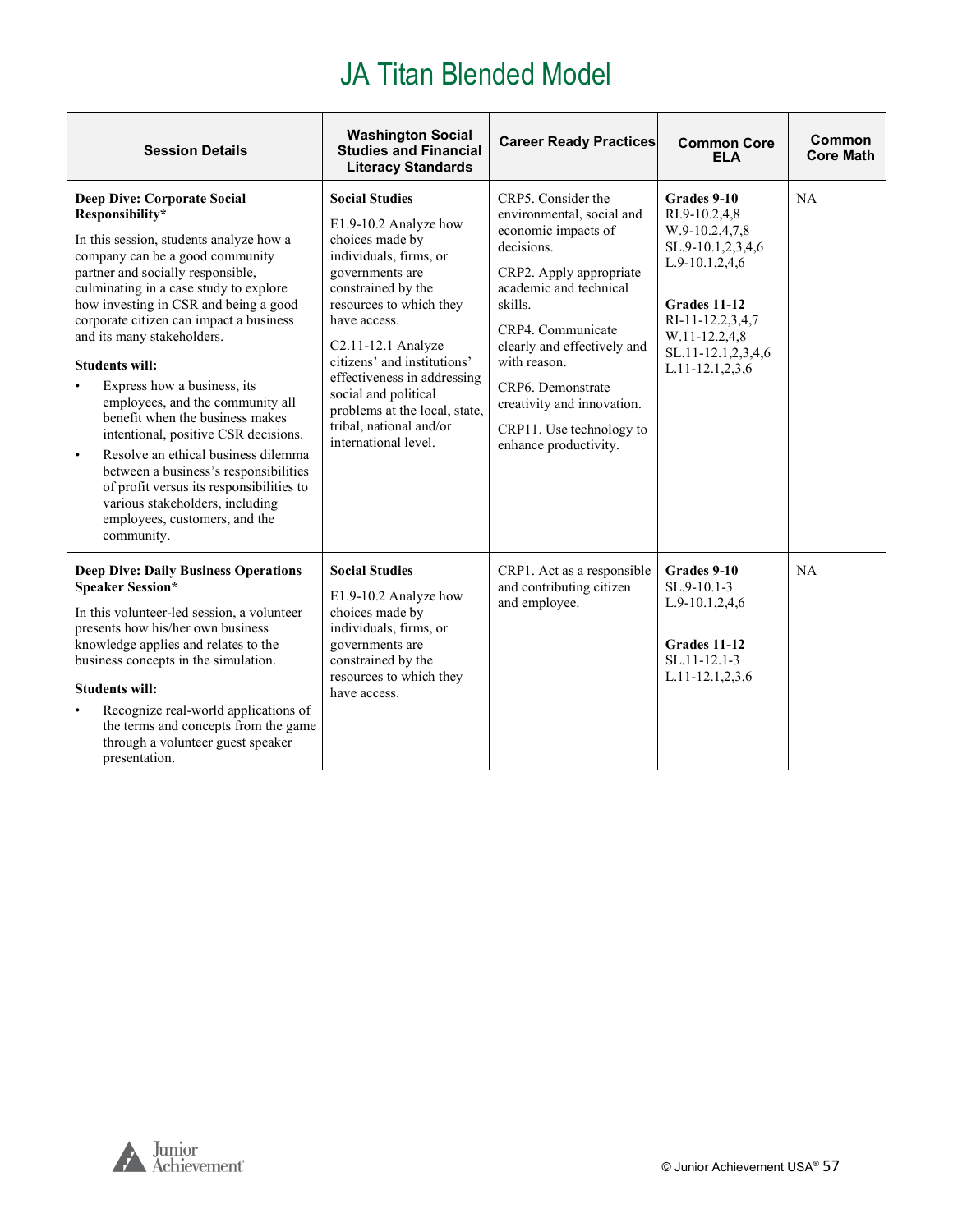# JA Titan Blended Model

| Session Details | Washington Social Studies and Financial Literacy Standards | Career Ready Practices | Common Core ELA | Common Core Math |
|---|---|---|---|---|
| **Deep Dive: Corporate Social Responsibility***<br><br>In this session, students analyze how a company can be a good community partner and socially responsible, culminating in a case study to explore how investing in CSR and being a good corporate citizen can impact a business and its many stakeholders.<br><br>**Students will:**<br>• Express how a business, its employees, and the community all benefit when the business makes intentional, positive CSR decisions.<br>• Resolve an ethical business dilemma between a business's responsibilities of profit versus its responsibilities to various stakeholders, including employees, customers, and the community. | **Social Studies**<br><br>E1.9-10.2 Analyze how choices made by individuals, firms, or governments are constrained by the resources to which they have access.<br><br>C2.11-12.1 Analyze citizens' and institutions' effectiveness in addressing social and political problems at the local, state, tribal, national and/or international level. | CRP5. Consider the environmental, social and economic impacts of decisions.<br><br>CRP2. Apply appropriate academic and technical skills.<br><br>CRP4. Communicate clearly and effectively and with reason.<br><br>CRP6. Demonstrate creativity and innovation.<br><br>CRP11. Use technology to enhance productivity. | **Grades 9-10**<br>RI.9-10.2,4,8<br>W.9-10.2,4,7,8<br>SL.9-10.1,2,3,4,6<br>L.9-10.1,2,4,6<br><br>**Grades 11-12**<br>RI-11-12.2,3,4,7<br>W.11-12.2,4,8<br>SL.11-12.1,2,3,4,6<br>L.11-12.1,2,3,6 | NA |
| **Deep Dive: Daily Business Operations Speaker Session***<br><br>In this volunteer-led session, a volunteer presents how his/her own business knowledge applies and relates to the business concepts in the simulation.<br><br>**Students will:**<br>• Recognize real-world applications of the terms and concepts from the game through a volunteer guest speaker presentation. | **Social Studies**<br><br>E1.9-10.2 Analyze how choices made by individuals, firms, or governments are constrained by the resources to which they have access. | CRP1. Act as a responsible and contributing citizen and employee. | **Grades 9-10**<br>SL.9-10.1-3<br>L.9-10.1,2,4,6<br><br>**Grades 11-12**<br>SL.11-12.1-3<br>L.11-12.1,2,3,6 | NA |